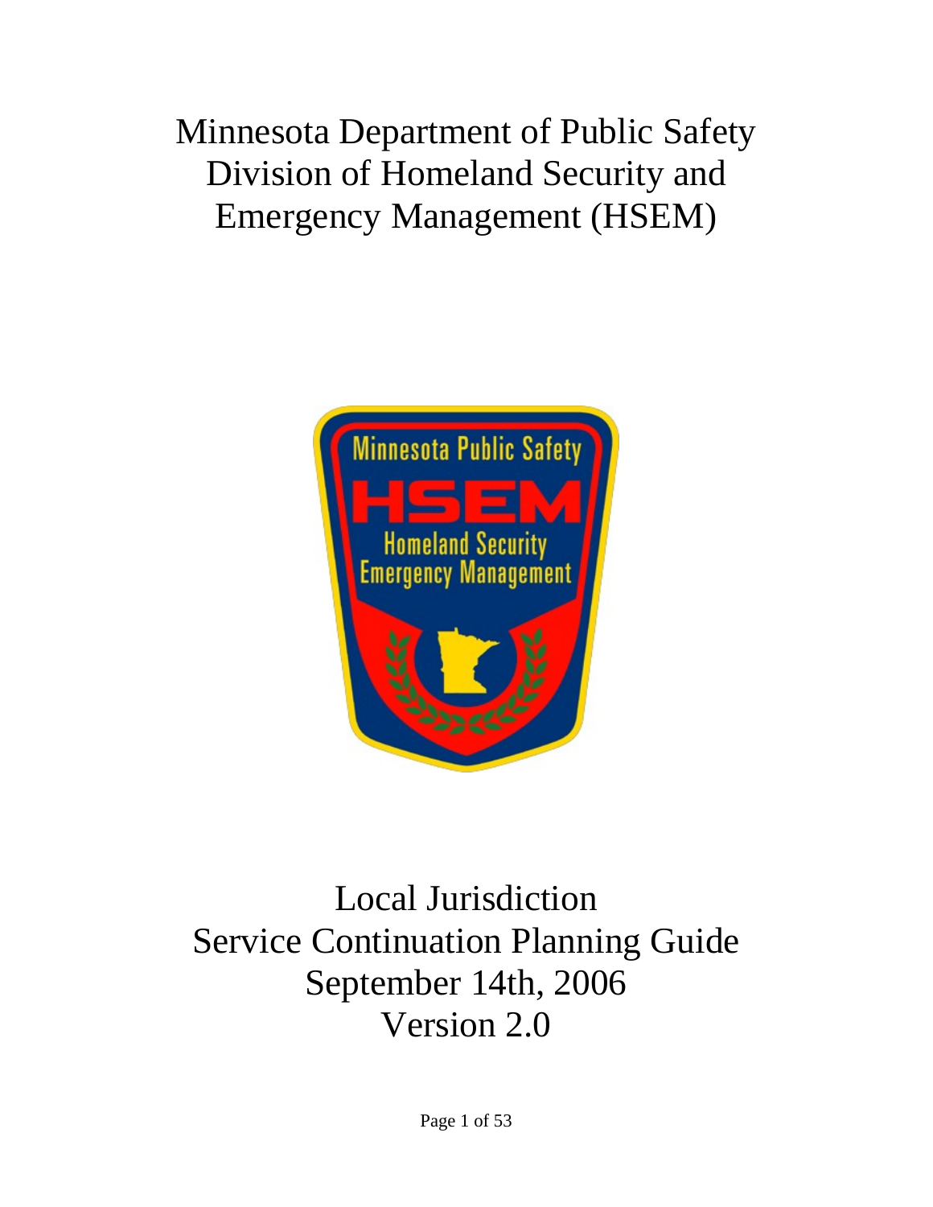# Minnesota Department of Public Safety Division of Homeland Security and Emergency Management (HSEM)

# Local Jurisdiction Service Continuation Planning Guide

September 14th, 2006

Version 2.0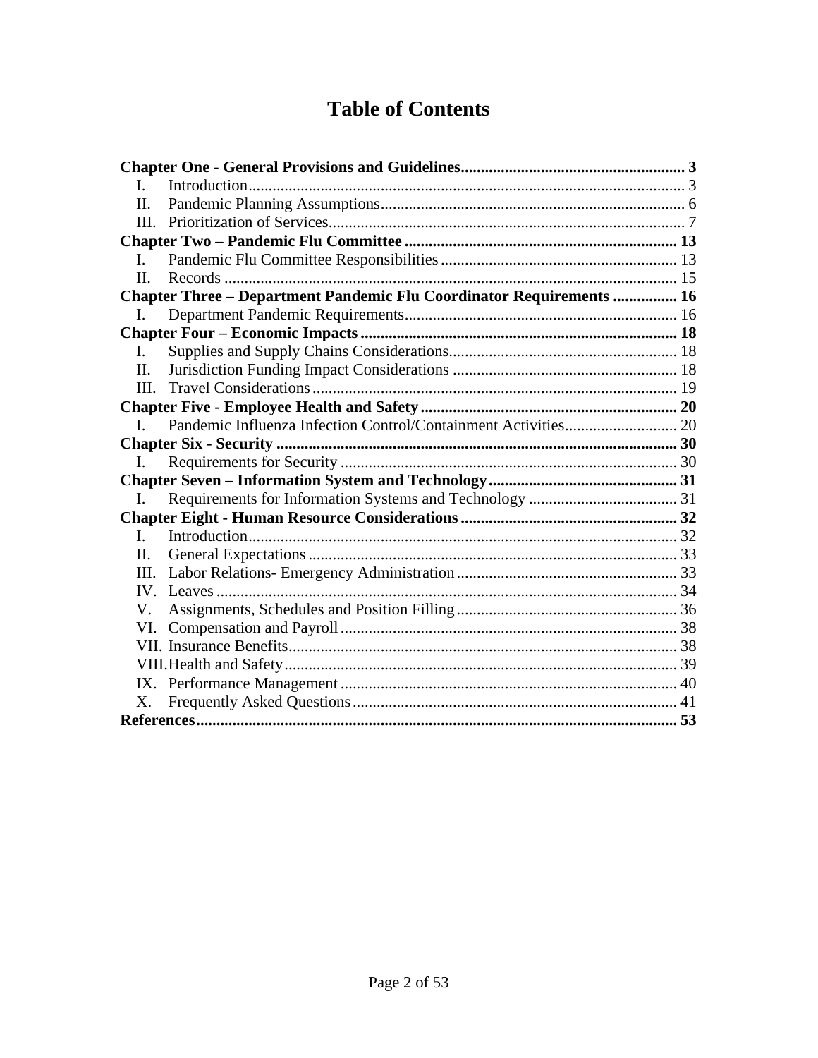# Table of Contents

**Chapter One - General Provisions and Guidelines** ..... 3
- I. Introduction ..... 3
- II. Pandemic Planning Assumptions ..... 6
- III. Prioritization of Services ..... 7

**Chapter Two – Pandemic Flu Committee** ..... 13
- I. Pandemic Flu Committee Responsibilities ..... 13
- II. Records ..... 15

**Chapter Three – Department Pandemic Flu Coordinator Requirements** ..... 16
- I. Department Pandemic Requirements ..... 16

**Chapter Four – Economic Impacts** ..... 18
- I. Supplies and Supply Chains Considerations ..... 18
- II. Jurisdiction Funding Impact Considerations ..... 18
- III. Travel Considerations ..... 19

**Chapter Five - Employee Health and Safety** ..... 20
- I. Pandemic Influenza Infection Control/Containment Activities ..... 20

**Chapter Six - Security** ..... 30
- I. Requirements for Security ..... 30

**Chapter Seven – Information System and Technology** ..... 31
- I. Requirements for Information Systems and Technology ..... 31

**Chapter Eight - Human Resource Considerations** ..... 32
- I. Introduction ..... 32
- II. General Expectations ..... 33
- III. Labor Relations- Emergency Administration ..... 33
- IV. Leaves ..... 34
- V. Assignments, Schedules and Position Filling ..... 36
- VI. Compensation and Payroll ..... 38
- VII. Insurance Benefits ..... 38
- VIII. Health and Safety ..... 39
- IX. Performance Management ..... 40
- X. Frequently Asked Questions ..... 41

**References** ..... 53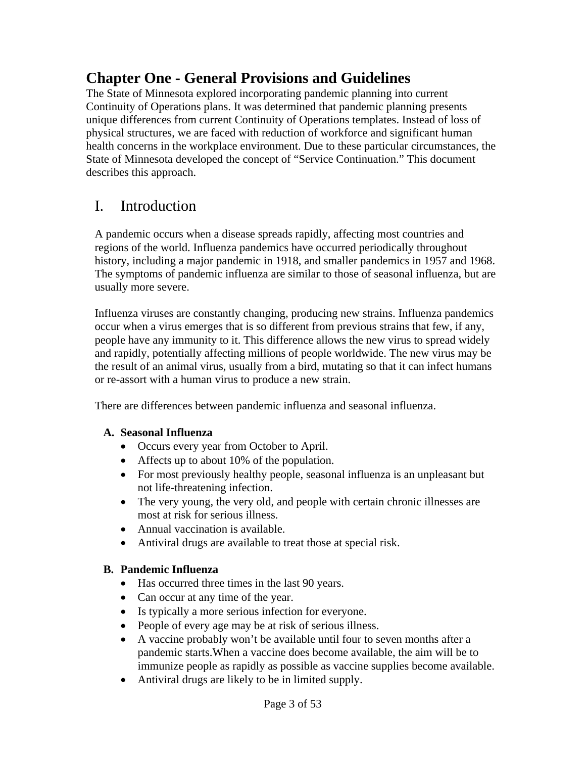# Chapter One - General Provisions and Guidelines

The State of Minnesota explored incorporating pandemic planning into current Continuity of Operations plans. It was determined that pandemic planning presents unique differences from current Continuity of Operations templates. Instead of loss of physical structures, we are faced with reduction of workforce and significant human health concerns in the workplace environment. Due to these particular circumstances, the State of Minnesota developed the concept of "Service Continuation." This document describes this approach.

## I. Introduction

A pandemic occurs when a disease spreads rapidly, affecting most countries and regions of the world. Influenza pandemics have occurred periodically throughout history, including a major pandemic in 1918, and smaller pandemics in 1957 and 1968. The symptoms of pandemic influenza are similar to those of seasonal influenza, but are usually more severe.

Influenza viruses are constantly changing, producing new strains. Influenza pandemics occur when a virus emerges that is so different from previous strains that few, if any, people have any immunity to it. This difference allows the new virus to spread widely and rapidly, potentially affecting millions of people worldwide. The new virus may be the result of an animal virus, usually from a bird, mutating so that it can infect humans or re-assort with a human virus to produce a new strain.

There are differences between pandemic influenza and seasonal influenza.

### A. Seasonal Influenza

- Occurs every year from October to April.
- Affects up to about 10% of the population.
- For most previously healthy people, seasonal influenza is an unpleasant but not life-threatening infection.
- The very young, the very old, and people with certain chronic illnesses are most at risk for serious illness.
- Annual vaccination is available.
- Antiviral drugs are available to treat those at special risk.

### B. Pandemic Influenza

- Has occurred three times in the last 90 years.
- Can occur at any time of the year.
- Is typically a more serious infection for everyone.
- People of every age may be at risk of serious illness.
- A vaccine probably won't be available until four to seven months after a pandemic starts.When a vaccine does become available, the aim will be to immunize people as rapidly as possible as vaccine supplies become available.
- Antiviral drugs are likely to be in limited supply.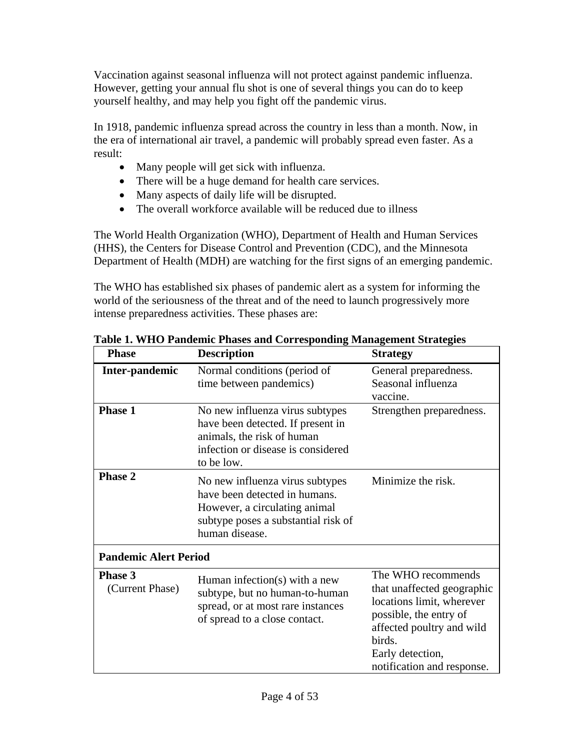Vaccination against seasonal influenza will not protect against pandemic influenza. However, getting your annual flu shot is one of several things you can do to keep yourself healthy, and may help you fight off the pandemic virus.

In 1918, pandemic influenza spread across the country in less than a month. Now, in the era of international air travel, a pandemic will probably spread even faster. As a result:

- Many people will get sick with influenza.
- There will be a huge demand for health care services.
- Many aspects of daily life will be disrupted.
- The overall workforce available will be reduced due to illness

The World Health Organization (WHO), Department of Health and Human Services (HHS), the Centers for Disease Control and Prevention (CDC), and the Minnesota Department of Health (MDH) are watching for the first signs of an emerging pandemic.

The WHO has established six phases of pandemic alert as a system for informing the world of the seriousness of the threat and of the need to launch progressively more intense preparedness activities. These phases are:

**Table 1. WHO Pandemic Phases and Corresponding Management Strategies**

| Phase | Description | Strategy |
|---|---|---|
| **Inter-pandemic** | Normal conditions (period of time between pandemics) | General preparedness. Seasonal influenza vaccine. |
| **Phase 1** | No new influenza virus subtypes have been detected. If present in animals, the risk of human infection or disease is considered to be low. | Strengthen preparedness. |
| **Phase 2** | No new influenza virus subtypes have been detected in humans. However, a circulating animal subtype poses a substantial risk of human disease. | Minimize the risk. |
| **Pandemic Alert Period** | | |
| **Phase 3** (Current Phase) | Human infection(s) with a new subtype, but no human-to-human spread, or at most rare instances of spread to a close contact. | The WHO recommends that unaffected geographic locations limit, wherever possible, the entry of affected poultry and wild birds. Early detection, notification and response. |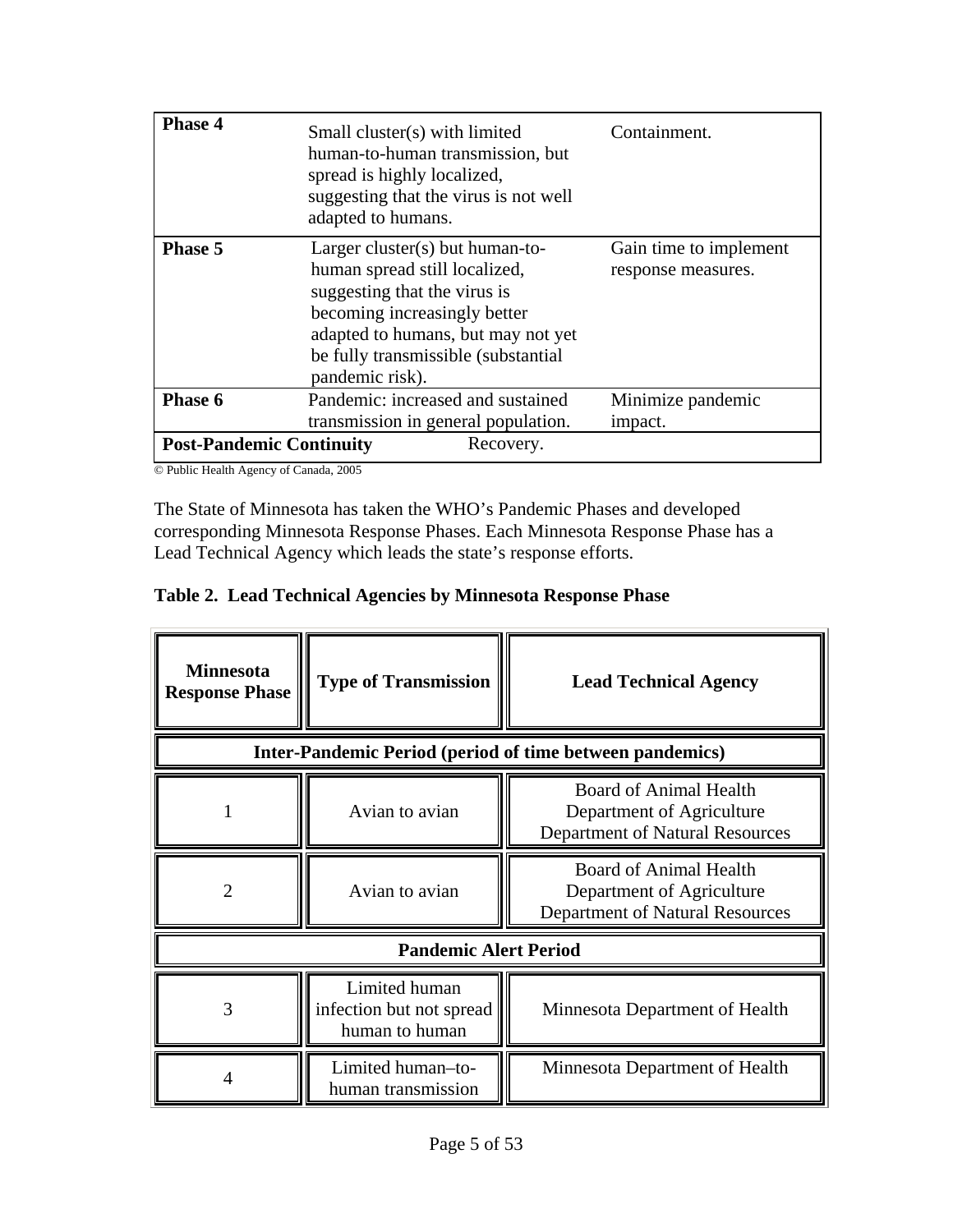| | | |
|---|---|---|
| **Phase 4** | Small cluster(s) with limited human-to-human transmission, but spread is highly localized, suggesting that the virus is not well adapted to humans. | Containment. |
| **Phase 5** | Larger cluster(s) but human-to-human spread still localized, suggesting that the virus is becoming increasingly better adapted to humans, but may not yet be fully transmissible (substantial pandemic risk). | Gain time to implement response measures. |
| **Phase 6** | Pandemic: increased and sustained transmission in general population. | Minimize pandemic impact. |
| **Post-Pandemic Continuity** | Recovery. | |

© Public Health Agency of Canada, 2005

The State of Minnesota has taken the WHO's Pandemic Phases and developed corresponding Minnesota Response Phases. Each Minnesota Response Phase has a Lead Technical Agency which leads the state's response efforts.

**Table 2. Lead Technical Agencies by Minnesota Response Phase**

| **Minnesota Response Phase** | **Type of Transmission** | **Lead Technical Agency** |
|---|---|---|
| **Inter-Pandemic Period (period of time between pandemics)** | | |
| 1 | Avian to avian | Board of Animal Health<br>Department of Agriculture<br>Department of Natural Resources |
| 2 | Avian to avian | Board of Animal Health<br>Department of Agriculture<br>Department of Natural Resources |
| **Pandemic Alert Period** | | |
| 3 | Limited human infection but not spread human to human | Minnesota Department of Health |
| 4 | Limited human–to-human transmission | Minnesota Department of Health |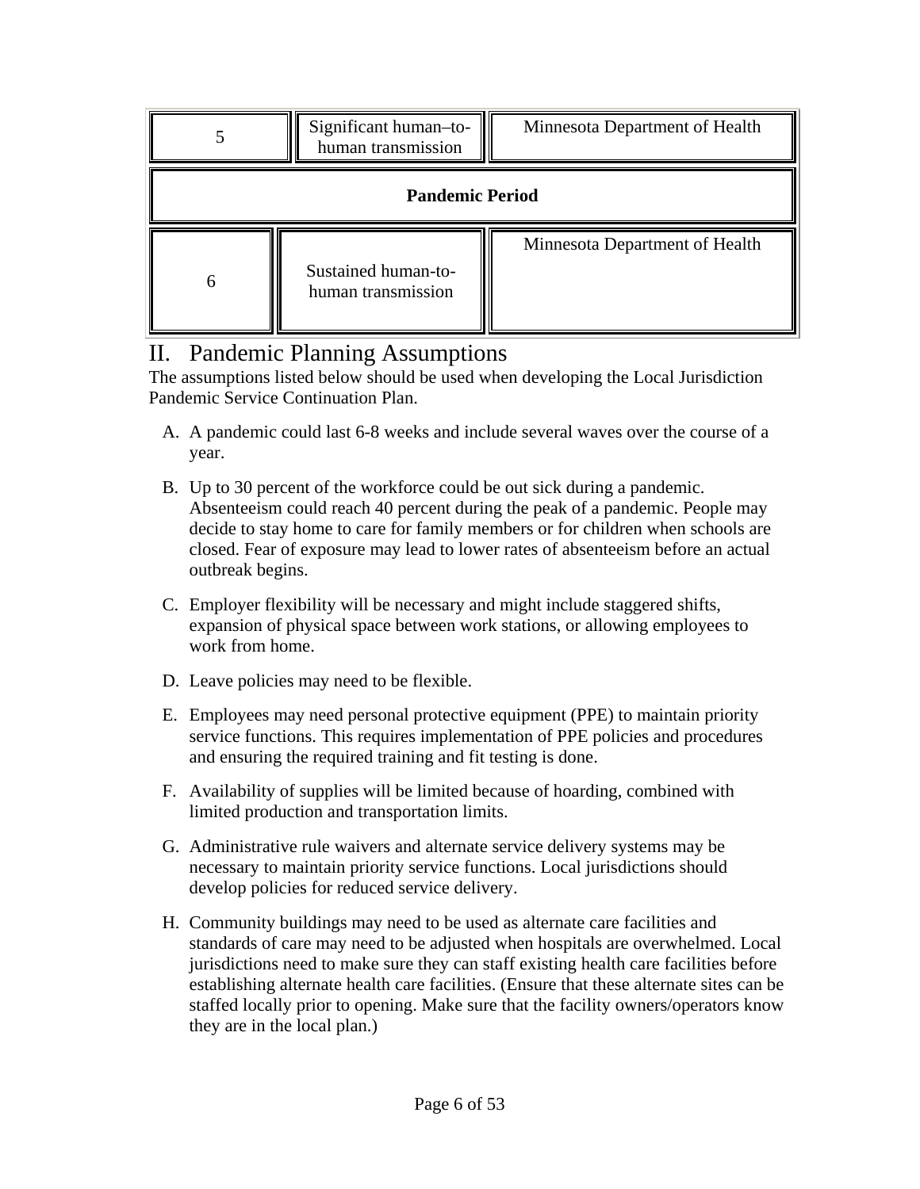| 5 | Significant human–to-human transmission | Minnesota Department of Health |
|---|---|---|
| **Pandemic Period** | | |
| 6 | Sustained human-to-human transmission | Minnesota Department of Health |

## II. Pandemic Planning Assumptions

The assumptions listed below should be used when developing the Local Jurisdiction Pandemic Service Continuation Plan.

A. A pandemic could last 6-8 weeks and include several waves over the course of a year.

B. Up to 30 percent of the workforce could be out sick during a pandemic. Absenteeism could reach 40 percent during the peak of a pandemic. People may decide to stay home to care for family members or for children when schools are closed. Fear of exposure may lead to lower rates of absenteeism before an actual outbreak begins.

C. Employer flexibility will be necessary and might include staggered shifts, expansion of physical space between work stations, or allowing employees to work from home.

D. Leave policies may need to be flexible.

E. Employees may need personal protective equipment (PPE) to maintain priority service functions. This requires implementation of PPE policies and procedures and ensuring the required training and fit testing is done.

F. Availability of supplies will be limited because of hoarding, combined with limited production and transportation limits.

G. Administrative rule waivers and alternate service delivery systems may be necessary to maintain priority service functions. Local jurisdictions should develop policies for reduced service delivery.

H. Community buildings may need to be used as alternate care facilities and standards of care may need to be adjusted when hospitals are overwhelmed. Local jurisdictions need to make sure they can staff existing health care facilities before establishing alternate health care facilities. (Ensure that these alternate sites can be staffed locally prior to opening. Make sure that the facility owners/operators know they are in the local plan.)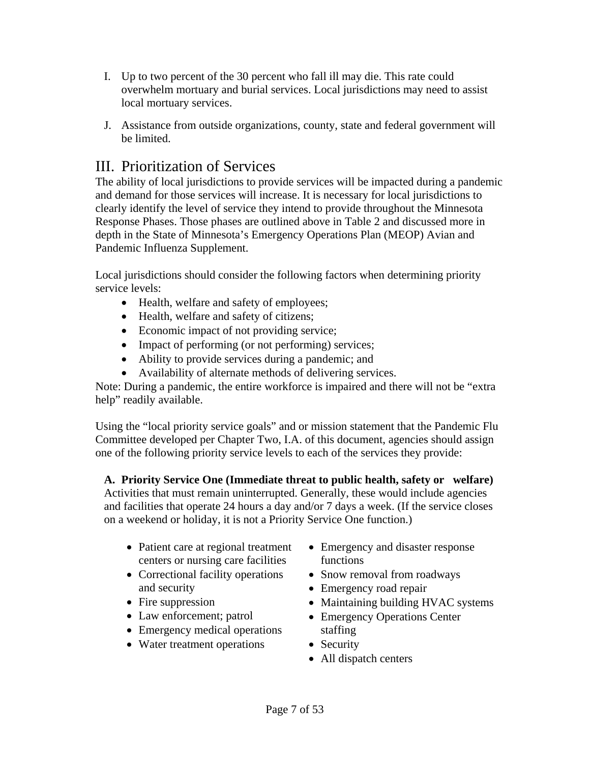I. Up to two percent of the 30 percent who fall ill may die. This rate could overwhelm mortuary and burial services. Local jurisdictions may need to assist local mortuary services.

J. Assistance from outside organizations, county, state and federal government will be limited.

# III. Prioritization of Services

The ability of local jurisdictions to provide services will be impacted during a pandemic and demand for those services will increase. It is necessary for local jurisdictions to clearly identify the level of service they intend to provide throughout the Minnesota Response Phases. Those phases are outlined above in Table 2 and discussed more in depth in the State of Minnesota's Emergency Operations Plan (MEOP) Avian and Pandemic Influenza Supplement.

Local jurisdictions should consider the following factors when determining priority service levels:

- Health, welfare and safety of employees;
- Health, welfare and safety of citizens;
- Economic impact of not providing service;
- Impact of performing (or not performing) services;
- Ability to provide services during a pandemic; and
- Availability of alternate methods of delivering services.

Note: During a pandemic, the entire workforce is impaired and there will not be "extra help" readily available.

Using the "local priority service goals" and or mission statement that the Pandemic Flu Committee developed per Chapter Two, I.A. of this document, agencies should assign one of the following priority service levels to each of the services they provide:

**A. Priority Service One (Immediate threat to public health, safety or welfare)**
Activities that must remain uninterrupted. Generally, these would include agencies and facilities that operate 24 hours a day and/or 7 days a week. (If the service closes on a weekend or holiday, it is not a Priority Service One function.)

- Patient care at regional treatment centers or nursing care facilities
- Correctional facility operations and security
- Fire suppression
- Law enforcement; patrol
- Emergency medical operations
- Water treatment operations
- Emergency and disaster response functions
- Snow removal from roadways
- Emergency road repair
- Maintaining building HVAC systems
- Emergency Operations Center staffing
- Security
- All dispatch centers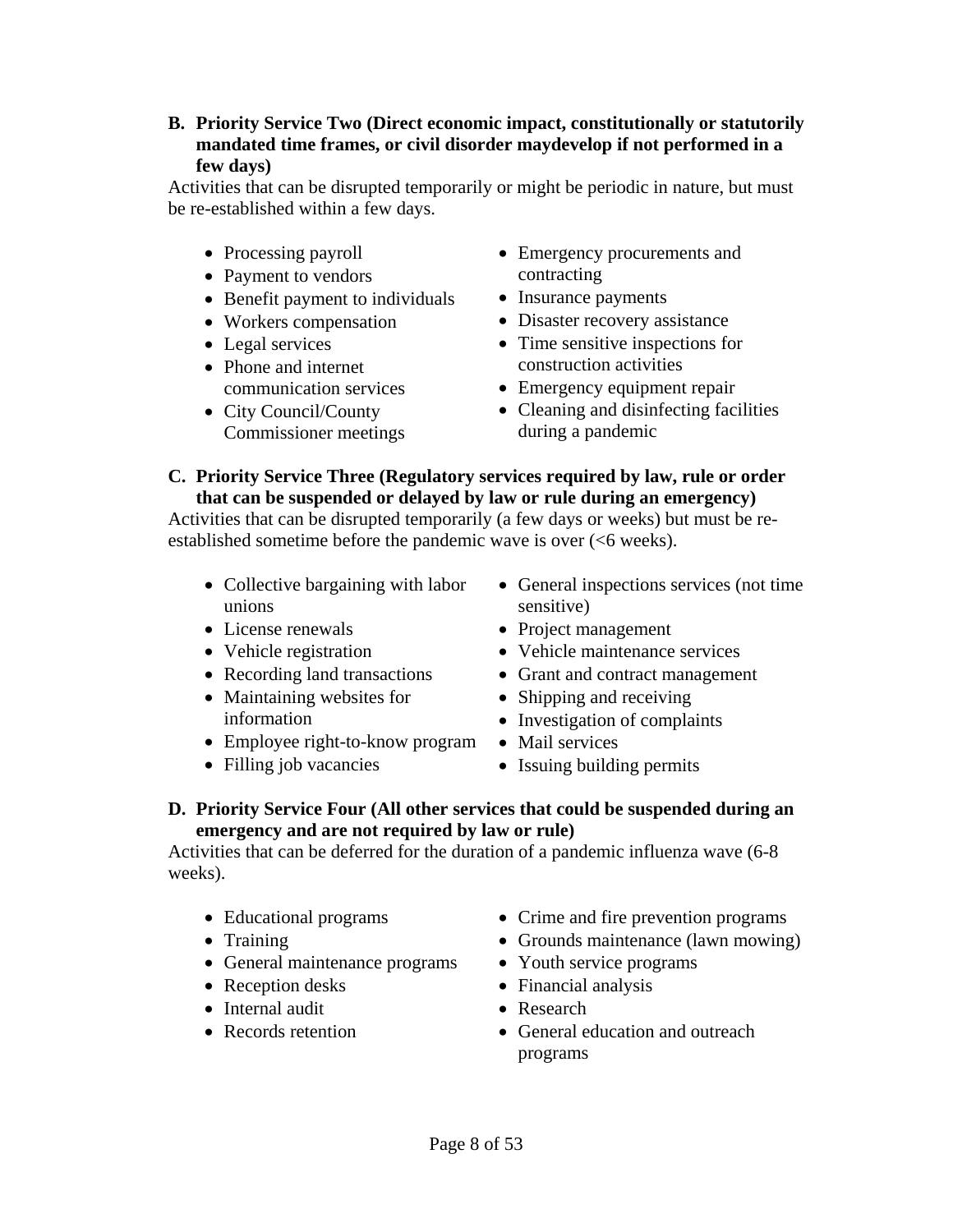**B. Priority Service Two (Direct economic impact, constitutionally or statutorily mandated time frames, or civil disorder maydevelop if not performed in a few days)**

Activities that can be disrupted temporarily or might be periodic in nature, but must be re-established within a few days.

- Processing payroll
- Payment to vendors
- Benefit payment to individuals
- Workers compensation
- Legal services
- Phone and internet communication services
- City Council/County Commissioner meetings
- Emergency procurements and contracting
- Insurance payments
- Disaster recovery assistance
- Time sensitive inspections for construction activities
- Emergency equipment repair
- Cleaning and disinfecting facilities during a pandemic

**C. Priority Service Three (Regulatory services required by law, rule or order that can be suspended or delayed by law or rule during an emergency)**

Activities that can be disrupted temporarily (a few days or weeks) but must be re-established sometime before the pandemic wave is over (<6 weeks).

- Collective bargaining with labor unions
- License renewals
- Vehicle registration
- Recording land transactions
- Maintaining websites for information
- Employee right-to-know program
- Filling job vacancies
- General inspections services (not time sensitive)
- Project management
- Vehicle maintenance services
- Grant and contract management
- Shipping and receiving
- Investigation of complaints
- Mail services
- Issuing building permits

**D. Priority Service Four (All other services that could be suspended during an emergency and are not required by law or rule)**

Activities that can be deferred for the duration of a pandemic influenza wave (6-8 weeks).

- Educational programs
- Training
- General maintenance programs
- Reception desks
- Internal audit
- Records retention
- Crime and fire prevention programs
- Grounds maintenance (lawn mowing)
- Youth service programs
- Financial analysis
- Research
- General education and outreach programs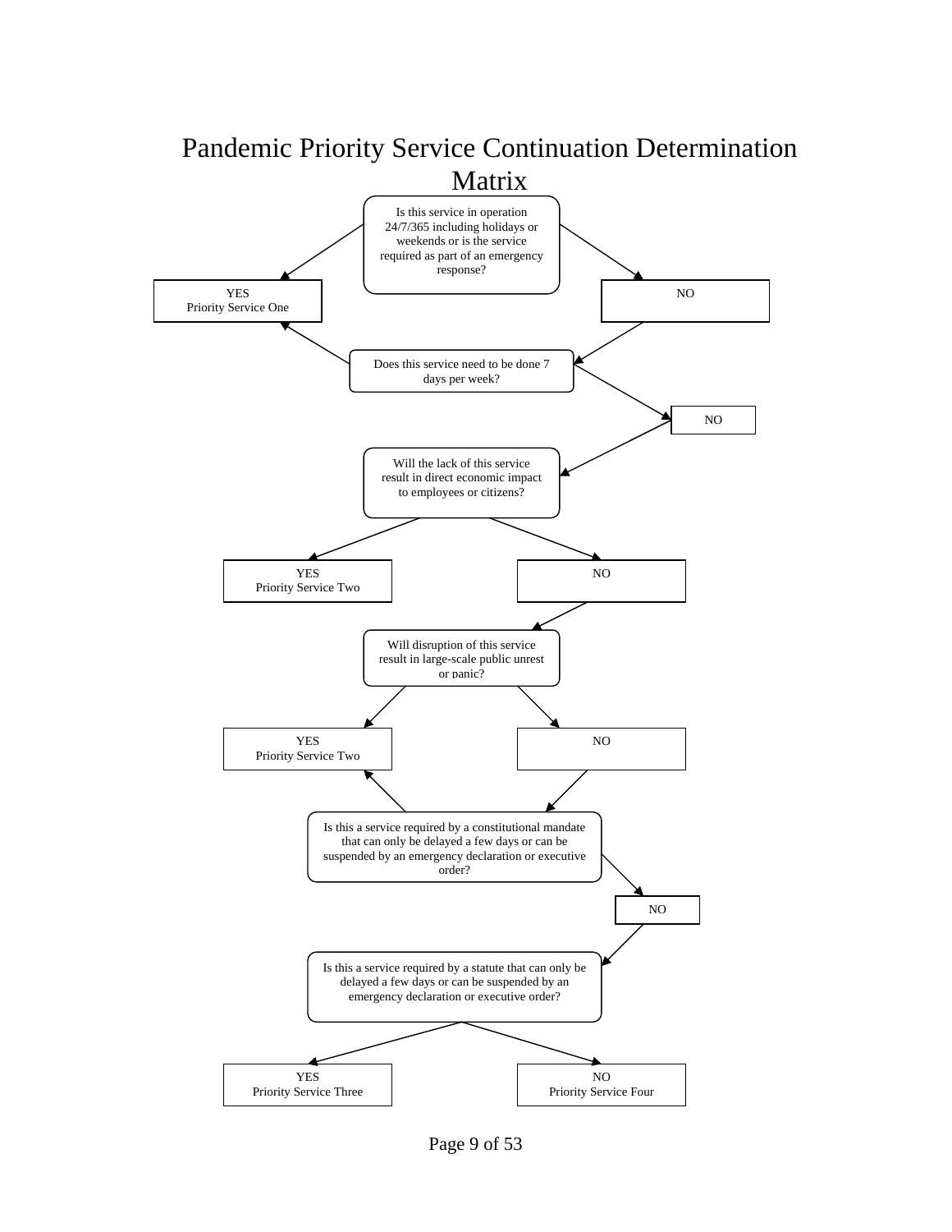# Pandemic Priority Service Continuation Determination Matrix

Is this service in operation 24/7/365 including holidays or weekends or is the service required as part of an emergency response?

YES
Priority Service One

NO

Does this service need to be done 7 days per week?

NO

Will the lack of this service result in direct economic impact to employees or citizens?

YES
Priority Service Two

NO

Will disruption of this service result in large-scale public unrest or panic?

YES
Priority Service Two

NO

Is this a service required by a constitutional mandate that can only be delayed a few days or can be suspended by an emergency declaration or executive order?

NO

Is this a service required by a statute that can only be delayed a few days or can be suspended by an emergency declaration or executive order?

YES
Priority Service Three

NO
Priority Service Four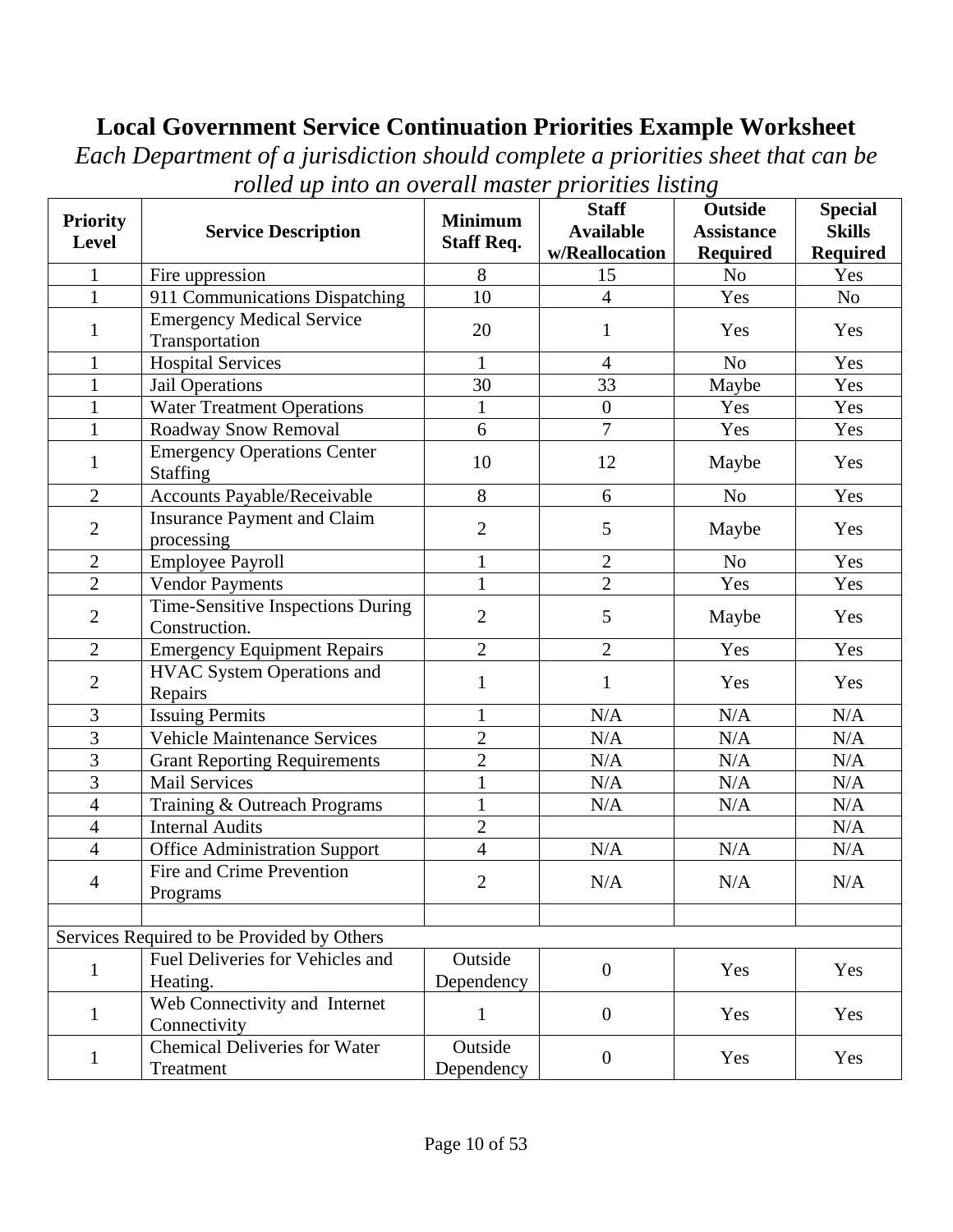# Local Government Service Continuation Priorities Example Worksheet

*Each Department of a jurisdiction should complete a priorities sheet that can be rolled up into an overall master priorities listing*

| Priority Level | Service Description | Minimum Staff Req. | Staff Available w/Reallocation | Outside Assistance Required | Special Skills Required |
|---|---|---|---|---|---|
| 1 | Fire uppression | 8 | 15 | No | Yes |
| 1 | 911 Communications Dispatching | 10 | 4 | Yes | No |
| 1 | Emergency Medical Service Transportation | 20 | 1 | Yes | Yes |
| 1 | Hospital Services | 1 | 4 | No | Yes |
| 1 | Jail Operations | 30 | 33 | Maybe | Yes |
| 1 | Water Treatment Operations | 1 | 0 | Yes | Yes |
| 1 | Roadway Snow Removal | 6 | 7 | Yes | Yes |
| 1 | Emergency Operations Center Staffing | 10 | 12 | Maybe | Yes |
| 2 | Accounts Payable/Receivable | 8 | 6 | No | Yes |
| 2 | Insurance Payment and Claim processing | 2 | 5 | Maybe | Yes |
| 2 | Employee Payroll | 1 | 2 | No | Yes |
| 2 | Vendor Payments | 1 | 2 | Yes | Yes |
| 2 | Time-Sensitive Inspections During Construction. | 2 | 5 | Maybe | Yes |
| 2 | Emergency Equipment Repairs | 2 | 2 | Yes | Yes |
| 2 | HVAC System Operations and Repairs | 1 | 1 | Yes | Yes |
| 3 | Issuing Permits | 1 | N/A | N/A | N/A |
| 3 | Vehicle Maintenance Services | 2 | N/A | N/A | N/A |
| 3 | Grant Reporting Requirements | 2 | N/A | N/A | N/A |
| 3 | Mail Services | 1 | N/A | N/A | N/A |
| 4 | Training & Outreach Programs | 1 | N/A | N/A | N/A |
| 4 | Internal Audits | 2 | | | N/A |
| 4 | Office Administration Support | 4 | N/A | N/A | N/A |
| 4 | Fire and Crime Prevention Programs | 2 | N/A | N/A | N/A |
| | | | | | |
| Services Required to be Provided by Others | | | | | |
| 1 | Fuel Deliveries for Vehicles and Heating. | Outside Dependency | 0 | Yes | Yes |
| 1 | Web Connectivity and Internet Connectivity | 1 | 0 | Yes | Yes |
| 1 | Chemical Deliveries for Water Treatment | Outside Dependency | 0 | Yes | Yes |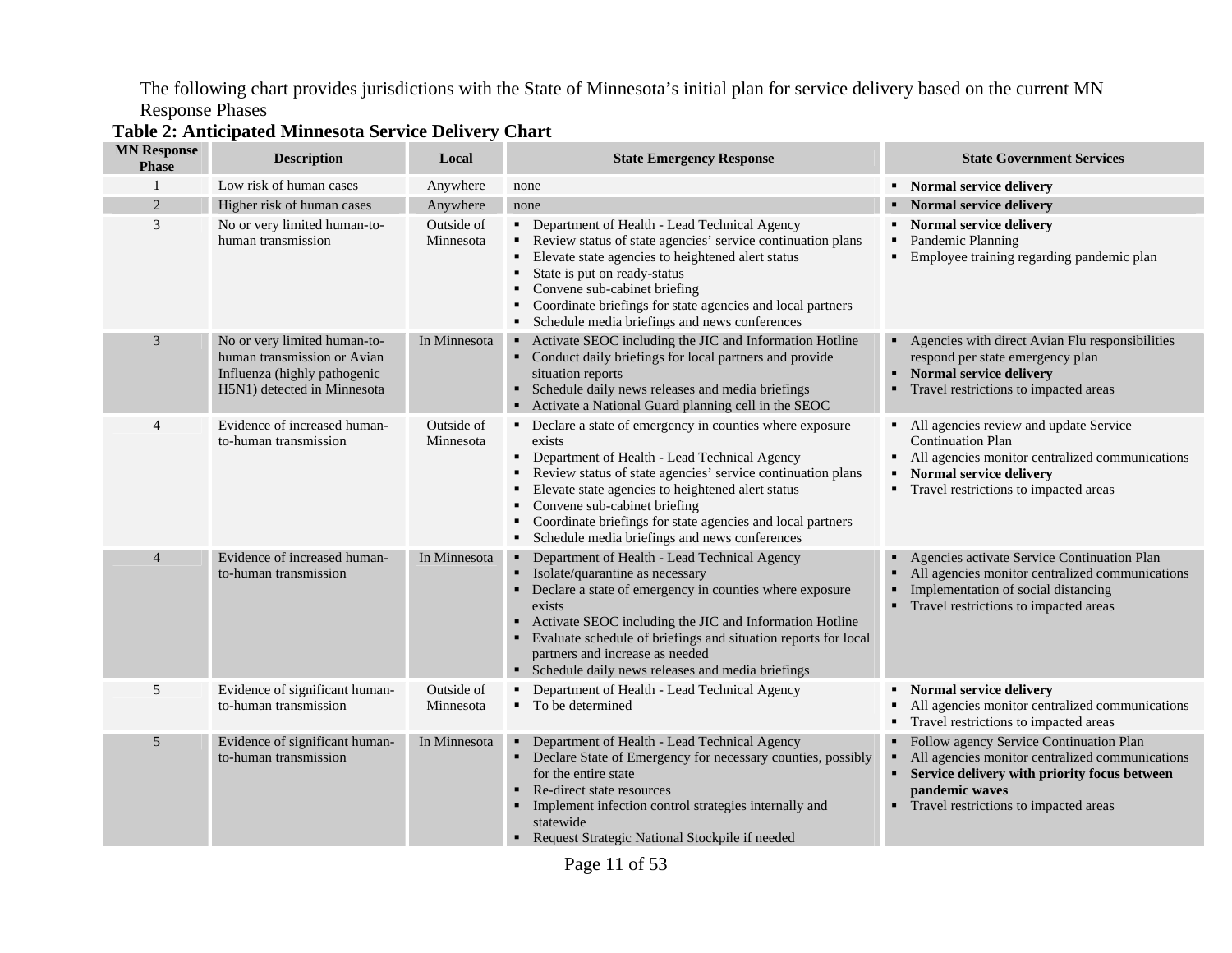The following chart provides jurisdictions with the State of Minnesota's initial plan for service delivery based on the current MN Response Phases

**Table 2: Anticipated Minnesota Service Delivery Chart**

| MN Response Phase | Description | Local | State Emergency Response | State Government Services |
|---|---|---|---|---|
| 1 | Low risk of human cases | Anywhere | none | ▪ **Normal service delivery** |
| 2 | Higher risk of human cases | Anywhere | none | ▪ **Normal service delivery** |
| 3 | No or very limited human-to-human transmission | Outside of Minnesota | ▪ Department of Health - Lead Technical Agency<br>▪ Review status of state agencies' service continuation plans<br>▪ Elevate state agencies to heightened alert status<br>▪ State is put on ready-status<br>▪ Convene sub-cabinet briefing<br>▪ Coordinate briefings for state agencies and local partners<br>▪ Schedule media briefings and news conferences | ▪ **Normal service delivery**<br>▪ Pandemic Planning<br>▪ Employee training regarding pandemic plan |
| 3 | No or very limited human-to-human transmission or Avian Influenza (highly pathogenic H5N1) detected in Minnesota | In Minnesota | ▪ Activate SEOC including the JIC and Information Hotline<br>▪ Conduct daily briefings for local partners and provide situation reports<br>▪ Schedule daily news releases and media briefings<br>▪ Activate a National Guard planning cell in the SEOC | ▪ Agencies with direct Avian Flu responsibilities respond per state emergency plan<br>▪ **Normal service delivery**<br>▪ Travel restrictions to impacted areas |
| 4 | Evidence of increased human-to-human transmission | Outside of Minnesota | ▪ Declare a state of emergency in counties where exposure exists<br>▪ Department of Health - Lead Technical Agency<br>▪ Review status of state agencies' service continuation plans<br>▪ Elevate state agencies to heightened alert status<br>▪ Convene sub-cabinet briefing<br>▪ Coordinate briefings for state agencies and local partners<br>▪ Schedule media briefings and news conferences | ▪ All agencies review and update Service Continuation Plan<br>▪ All agencies monitor centralized communications<br>▪ **Normal service delivery**<br>▪ Travel restrictions to impacted areas |
| 4 | Evidence of increased human-to-human transmission | In Minnesota | ▪ Department of Health - Lead Technical Agency<br>▪ Isolate/quarantine as necessary<br>▪ Declare a state of emergency in counties where exposure exists<br>▪ Activate SEOC including the JIC and Information Hotline<br>▪ Evaluate schedule of briefings and situation reports for local partners and increase as needed<br>▪ Schedule daily news releases and media briefings | ▪ Agencies activate Service Continuation Plan<br>▪ All agencies monitor centralized communications<br>▪ Implementation of social distancing<br>▪ Travel restrictions to impacted areas |
| 5 | Evidence of significant human-to-human transmission | Outside of Minnesota | ▪ Department of Health - Lead Technical Agency<br>▪ To be determined | ▪ **Normal service delivery**<br>▪ All agencies monitor centralized communications<br>▪ Travel restrictions to impacted areas |
| 5 | Evidence of significant human-to-human transmission | In Minnesota | ▪ Department of Health - Lead Technical Agency<br>▪ Declare State of Emergency for necessary counties, possibly for the entire state<br>▪ Re-direct state resources<br>▪ Implement infection control strategies internally and statewide<br>▪ Request Strategic National Stockpile if needed | ▪ Follow agency Service Continuation Plan<br>▪ All agencies monitor centralized communications<br>▪ **Service delivery with priority focus between pandemic waves**<br>▪ Travel restrictions to impacted areas |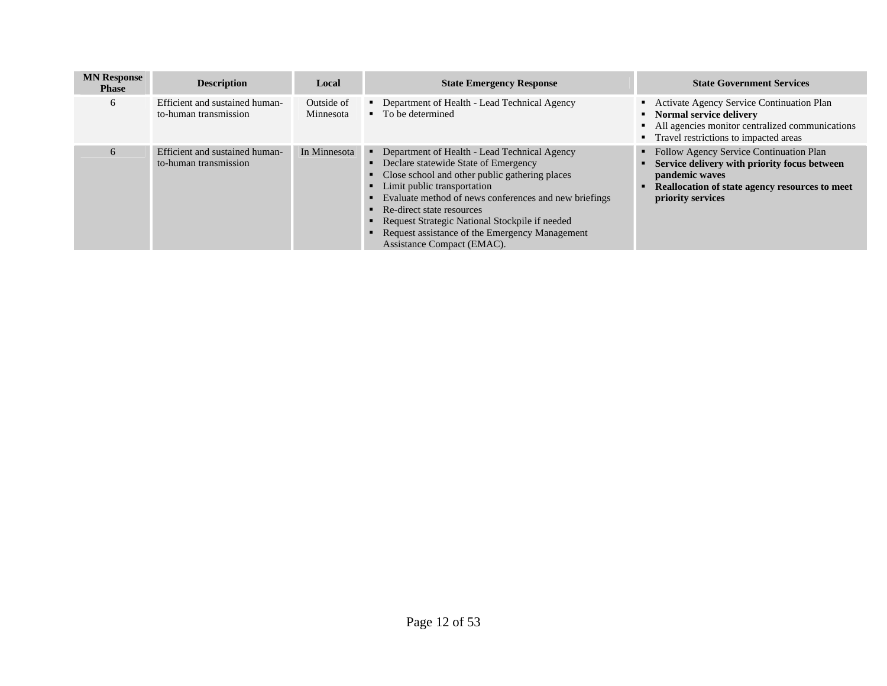| MN Response Phase | Description | Local | State Emergency Response | State Government Services |
|---|---|---|---|---|
| 6 | Efficient and sustained human-to-human transmission | Outside of Minnesota | ▪ Department of Health - Lead Technical Agency<br>▪ To be determined | ▪ Activate Agency Service Continuation Plan<br>▪ **Normal service delivery**<br>▪ All agencies monitor centralized communications<br>▪ Travel restrictions to impacted areas |
| 6 | Efficient and sustained human-to-human transmission | In Minnesota | ▪ Department of Health - Lead Technical Agency<br>▪ Declare statewide State of Emergency<br>▪ Close school and other public gathering places<br>▪ Limit public transportation<br>▪ Evaluate method of news conferences and new briefings<br>▪ Re-direct state resources<br>▪ Request Strategic National Stockpile if needed<br>▪ Request assistance of the Emergency Management Assistance Compact (EMAC). | ▪ Follow Agency Service Continuation Plan<br>▪ **Service delivery with priority focus between pandemic waves**<br>▪ **Reallocation of state agency resources to meet priority services** |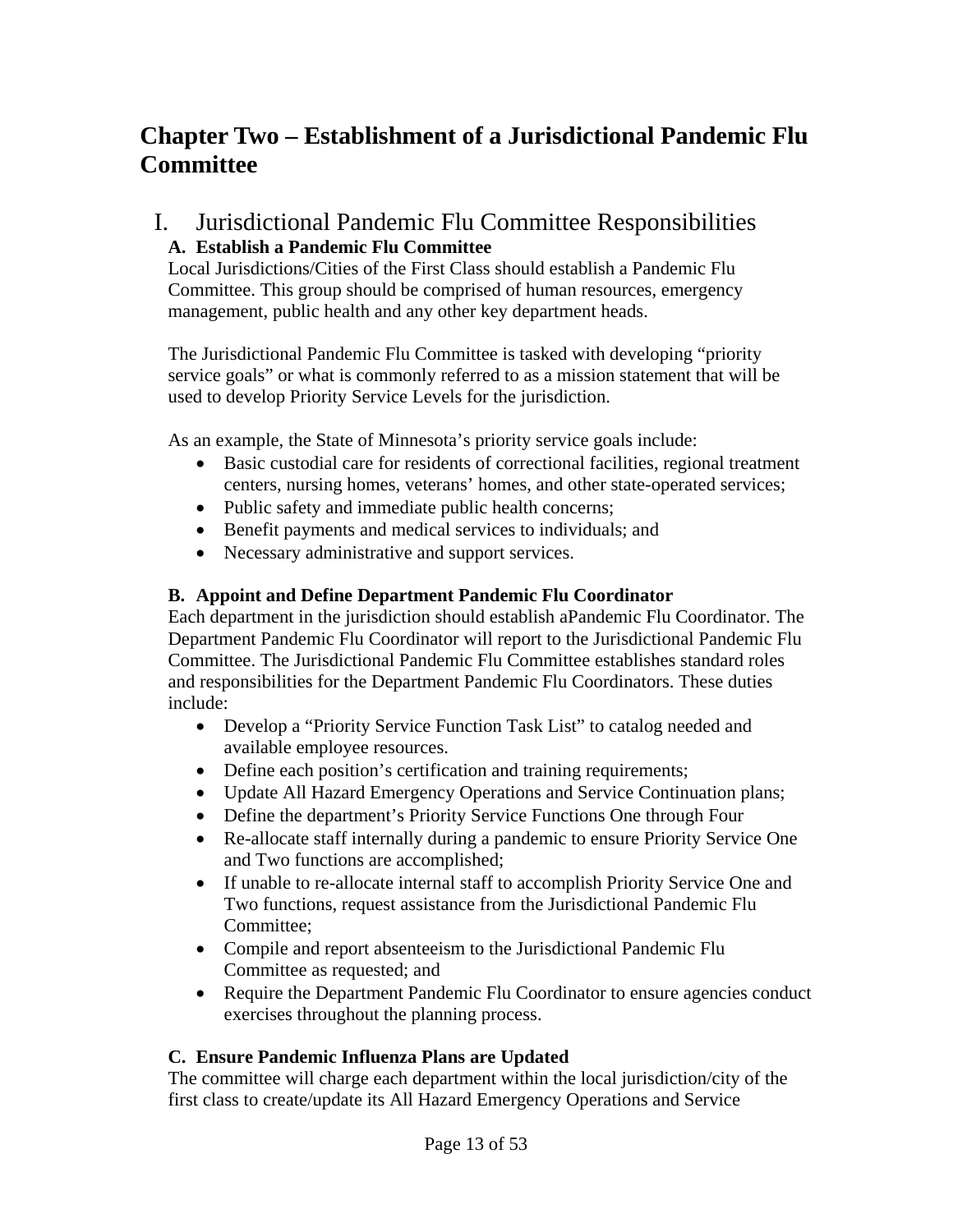# Chapter Two – Establishment of a Jurisdictional Pandemic Flu Committee

## I. Jurisdictional Pandemic Flu Committee Responsibilities

### A. Establish a Pandemic Flu Committee

Local Jurisdictions/Cities of the First Class should establish a Pandemic Flu Committee. This group should be comprised of human resources, emergency management, public health and any other key department heads.

The Jurisdictional Pandemic Flu Committee is tasked with developing "priority service goals" or what is commonly referred to as a mission statement that will be used to develop Priority Service Levels for the jurisdiction.

As an example, the State of Minnesota's priority service goals include:

- Basic custodial care for residents of correctional facilities, regional treatment centers, nursing homes, veterans' homes, and other state-operated services;
- Public safety and immediate public health concerns;
- Benefit payments and medical services to individuals; and
- Necessary administrative and support services.

### B. Appoint and Define Department Pandemic Flu Coordinator

Each department in the jurisdiction should establish aPandemic Flu Coordinator. The Department Pandemic Flu Coordinator will report to the Jurisdictional Pandemic Flu Committee. The Jurisdictional Pandemic Flu Committee establishes standard roles and responsibilities for the Department Pandemic Flu Coordinators. These duties include:

- Develop a "Priority Service Function Task List" to catalog needed and available employee resources.
- Define each position's certification and training requirements;
- Update All Hazard Emergency Operations and Service Continuation plans;
- Define the department's Priority Service Functions One through Four
- Re-allocate staff internally during a pandemic to ensure Priority Service One and Two functions are accomplished;
- If unable to re-allocate internal staff to accomplish Priority Service One and Two functions, request assistance from the Jurisdictional Pandemic Flu Committee;
- Compile and report absenteeism to the Jurisdictional Pandemic Flu Committee as requested; and
- Require the Department Pandemic Flu Coordinator to ensure agencies conduct exercises throughout the planning process.

### C. Ensure Pandemic Influenza Plans are Updated

The committee will charge each department within the local jurisdiction/city of the first class to create/update its All Hazard Emergency Operations and Service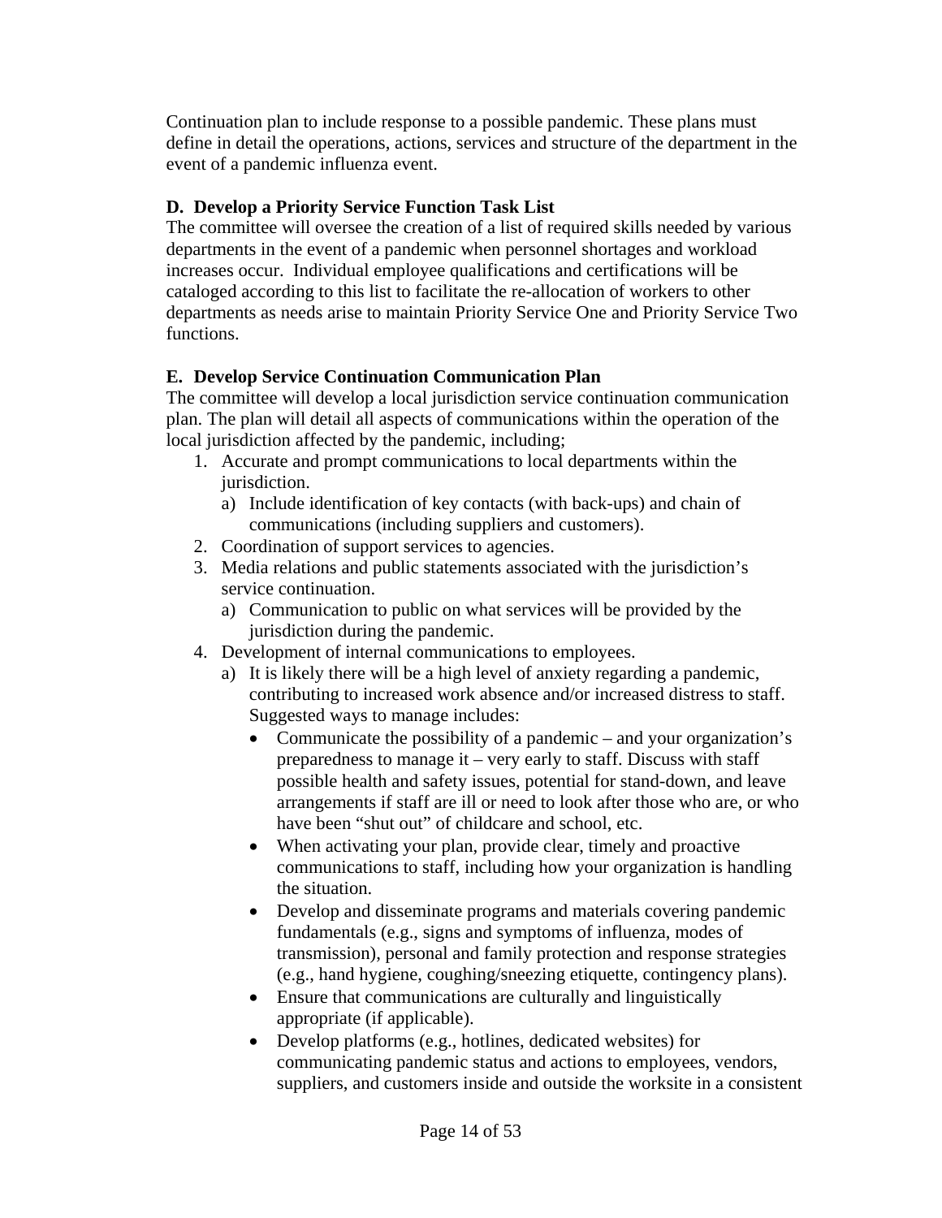Continuation plan to include response to a possible pandemic. These plans must define in detail the operations, actions, services and structure of the department in the event of a pandemic influenza event.

**D. Develop a Priority Service Function Task List**

The committee will oversee the creation of a list of required skills needed by various departments in the event of a pandemic when personnel shortages and workload increases occur. Individual employee qualifications and certifications will be cataloged according to this list to facilitate the re-allocation of workers to other departments as needs arise to maintain Priority Service One and Priority Service Two functions.

**E. Develop Service Continuation Communication Plan**

The committee will develop a local jurisdiction service continuation communication plan. The plan will detail all aspects of communications within the operation of the local jurisdiction affected by the pandemic, including;

1. Accurate and prompt communications to local departments within the jurisdiction.
   a) Include identification of key contacts (with back-ups) and chain of communications (including suppliers and customers).
2. Coordination of support services to agencies.
3. Media relations and public statements associated with the jurisdiction's service continuation.
   a) Communication to public on what services will be provided by the jurisdiction during the pandemic.
4. Development of internal communications to employees.
   a) It is likely there will be a high level of anxiety regarding a pandemic, contributing to increased work absence and/or increased distress to staff. Suggested ways to manage includes:
      - Communicate the possibility of a pandemic – and your organization's preparedness to manage it – very early to staff. Discuss with staff possible health and safety issues, potential for stand-down, and leave arrangements if staff are ill or need to look after those who are, or who have been "shut out" of childcare and school, etc.
      - When activating your plan, provide clear, timely and proactive communications to staff, including how your organization is handling the situation.
      - Develop and disseminate programs and materials covering pandemic fundamentals (e.g., signs and symptoms of influenza, modes of transmission), personal and family protection and response strategies (e.g., hand hygiene, coughing/sneezing etiquette, contingency plans).
      - Ensure that communications are culturally and linguistically appropriate (if applicable).
      - Develop platforms (e.g., hotlines, dedicated websites) for communicating pandemic status and actions to employees, vendors, suppliers, and customers inside and outside the worksite in a consistent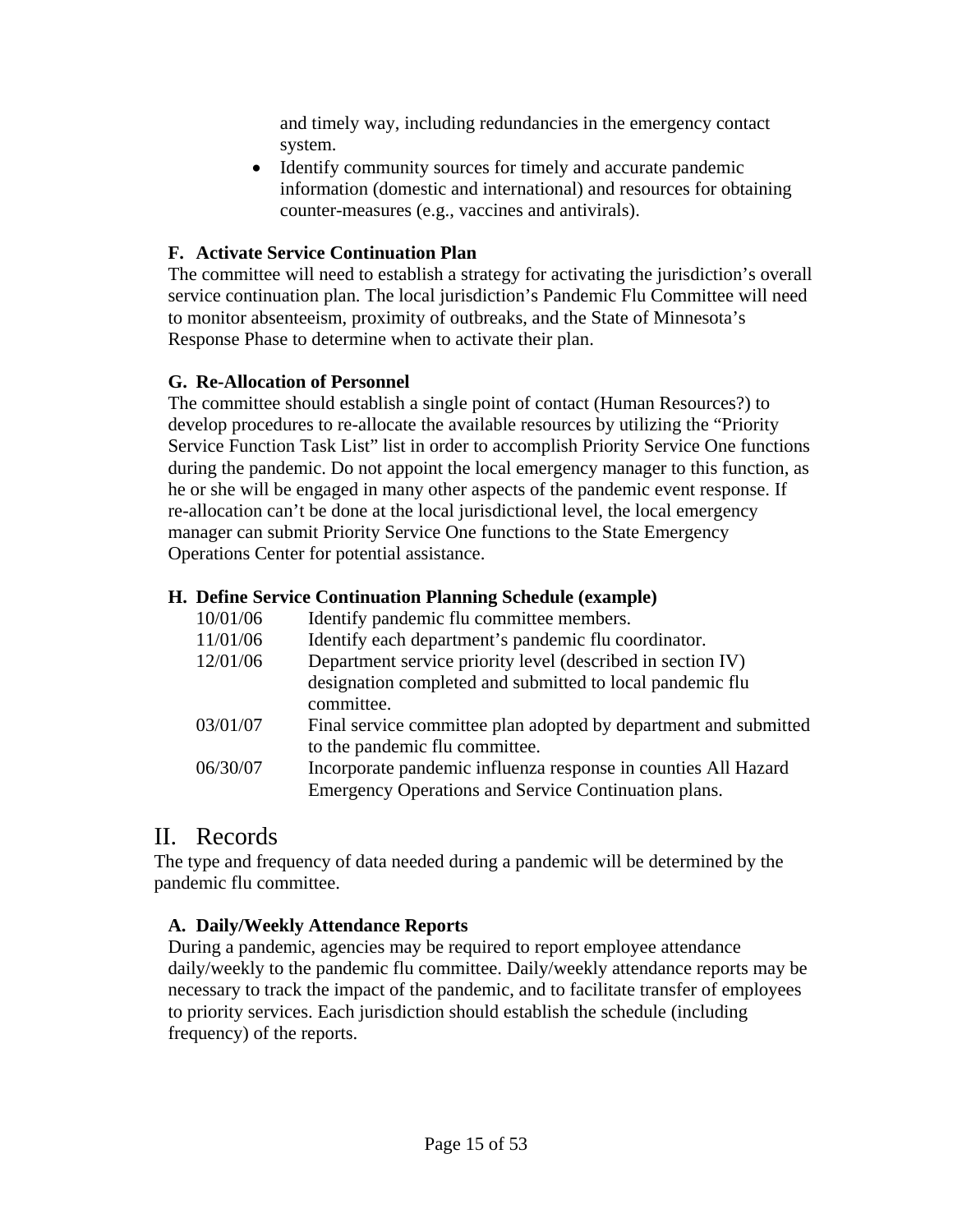and timely way, including redundancies in the emergency contact system.

- Identify community sources for timely and accurate pandemic information (domestic and international) and resources for obtaining counter-measures (e.g., vaccines and antivirals).

### F. Activate Service Continuation Plan

The committee will need to establish a strategy for activating the jurisdiction's overall service continuation plan. The local jurisdiction's Pandemic Flu Committee will need to monitor absenteeism, proximity of outbreaks, and the State of Minnesota's Response Phase to determine when to activate their plan.

### G. Re-Allocation of Personnel

The committee should establish a single point of contact (Human Resources?) to develop procedures to re-allocate the available resources by utilizing the "Priority Service Function Task List" list in order to accomplish Priority Service One functions during the pandemic. Do not appoint the local emergency manager to this function, as he or she will be engaged in many other aspects of the pandemic event response. If re-allocation can't be done at the local jurisdictional level, the local emergency manager can submit Priority Service One functions to the State Emergency Operations Center for potential assistance.

### H. Define Service Continuation Planning Schedule (example)

| | |
|---|---|
| 10/01/06 | Identify pandemic flu committee members. |
| 11/01/06 | Identify each department's pandemic flu coordinator. |
| 12/01/06 | Department service priority level (described in section IV) designation completed and submitted to local pandemic flu committee. |
| 03/01/07 | Final service committee plan adopted by department and submitted to the pandemic flu committee. |
| 06/30/07 | Incorporate pandemic influenza response in counties All Hazard Emergency Operations and Service Continuation plans. |

## II. Records

The type and frequency of data needed during a pandemic will be determined by the pandemic flu committee.

### A. Daily/Weekly Attendance Reports

During a pandemic, agencies may be required to report employee attendance daily/weekly to the pandemic flu committee. Daily/weekly attendance reports may be necessary to track the impact of the pandemic, and to facilitate transfer of employees to priority services. Each jurisdiction should establish the schedule (including frequency) of the reports.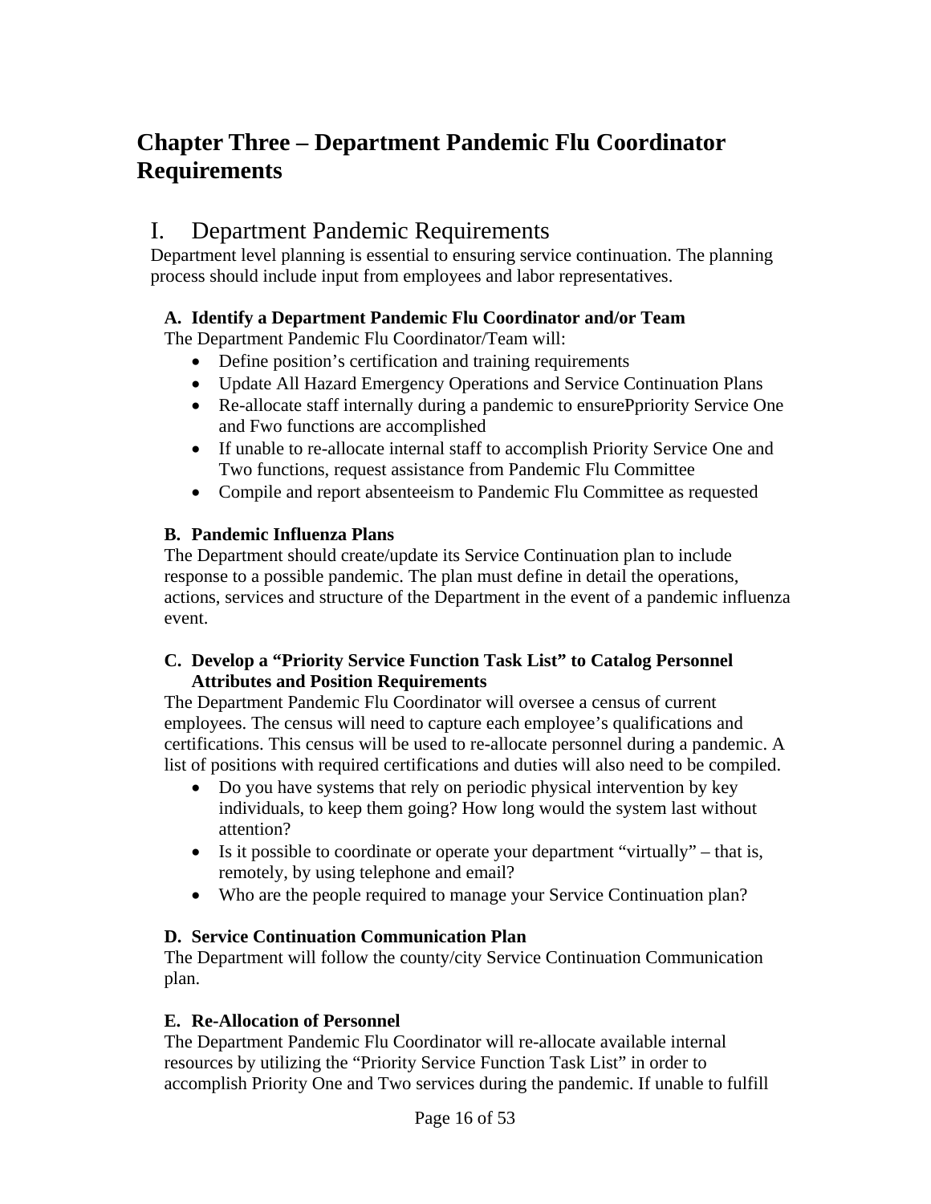# Chapter Three – Department Pandemic Flu Coordinator Requirements

## I. Department Pandemic Requirements

Department level planning is essential to ensuring service continuation. The planning process should include input from employees and labor representatives.

### A. Identify a Department Pandemic Flu Coordinator and/or Team

The Department Pandemic Flu Coordinator/Team will:

- Define position's certification and training requirements
- Update All Hazard Emergency Operations and Service Continuation Plans
- Re-allocate staff internally during a pandemic to ensurePpriority Service One and Fwo functions are accomplished
- If unable to re-allocate internal staff to accomplish Priority Service One and Two functions, request assistance from Pandemic Flu Committee
- Compile and report absenteeism to Pandemic Flu Committee as requested

### B. Pandemic Influenza Plans

The Department should create/update its Service Continuation plan to include response to a possible pandemic. The plan must define in detail the operations, actions, services and structure of the Department in the event of a pandemic influenza event.

### C. Develop a "Priority Service Function Task List" to Catalog Personnel Attributes and Position Requirements

The Department Pandemic Flu Coordinator will oversee a census of current employees. The census will need to capture each employee's qualifications and certifications. This census will be used to re-allocate personnel during a pandemic. A list of positions with required certifications and duties will also need to be compiled.

- Do you have systems that rely on periodic physical intervention by key individuals, to keep them going? How long would the system last without attention?
- Is it possible to coordinate or operate your department "virtually" – that is, remotely, by using telephone and email?
- Who are the people required to manage your Service Continuation plan?

### D. Service Continuation Communication Plan

The Department will follow the county/city Service Continuation Communication plan.

### E. Re-Allocation of Personnel

The Department Pandemic Flu Coordinator will re-allocate available internal resources by utilizing the "Priority Service Function Task List" in order to accomplish Priority One and Two services during the pandemic. If unable to fulfill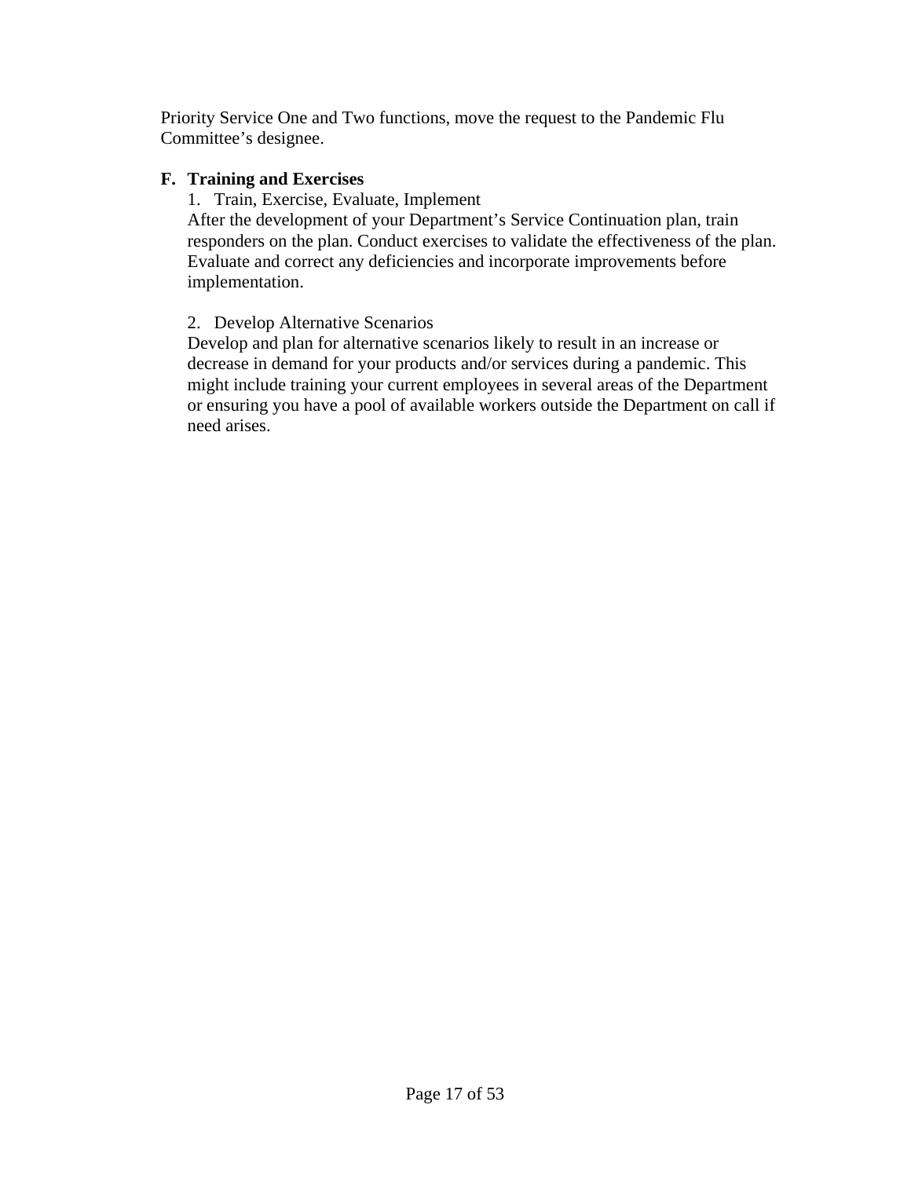Priority Service One and Two functions, move the request to the Pandemic Flu Committee's designee.

**F. Training and Exercises**

1. Train, Exercise, Evaluate, Implement

After the development of your Department's Service Continuation plan, train responders on the plan. Conduct exercises to validate the effectiveness of the plan. Evaluate and correct any deficiencies and incorporate improvements before implementation.

2. Develop Alternative Scenarios

Develop and plan for alternative scenarios likely to result in an increase or decrease in demand for your products and/or services during a pandemic. This might include training your current employees in several areas of the Department or ensuring you have a pool of available workers outside the Department on call if need arises.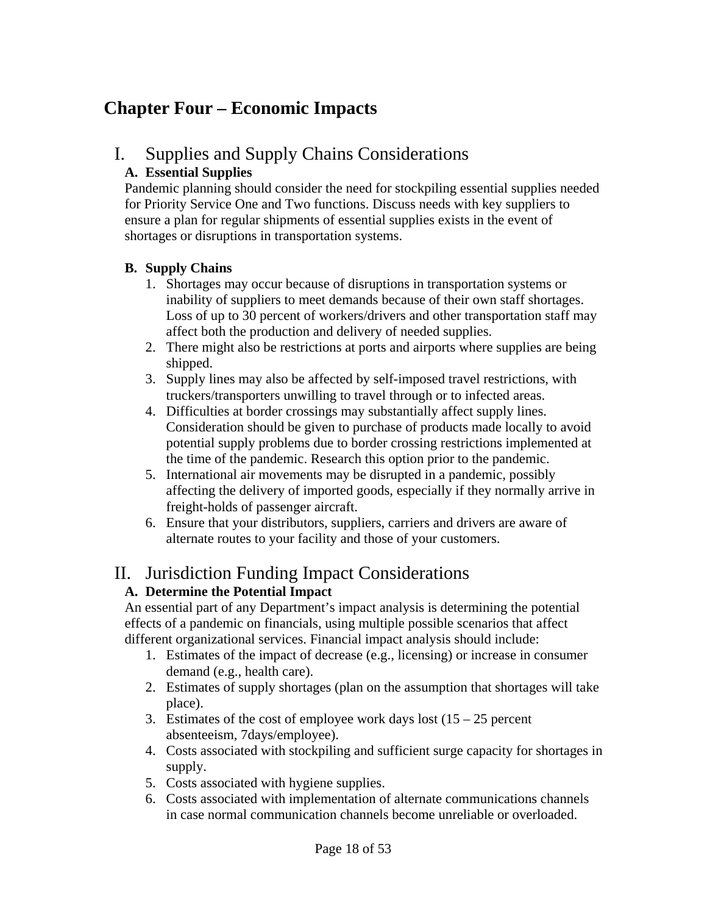# Chapter Four – Economic Impacts

## I. Supplies and Supply Chains Considerations

### A. Essential Supplies

Pandemic planning should consider the need for stockpiling essential supplies needed for Priority Service One and Two functions. Discuss needs with key suppliers to ensure a plan for regular shipments of essential supplies exists in the event of shortages or disruptions in transportation systems.

### B. Supply Chains

1. Shortages may occur because of disruptions in transportation systems or inability of suppliers to meet demands because of their own staff shortages. Loss of up to 30 percent of workers/drivers and other transportation staff may affect both the production and delivery of needed supplies.
2. There might also be restrictions at ports and airports where supplies are being shipped.
3. Supply lines may also be affected by self-imposed travel restrictions, with truckers/transporters unwilling to travel through or to infected areas.
4. Difficulties at border crossings may substantially affect supply lines. Consideration should be given to purchase of products made locally to avoid potential supply problems due to border crossing restrictions implemented at the time of the pandemic. Research this option prior to the pandemic.
5. International air movements may be disrupted in a pandemic, possibly affecting the delivery of imported goods, especially if they normally arrive in freight-holds of passenger aircraft.
6. Ensure that your distributors, suppliers, carriers and drivers are aware of alternate routes to your facility and those of your customers.

## II. Jurisdiction Funding Impact Considerations

### A. Determine the Potential Impact

An essential part of any Department's impact analysis is determining the potential effects of a pandemic on financials, using multiple possible scenarios that affect different organizational services. Financial impact analysis should include:

1. Estimates of the impact of decrease (e.g., licensing) or increase in consumer demand (e.g., health care).
2. Estimates of supply shortages (plan on the assumption that shortages will take place).
3. Estimates of the cost of employee work days lost (15 – 25 percent absenteeism, 7days/employee).
4. Costs associated with stockpiling and sufficient surge capacity for shortages in supply.
5. Costs associated with hygiene supplies.
6. Costs associated with implementation of alternate communications channels in case normal communication channels become unreliable or overloaded.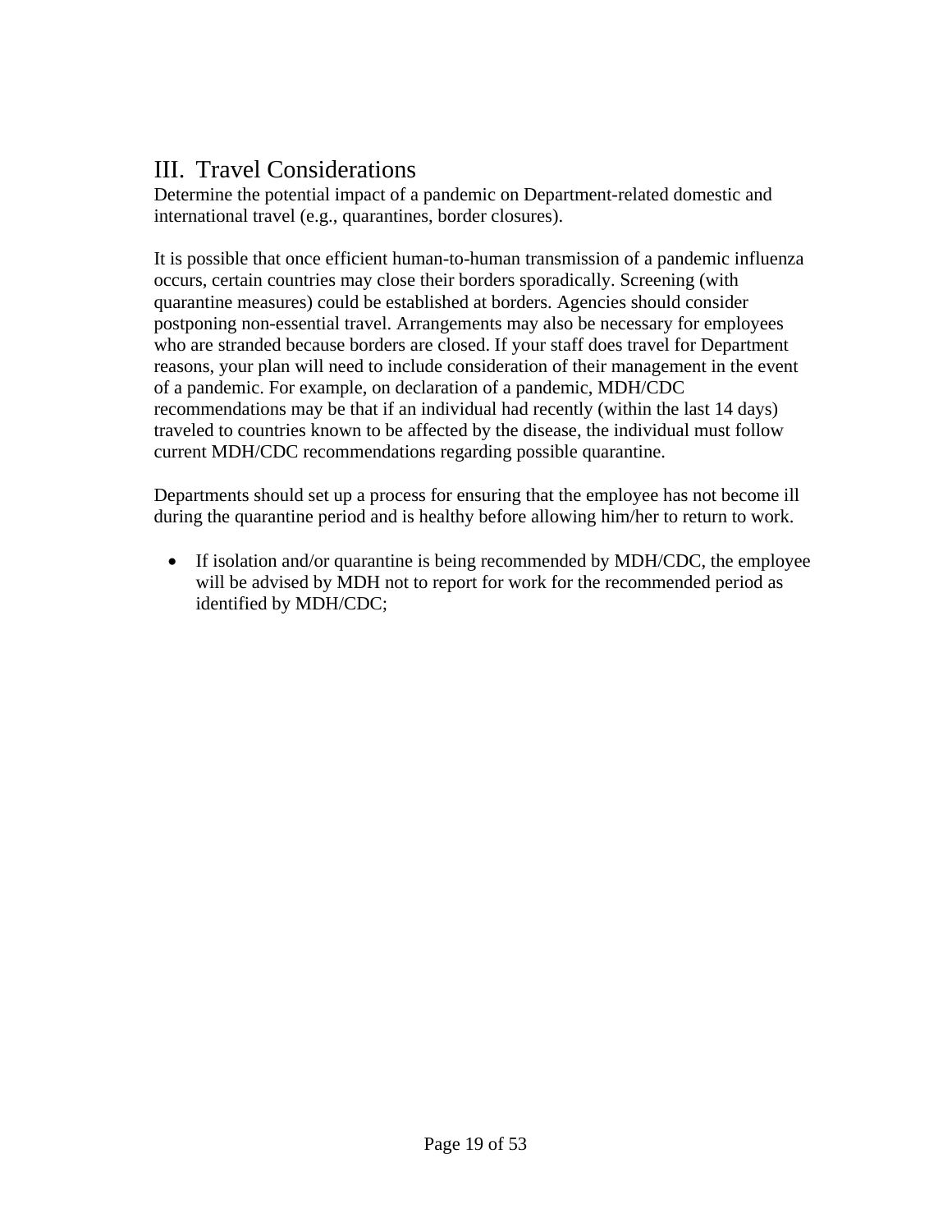## III. Travel Considerations

Determine the potential impact of a pandemic on Department-related domestic and international travel (e.g., quarantines, border closures).

It is possible that once efficient human-to-human transmission of a pandemic influenza occurs, certain countries may close their borders sporadically. Screening (with quarantine measures) could be established at borders. Agencies should consider postponing non-essential travel. Arrangements may also be necessary for employees who are stranded because borders are closed. If your staff does travel for Department reasons, your plan will need to include consideration of their management in the event of a pandemic. For example, on declaration of a pandemic, MDH/CDC recommendations may be that if an individual had recently (within the last 14 days) traveled to countries known to be affected by the disease, the individual must follow current MDH/CDC recommendations regarding possible quarantine.

Departments should set up a process for ensuring that the employee has not become ill during the quarantine period and is healthy before allowing him/her to return to work.

- If isolation and/or quarantine is being recommended by MDH/CDC, the employee will be advised by MDH not to report for work for the recommended period as identified by MDH/CDC;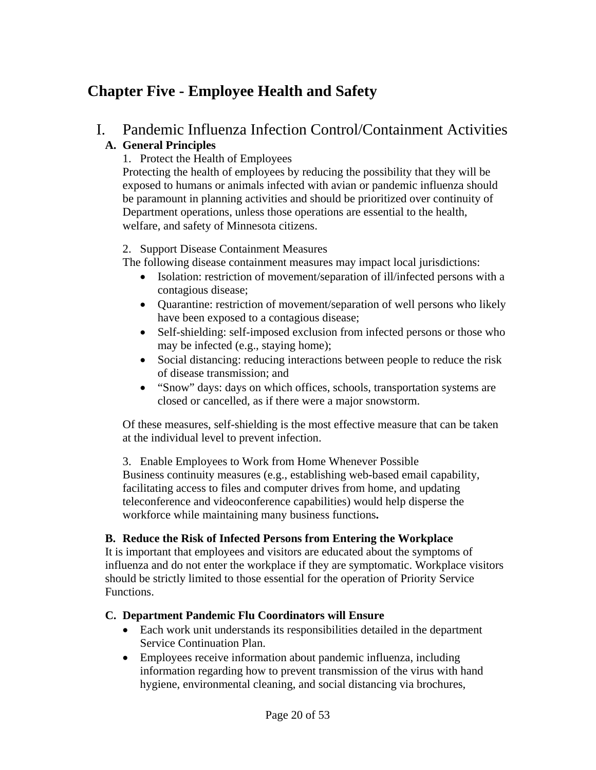# Chapter Five - Employee Health and Safety

## I. Pandemic Influenza Infection Control/Containment Activities

### A. General Principles

1. Protect the Health of Employees

Protecting the health of employees by reducing the possibility that they will be exposed to humans or animals infected with avian or pandemic influenza should be paramount in planning activities and should be prioritized over continuity of Department operations, unless those operations are essential to the health, welfare, and safety of Minnesota citizens.

2. Support Disease Containment Measures

The following disease containment measures may impact local jurisdictions:

- Isolation: restriction of movement/separation of ill/infected persons with a contagious disease;
- Quarantine: restriction of movement/separation of well persons who likely have been exposed to a contagious disease;
- Self-shielding: self-imposed exclusion from infected persons or those who may be infected (e.g., staying home);
- Social distancing: reducing interactions between people to reduce the risk of disease transmission; and
- "Snow" days: days on which offices, schools, transportation systems are closed or cancelled, as if there were a major snowstorm.

Of these measures, self-shielding is the most effective measure that can be taken at the individual level to prevent infection.

3. Enable Employees to Work from Home Whenever Possible

Business continuity measures (e.g., establishing web-based email capability, facilitating access to files and computer drives from home, and updating teleconference and videoconference capabilities) would help disperse the workforce while maintaining many business functions**.**

### B. Reduce the Risk of Infected Persons from Entering the Workplace

It is important that employees and visitors are educated about the symptoms of influenza and do not enter the workplace if they are symptomatic. Workplace visitors should be strictly limited to those essential for the operation of Priority Service Functions.

### C. Department Pandemic Flu Coordinators will Ensure

- Each work unit understands its responsibilities detailed in the department Service Continuation Plan.
- Employees receive information about pandemic influenza, including information regarding how to prevent transmission of the virus with hand hygiene, environmental cleaning, and social distancing via brochures,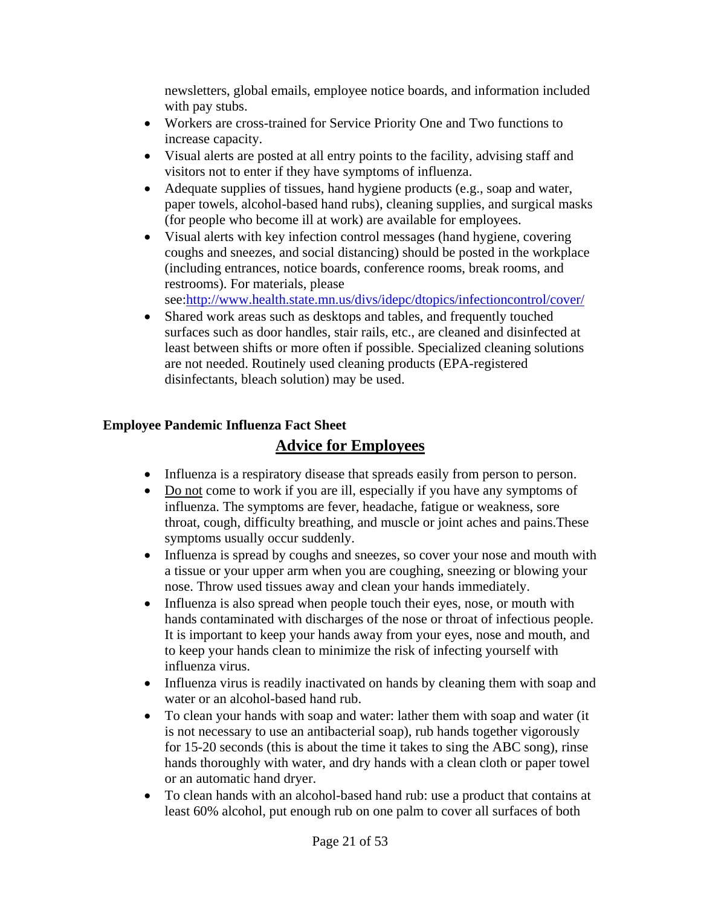newsletters, global emails, employee notice boards, and information included with pay stubs.

- Workers are cross-trained for Service Priority One and Two functions to increase capacity.
- Visual alerts are posted at all entry points to the facility, advising staff and visitors not to enter if they have symptoms of influenza.
- Adequate supplies of tissues, hand hygiene products (e.g., soap and water, paper towels, alcohol-based hand rubs), cleaning supplies, and surgical masks (for people who become ill at work) are available for employees.
- Visual alerts with key infection control messages (hand hygiene, covering coughs and sneezes, and social distancing) should be posted in the workplace (including entrances, notice boards, conference rooms, break rooms, and restrooms). For materials, please see:http://www.health.state.mn.us/divs/idepc/dtopics/infectioncontrol/cover/
- Shared work areas such as desktops and tables, and frequently touched surfaces such as door handles, stair rails, etc., are cleaned and disinfected at least between shifts or more often if possible. Specialized cleaning solutions are not needed. Routinely used cleaning products (EPA-registered disinfectants, bleach solution) may be used.

**Employee Pandemic Influenza Fact Sheet**

## Advice for Employees

- Influenza is a respiratory disease that spreads easily from person to person.
- Do not come to work if you are ill, especially if you have any symptoms of influenza. The symptoms are fever, headache, fatigue or weakness, sore throat, cough, difficulty breathing, and muscle or joint aches and pains.These symptoms usually occur suddenly.
- Influenza is spread by coughs and sneezes, so cover your nose and mouth with a tissue or your upper arm when you are coughing, sneezing or blowing your nose. Throw used tissues away and clean your hands immediately.
- Influenza is also spread when people touch their eyes, nose, or mouth with hands contaminated with discharges of the nose or throat of infectious people. It is important to keep your hands away from your eyes, nose and mouth, and to keep your hands clean to minimize the risk of infecting yourself with influenza virus.
- Influenza virus is readily inactivated on hands by cleaning them with soap and water or an alcohol-based hand rub.
- To clean your hands with soap and water: lather them with soap and water (it is not necessary to use an antibacterial soap), rub hands together vigorously for 15-20 seconds (this is about the time it takes to sing the ABC song), rinse hands thoroughly with water, and dry hands with a clean cloth or paper towel or an automatic hand dryer.
- To clean hands with an alcohol-based hand rub: use a product that contains at least 60% alcohol, put enough rub on one palm to cover all surfaces of both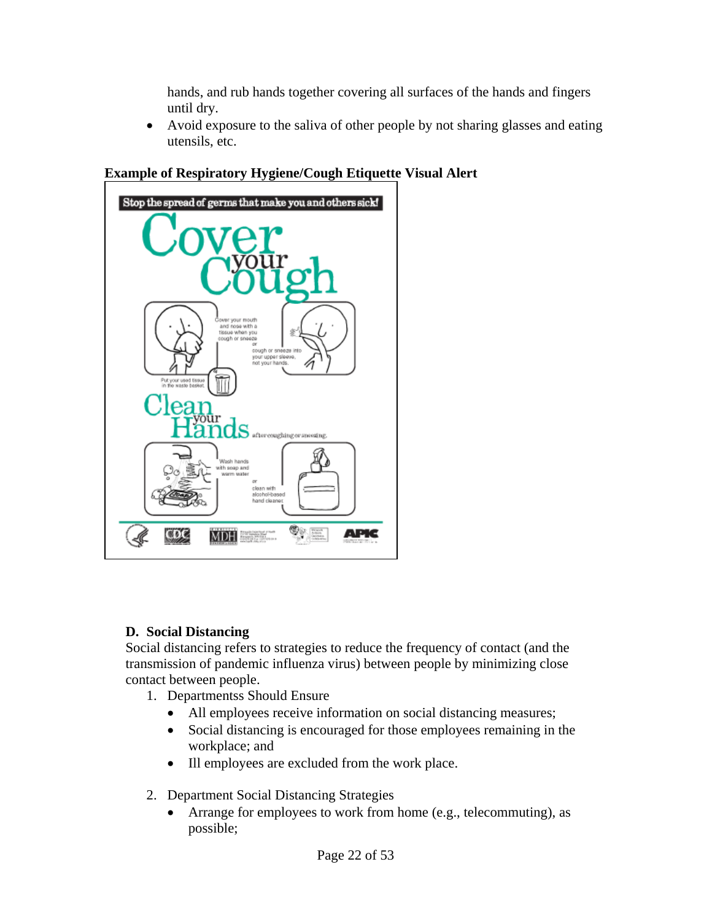hands, and rub hands together covering all surfaces of the hands and fingers until dry.

- Avoid exposure to the saliva of other people by not sharing glasses and eating utensils, etc.

**Example of Respiratory Hygiene/Cough Etiquette Visual Alert**

Stop the spread of germs that make you and others sick!

Cover your Cough

Cover your mouth and nose with a tissue when you cough or sneeze

or

cough or sneeze into your upper sleeve, not your hands.

Put your used tissue in the waste basket.

Clean your Hands after coughing or sneezing.

Wash hands with soap and warm water

or

clean with alcohol-based hand cleaner.

## D. Social Distancing

Social distancing refers to strategies to reduce the frequency of contact (and the transmission of pandemic influenza virus) between people by minimizing close contact between people.

1. Departmentss Should Ensure
   - All employees receive information on social distancing measures;
   - Social distancing is encouraged for those employees remaining in the workplace; and
   - Ill employees are excluded from the work place.

2. Department Social Distancing Strategies
   - Arrange for employees to work from home (e.g., telecommuting), as possible;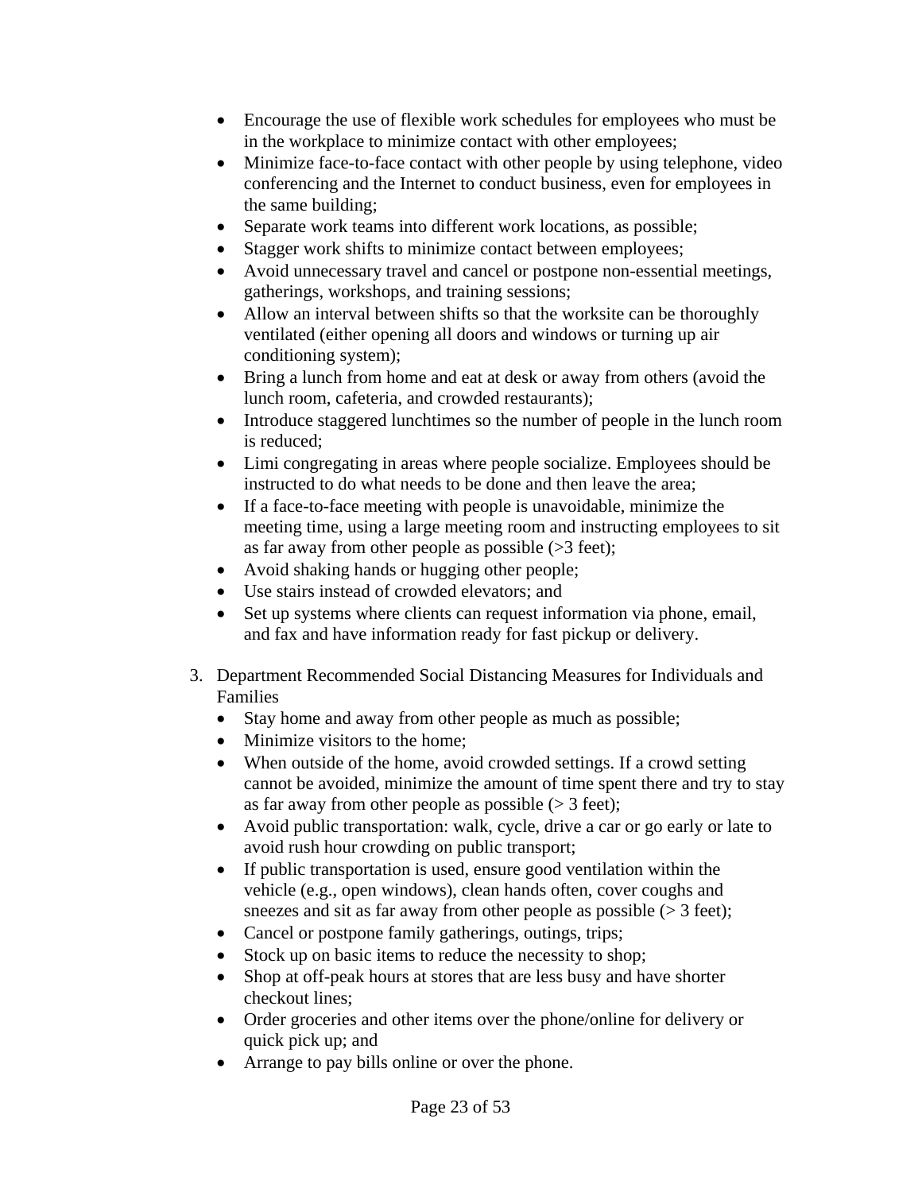- Encourage the use of flexible work schedules for employees who must be in the workplace to minimize contact with other employees;
- Minimize face-to-face contact with other people by using telephone, video conferencing and the Internet to conduct business, even for employees in the same building;
- Separate work teams into different work locations, as possible;
- Stagger work shifts to minimize contact between employees;
- Avoid unnecessary travel and cancel or postpone non-essential meetings, gatherings, workshops, and training sessions;
- Allow an interval between shifts so that the worksite can be thoroughly ventilated (either opening all doors and windows or turning up air conditioning system);
- Bring a lunch from home and eat at desk or away from others (avoid the lunch room, cafeteria, and crowded restaurants);
- Introduce staggered lunchtimes so the number of people in the lunch room is reduced;
- Limi congregating in areas where people socialize. Employees should be instructed to do what needs to be done and then leave the area;
- If a face-to-face meeting with people is unavoidable, minimize the meeting time, using a large meeting room and instructing employees to sit as far away from other people as possible (>3 feet);
- Avoid shaking hands or hugging other people;
- Use stairs instead of crowded elevators; and
- Set up systems where clients can request information via phone, email, and fax and have information ready for fast pickup or delivery.

3. Department Recommended Social Distancing Measures for Individuals and Families
   - Stay home and away from other people as much as possible;
   - Minimize visitors to the home;
   - When outside of the home, avoid crowded settings. If a crowd setting cannot be avoided, minimize the amount of time spent there and try to stay as far away from other people as possible (> 3 feet);
   - Avoid public transportation: walk, cycle, drive a car or go early or late to avoid rush hour crowding on public transport;
   - If public transportation is used, ensure good ventilation within the vehicle (e.g., open windows), clean hands often, cover coughs and sneezes and sit as far away from other people as possible (> 3 feet);
   - Cancel or postpone family gatherings, outings, trips;
   - Stock up on basic items to reduce the necessity to shop;
   - Shop at off-peak hours at stores that are less busy and have shorter checkout lines;
   - Order groceries and other items over the phone/online for delivery or quick pick up; and
   - Arrange to pay bills online or over the phone.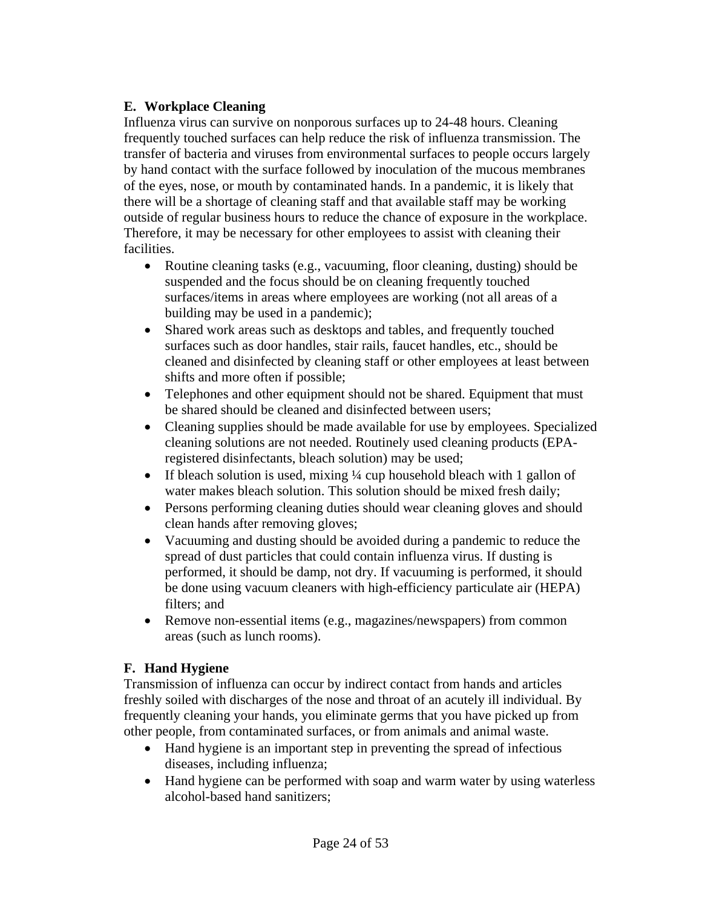## E. Workplace Cleaning

Influenza virus can survive on nonporous surfaces up to 24-48 hours. Cleaning frequently touched surfaces can help reduce the risk of influenza transmission. The transfer of bacteria and viruses from environmental surfaces to people occurs largely by hand contact with the surface followed by inoculation of the mucous membranes of the eyes, nose, or mouth by contaminated hands. In a pandemic, it is likely that there will be a shortage of cleaning staff and that available staff may be working outside of regular business hours to reduce the chance of exposure in the workplace. Therefore, it may be necessary for other employees to assist with cleaning their facilities.

- Routine cleaning tasks (e.g., vacuuming, floor cleaning, dusting) should be suspended and the focus should be on cleaning frequently touched surfaces/items in areas where employees are working (not all areas of a building may be used in a pandemic);
- Shared work areas such as desktops and tables, and frequently touched surfaces such as door handles, stair rails, faucet handles, etc., should be cleaned and disinfected by cleaning staff or other employees at least between shifts and more often if possible;
- Telephones and other equipment should not be shared. Equipment that must be shared should be cleaned and disinfected between users;
- Cleaning supplies should be made available for use by employees. Specialized cleaning solutions are not needed. Routinely used cleaning products (EPA-registered disinfectants, bleach solution) may be used;
- If bleach solution is used, mixing ¼ cup household bleach with 1 gallon of water makes bleach solution. This solution should be mixed fresh daily;
- Persons performing cleaning duties should wear cleaning gloves and should clean hands after removing gloves;
- Vacuuming and dusting should be avoided during a pandemic to reduce the spread of dust particles that could contain influenza virus. If dusting is performed, it should be damp, not dry. If vacuuming is performed, it should be done using vacuum cleaners with high-efficiency particulate air (HEPA) filters; and
- Remove non-essential items (e.g., magazines/newspapers) from common areas (such as lunch rooms).

## F. Hand Hygiene

Transmission of influenza can occur by indirect contact from hands and articles freshly soiled with discharges of the nose and throat of an acutely ill individual. By frequently cleaning your hands, you eliminate germs that you have picked up from other people, from contaminated surfaces, or from animals and animal waste.

- Hand hygiene is an important step in preventing the spread of infectious diseases, including influenza;
- Hand hygiene can be performed with soap and warm water by using waterless alcohol-based hand sanitizers;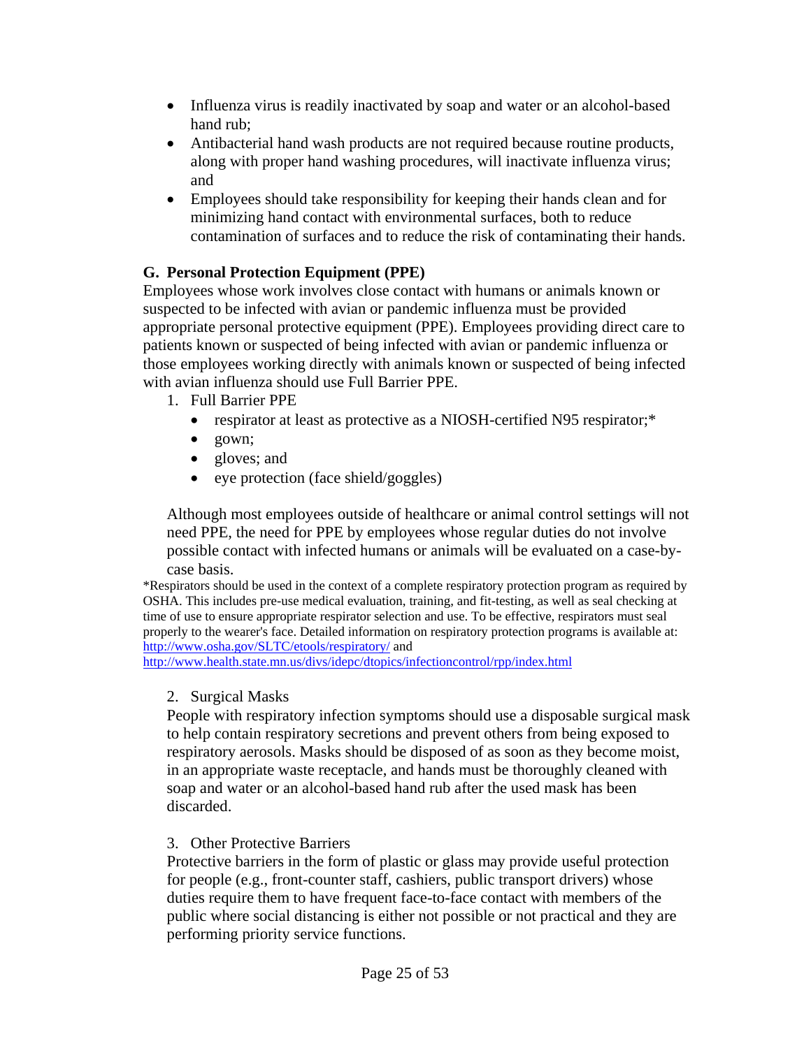- Influenza virus is readily inactivated by soap and water or an alcohol-based hand rub;
- Antibacterial hand wash products are not required because routine products, along with proper hand washing procedures, will inactivate influenza virus; and
- Employees should take responsibility for keeping their hands clean and for minimizing hand contact with environmental surfaces, both to reduce contamination of surfaces and to reduce the risk of contaminating their hands.

**G. Personal Protection Equipment (PPE)**

Employees whose work involves close contact with humans or animals known or suspected to be infected with avian or pandemic influenza must be provided appropriate personal protective equipment (PPE). Employees providing direct care to patients known or suspected of being infected with avian or pandemic influenza or those employees working directly with animals known or suspected of being infected with avian influenza should use Full Barrier PPE.

1. Full Barrier PPE
   - respirator at least as protective as a NIOSH-certified N95 respirator;*
   - gown;
   - gloves; and
   - eye protection (face shield/goggles)

   Although most employees outside of healthcare or animal control settings will not need PPE, the need for PPE by employees whose regular duties do not involve possible contact with infected humans or animals will be evaluated on a case-by-case basis.

*Respirators should be used in the context of a complete respiratory protection program as required by OSHA. This includes pre-use medical evaluation, training, and fit-testing, as well as seal checking at time of use to ensure appropriate respirator selection and use. To be effective, respirators must seal properly to the wearer's face. Detailed information on respiratory protection programs is available at: http://www.osha.gov/SLTC/etools/respiratory/ and http://www.health.state.mn.us/divs/idepc/dtopics/infectioncontrol/rpp/index.html

2. Surgical Masks

   People with respiratory infection symptoms should use a disposable surgical mask to help contain respiratory secretions and prevent others from being exposed to respiratory aerosols. Masks should be disposed of as soon as they become moist, in an appropriate waste receptacle, and hands must be thoroughly cleaned with soap and water or an alcohol-based hand rub after the used mask has been discarded.

3. Other Protective Barriers

   Protective barriers in the form of plastic or glass may provide useful protection for people (e.g., front-counter staff, cashiers, public transport drivers) whose duties require them to have frequent face-to-face contact with members of the public where social distancing is either not possible or not practical and they are performing priority service functions.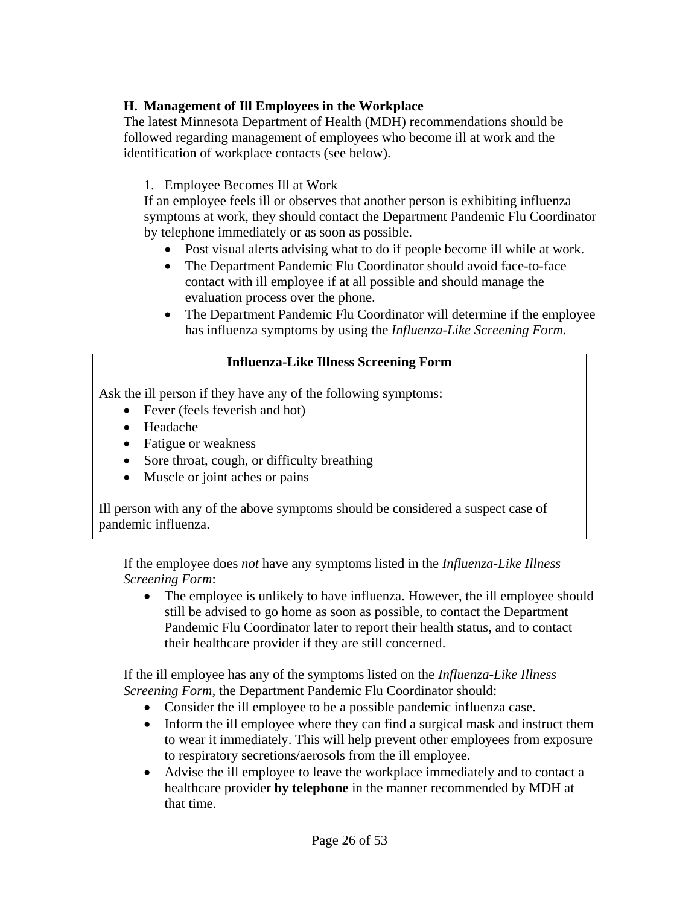### H. Management of Ill Employees in the Workplace

The latest Minnesota Department of Health (MDH) recommendations should be followed regarding management of employees who become ill at work and the identification of workplace contacts (see below).

1. Employee Becomes Ill at Work

If an employee feels ill or observes that another person is exhibiting influenza symptoms at work, they should contact the Department Pandemic Flu Coordinator by telephone immediately or as soon as possible.

- Post visual alerts advising what to do if people become ill while at work.
- The Department Pandemic Flu Coordinator should avoid face-to-face contact with ill employee if at all possible and should manage the evaluation process over the phone.
- The Department Pandemic Flu Coordinator will determine if the employee has influenza symptoms by using the *Influenza-Like Screening Form*.

**Influenza-Like Illness Screening Form**

Ask the ill person if they have any of the following symptoms:

- Fever (feels feverish and hot)
- Headache
- Fatigue or weakness
- Sore throat, cough, or difficulty breathing
- Muscle or joint aches or pains

Ill person with any of the above symptoms should be considered a suspect case of pandemic influenza.

If the employee does *not* have any symptoms listed in the *Influenza-Like Illness Screening Form*:

- The employee is unlikely to have influenza. However, the ill employee should still be advised to go home as soon as possible, to contact the Department Pandemic Flu Coordinator later to report their health status, and to contact their healthcare provider if they are still concerned.

If the ill employee has any of the symptoms listed on the *Influenza-Like Illness Screening Form*, the Department Pandemic Flu Coordinator should:

- Consider the ill employee to be a possible pandemic influenza case.
- Inform the ill employee where they can find a surgical mask and instruct them to wear it immediately. This will help prevent other employees from exposure to respiratory secretions/aerosols from the ill employee.
- Advise the ill employee to leave the workplace immediately and to contact a healthcare provider **by telephone** in the manner recommended by MDH at that time.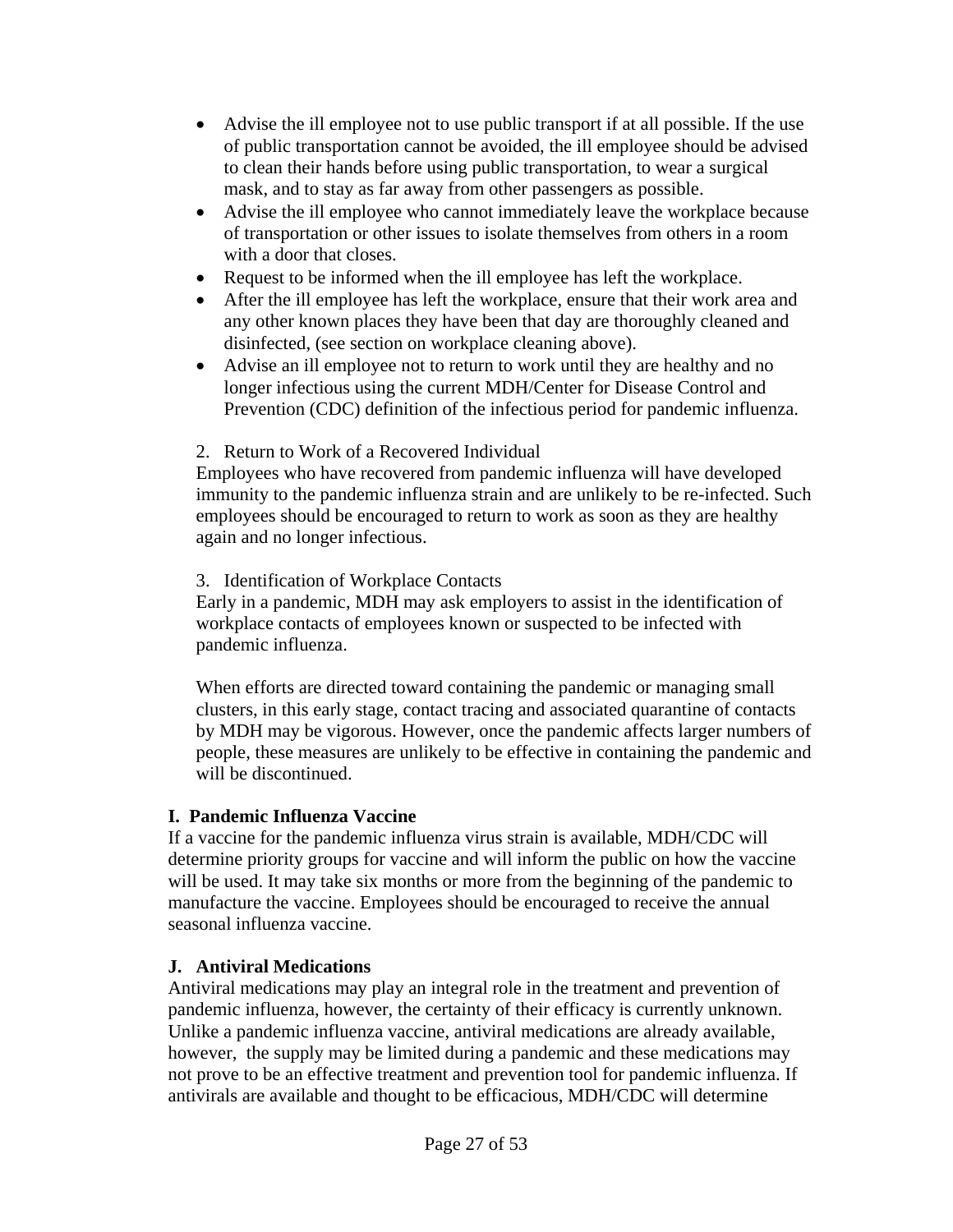- Advise the ill employee not to use public transport if at all possible. If the use of public transportation cannot be avoided, the ill employee should be advised to clean their hands before using public transportation, to wear a surgical mask, and to stay as far away from other passengers as possible.
- Advise the ill employee who cannot immediately leave the workplace because of transportation or other issues to isolate themselves from others in a room with a door that closes.
- Request to be informed when the ill employee has left the workplace.
- After the ill employee has left the workplace, ensure that their work area and any other known places they have been that day are thoroughly cleaned and disinfected, (see section on workplace cleaning above).
- Advise an ill employee not to return to work until they are healthy and no longer infectious using the current MDH/Center for Disease Control and Prevention (CDC) definition of the infectious period for pandemic influenza.

2. Return to Work of a Recovered Individual

Employees who have recovered from pandemic influenza will have developed immunity to the pandemic influenza strain and are unlikely to be re-infected. Such employees should be encouraged to return to work as soon as they are healthy again and no longer infectious.

3. Identification of Workplace Contacts

Early in a pandemic, MDH may ask employers to assist in the identification of workplace contacts of employees known or suspected to be infected with pandemic influenza.

When efforts are directed toward containing the pandemic or managing small clusters, in this early stage, contact tracing and associated quarantine of contacts by MDH may be vigorous. However, once the pandemic affects larger numbers of people, these measures are unlikely to be effective in containing the pandemic and will be discontinued.

**I. Pandemic Influenza Vaccine**

If a vaccine for the pandemic influenza virus strain is available, MDH/CDC will determine priority groups for vaccine and will inform the public on how the vaccine will be used. It may take six months or more from the beginning of the pandemic to manufacture the vaccine. Employees should be encouraged to receive the annual seasonal influenza vaccine.

**J. Antiviral Medications**

Antiviral medications may play an integral role in the treatment and prevention of pandemic influenza, however, the certainty of their efficacy is currently unknown. Unlike a pandemic influenza vaccine, antiviral medications are already available, however, the supply may be limited during a pandemic and these medications may not prove to be an effective treatment and prevention tool for pandemic influenza. If antivirals are available and thought to be efficacious, MDH/CDC will determine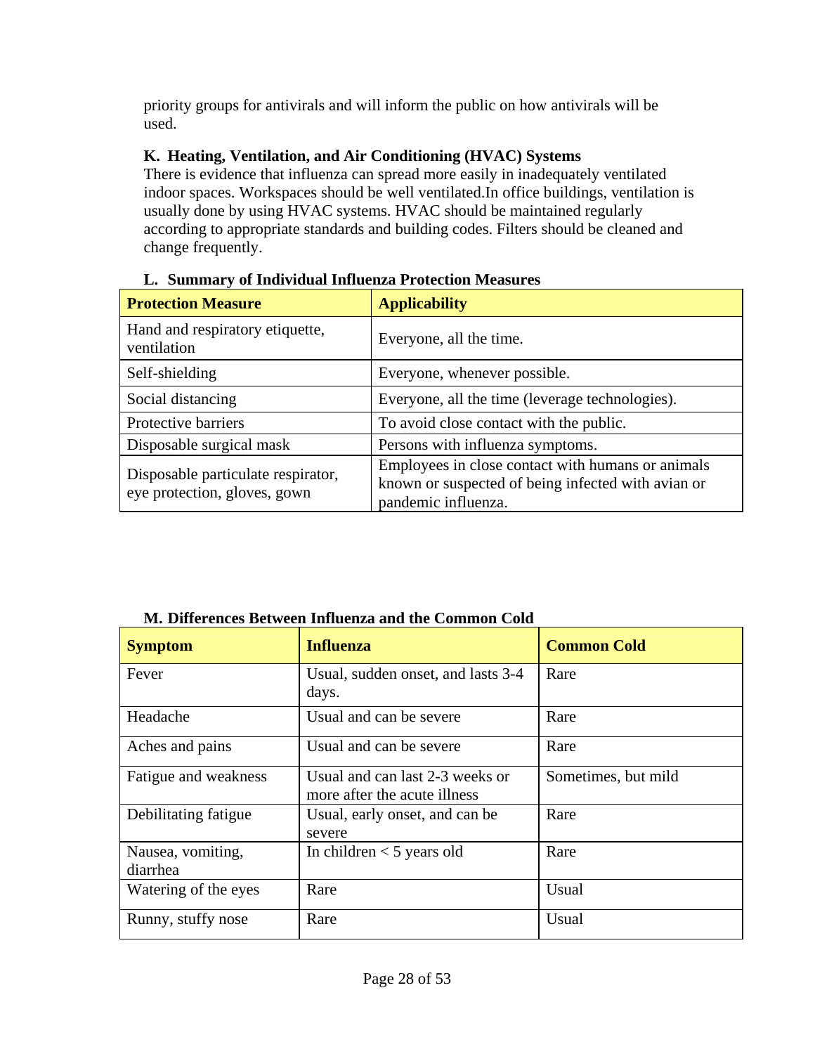priority groups for antivirals and will inform the public on how antivirals will be used.

### K. Heating, Ventilation, and Air Conditioning (HVAC) Systems

There is evidence that influenza can spread more easily in inadequately ventilated indoor spaces. Workspaces should be well ventilated.In office buildings, ventilation is usually done by using HVAC systems. HVAC should be maintained regularly according to appropriate standards and building codes. Filters should be cleaned and change frequently.

### L. Summary of Individual Influenza Protection Measures

| Protection Measure | Applicability |
| --- | --- |
| Hand and respiratory etiquette, ventilation | Everyone, all the time. |
| Self-shielding | Everyone, whenever possible. |
| Social distancing | Everyone, all the time (leverage technologies). |
| Protective barriers | To avoid close contact with the public. |
| Disposable surgical mask | Persons with influenza symptoms. |
| Disposable particulate respirator, eye protection, gloves, gown | Employees in close contact with humans or animals known or suspected of being infected with avian or pandemic influenza. |

### M. Differences Between Influenza and the Common Cold

| Symptom | Influenza | Common Cold |
| --- | --- | --- |
| Fever | Usual, sudden onset, and lasts 3-4 days. | Rare |
| Headache | Usual and can be severe | Rare |
| Aches and pains | Usual and can be severe | Rare |
| Fatigue and weakness | Usual and can last 2-3 weeks or more after the acute illness | Sometimes, but mild |
| Debilitating fatigue | Usual, early onset, and can be severe | Rare |
| Nausea, vomiting, diarrhea | In children < 5 years old | Rare |
| Watering of the eyes | Rare | Usual |
| Runny, stuffy nose | Rare | Usual |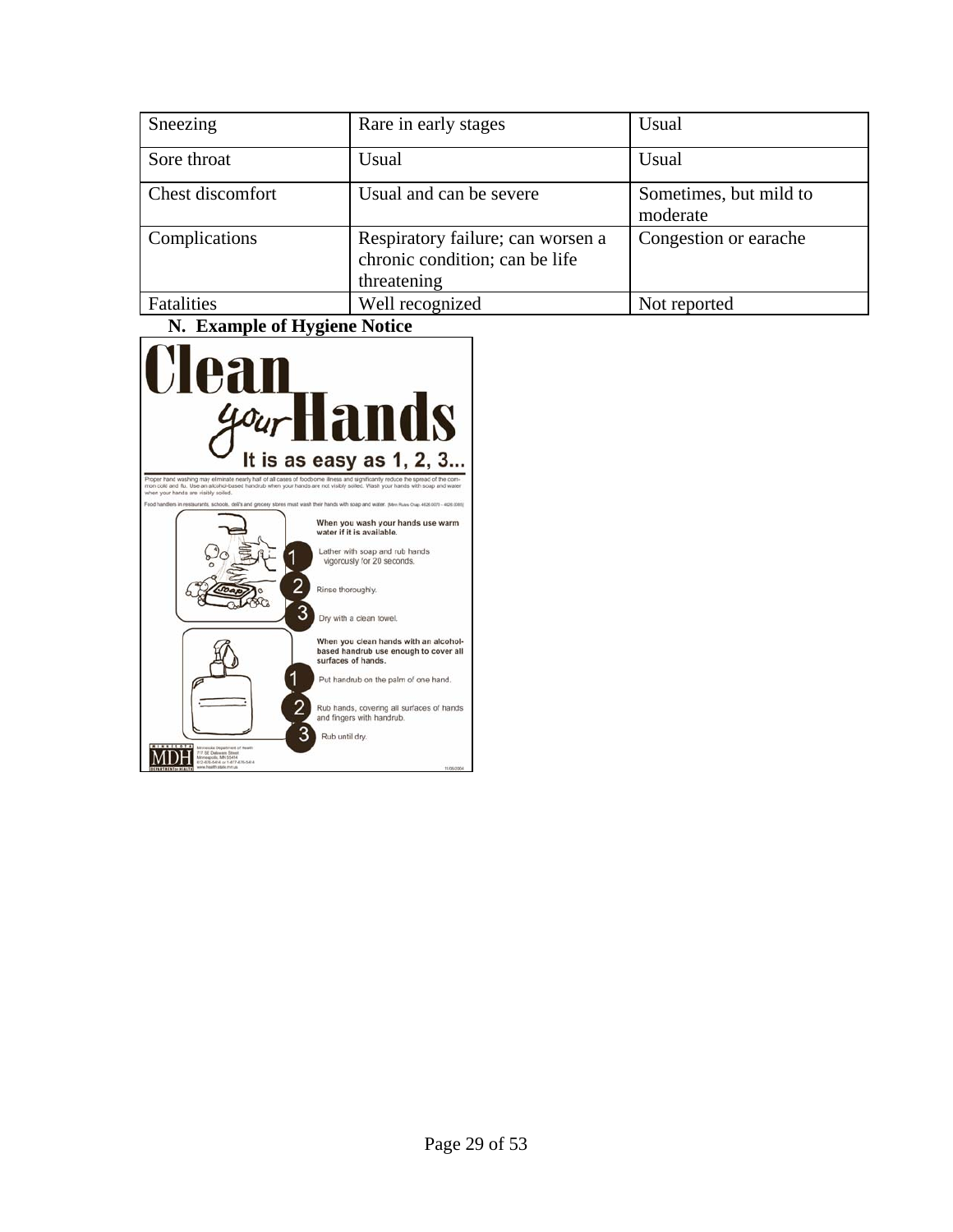| Sneezing | Rare in early stages | Usual |
|---|---|---|
| Sore throat | Usual | Usual |
| Chest discomfort | Usual and can be severe | Sometimes, but mild to moderate |
| Complications | Respiratory failure; can worsen a chronic condition; can be life threatening | Congestion or earache |
| Fatalities | Well recognized | Not reported |

## N. Example of Hygiene Notice

# Clean your Hands

**It is as easy as 1, 2, 3...**

Proper hand washing may eliminate nearly half of all cases of foodborne illness and significantly reduce the spread of the common cold and flu. Use an alcohol-based handrub when your hands are not visibly soiled. Wash your hands with soap and water when your hands are visibly soiled.

Food handlers in restaurants, schools, deli's and grocery stores must wash their hands with soap and water. [Minn Rules Chap. 4626.0070 - 4626.0085]

**When you wash your hands use warm water if it is available.**

1. Lather with soap and rub hands vigorously for 20 seconds.
2. Rinse thoroughly.
3. Dry with a clean towel.

**When you clean hands with an alcohol-based handrub use enough to cover all surfaces of hands.**

1. Put handrub on the palm of one hand.
2. Rub hands, covering all surfaces of hands and fingers with handrub.
3. Rub until dry.

MDH Minnesota Department of Health
717 SE Delaware Street
Minneapolis, MN 55414
612-676-5414 or 1-877-676-5414
www.health.state.mn.us

11/05/2004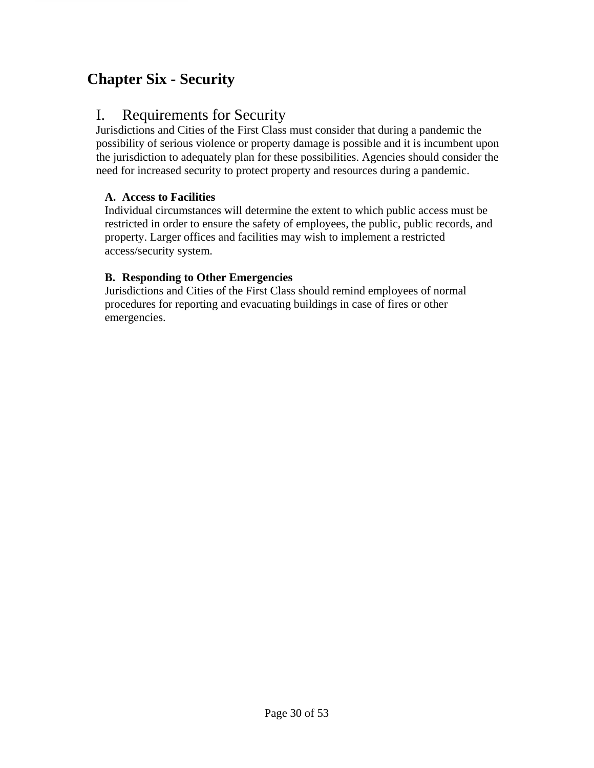# Chapter Six - Security

## I. Requirements for Security

Jurisdictions and Cities of the First Class must consider that during a pandemic the possibility of serious violence or property damage is possible and it is incumbent upon the jurisdiction to adequately plan for these possibilities. Agencies should consider the need for increased security to protect property and resources during a pandemic.

### A. Access to Facilities

Individual circumstances will determine the extent to which public access must be restricted in order to ensure the safety of employees, the public, public records, and property. Larger offices and facilities may wish to implement a restricted access/security system.

### B. Responding to Other Emergencies

Jurisdictions and Cities of the First Class should remind employees of normal procedures for reporting and evacuating buildings in case of fires or other emergencies.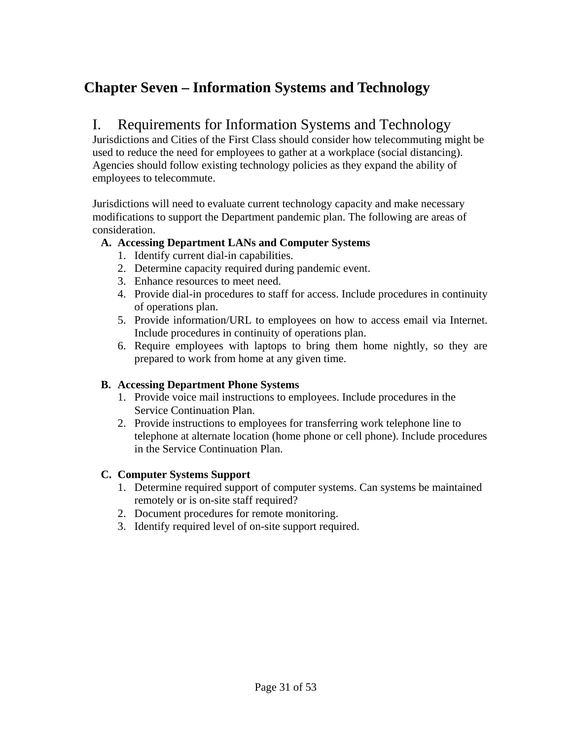# Chapter Seven – Information Systems and Technology

## I. Requirements for Information Systems and Technology

Jurisdictions and Cities of the First Class should consider how telecommuting might be used to reduce the need for employees to gather at a workplace (social distancing). Agencies should follow existing technology policies as they expand the ability of employees to telecommute.

Jurisdictions will need to evaluate current technology capacity and make necessary modifications to support the Department pandemic plan. The following are areas of consideration.

**A. Accessing Department LANs and Computer Systems**

1. Identify current dial-in capabilities.
2. Determine capacity required during pandemic event.
3. Enhance resources to meet need.
4. Provide dial-in procedures to staff for access. Include procedures in continuity of operations plan.
5. Provide information/URL to employees on how to access email via Internet. Include procedures in continuity of operations plan.
6. Require employees with laptops to bring them home nightly, so they are prepared to work from home at any given time.

**B. Accessing Department Phone Systems**

1. Provide voice mail instructions to employees. Include procedures in the Service Continuation Plan.
2. Provide instructions to employees for transferring work telephone line to telephone at alternate location (home phone or cell phone). Include procedures in the Service Continuation Plan.

**C. Computer Systems Support**

1. Determine required support of computer systems. Can systems be maintained remotely or is on-site staff required?
2. Document procedures for remote monitoring.
3. Identify required level of on-site support required.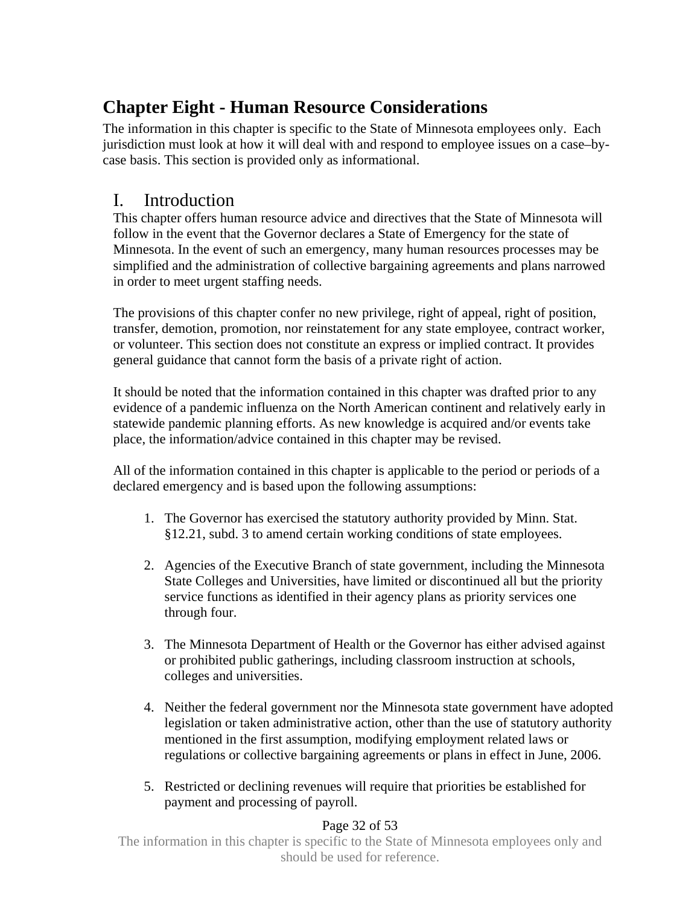# Chapter Eight - Human Resource Considerations

The information in this chapter is specific to the State of Minnesota employees only. Each jurisdiction must look at how it will deal with and respond to employee issues on a case–by-case basis. This section is provided only as informational.

## I. Introduction

This chapter offers human resource advice and directives that the State of Minnesota will follow in the event that the Governor declares a State of Emergency for the state of Minnesota. In the event of such an emergency, many human resources processes may be simplified and the administration of collective bargaining agreements and plans narrowed in order to meet urgent staffing needs.

The provisions of this chapter confer no new privilege, right of appeal, right of position, transfer, demotion, promotion, nor reinstatement for any state employee, contract worker, or volunteer. This section does not constitute an express or implied contract. It provides general guidance that cannot form the basis of a private right of action.

It should be noted that the information contained in this chapter was drafted prior to any evidence of a pandemic influenza on the North American continent and relatively early in statewide pandemic planning efforts. As new knowledge is acquired and/or events take place, the information/advice contained in this chapter may be revised.

All of the information contained in this chapter is applicable to the period or periods of a declared emergency and is based upon the following assumptions:

1. The Governor has exercised the statutory authority provided by Minn. Stat. §12.21, subd. 3 to amend certain working conditions of state employees.

2. Agencies of the Executive Branch of state government, including the Minnesota State Colleges and Universities, have limited or discontinued all but the priority service functions as identified in their agency plans as priority services one through four.

3. The Minnesota Department of Health or the Governor has either advised against or prohibited public gatherings, including classroom instruction at schools, colleges and universities.

4. Neither the federal government nor the Minnesota state government have adopted legislation or taken administrative action, other than the use of statutory authority mentioned in the first assumption, modifying employment related laws or regulations or collective bargaining agreements or plans in effect in June, 2006.

5. Restricted or declining revenues will require that priorities be established for payment and processing of payroll.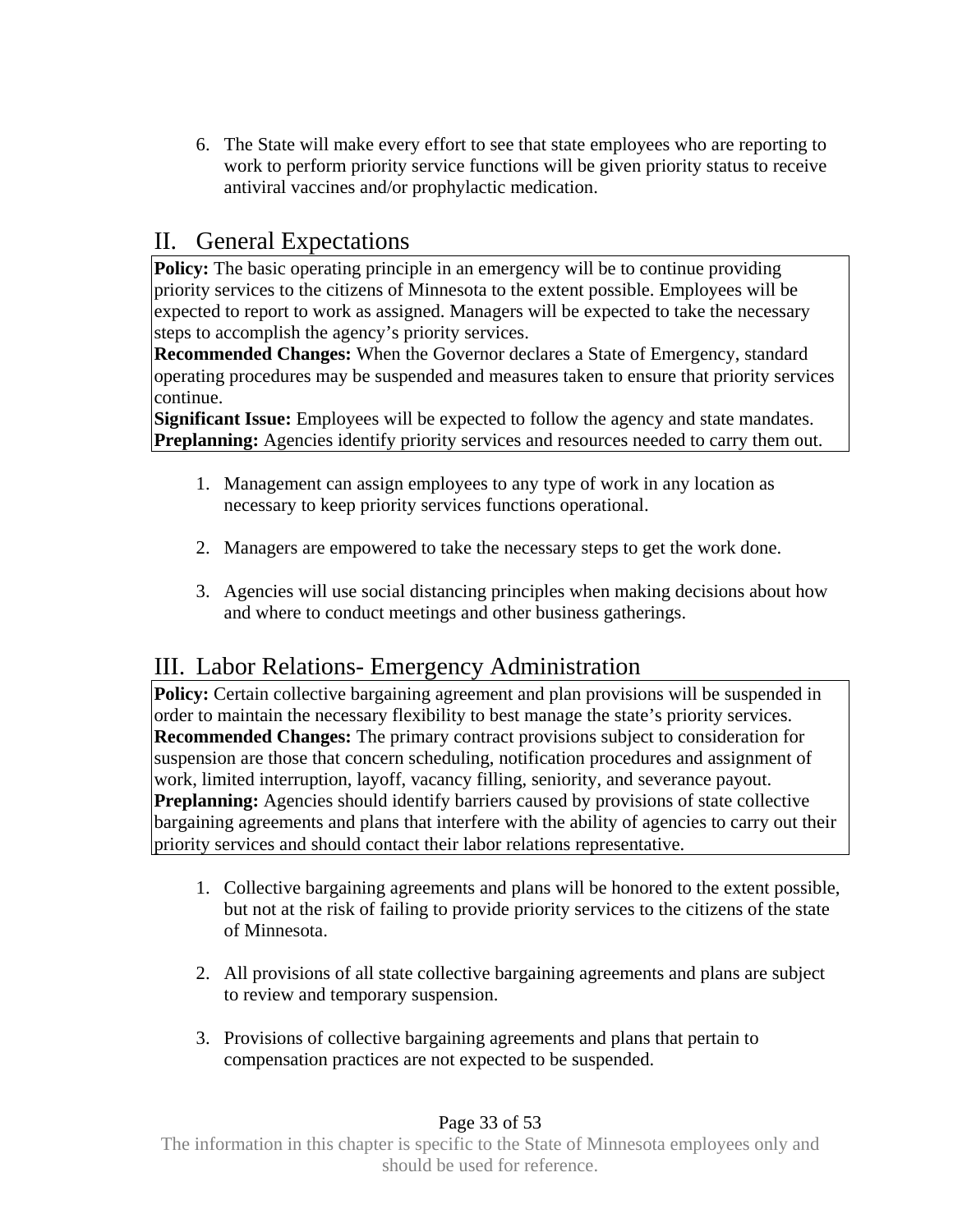6. The State will make every effort to see that state employees who are reporting to work to perform priority service functions will be given priority status to receive antiviral vaccines and/or prophylactic medication.

## II. General Expectations

**Policy:** The basic operating principle in an emergency will be to continue providing priority services to the citizens of Minnesota to the extent possible. Employees will be expected to report to work as assigned. Managers will be expected to take the necessary steps to accomplish the agency's priority services.
**Recommended Changes:** When the Governor declares a State of Emergency, standard operating procedures may be suspended and measures taken to ensure that priority services continue.
**Significant Issue:** Employees will be expected to follow the agency and state mandates.
**Preplanning:** Agencies identify priority services and resources needed to carry them out.

1. Management can assign employees to any type of work in any location as necessary to keep priority services functions operational.

2. Managers are empowered to take the necessary steps to get the work done.

3. Agencies will use social distancing principles when making decisions about how and where to conduct meetings and other business gatherings.

## III. Labor Relations- Emergency Administration

**Policy:** Certain collective bargaining agreement and plan provisions will be suspended in order to maintain the necessary flexibility to best manage the state's priority services.
**Recommended Changes:** The primary contract provisions subject to consideration for suspension are those that concern scheduling, notification procedures and assignment of work, limited interruption, layoff, vacancy filling, seniority, and severance payout.
**Preplanning:** Agencies should identify barriers caused by provisions of state collective bargaining agreements and plans that interfere with the ability of agencies to carry out their priority services and should contact their labor relations representative.

1. Collective bargaining agreements and plans will be honored to the extent possible, but not at the risk of failing to provide priority services to the citizens of the state of Minnesota.

2. All provisions of all state collective bargaining agreements and plans are subject to review and temporary suspension.

3. Provisions of collective bargaining agreements and plans that pertain to compensation practices are not expected to be suspended.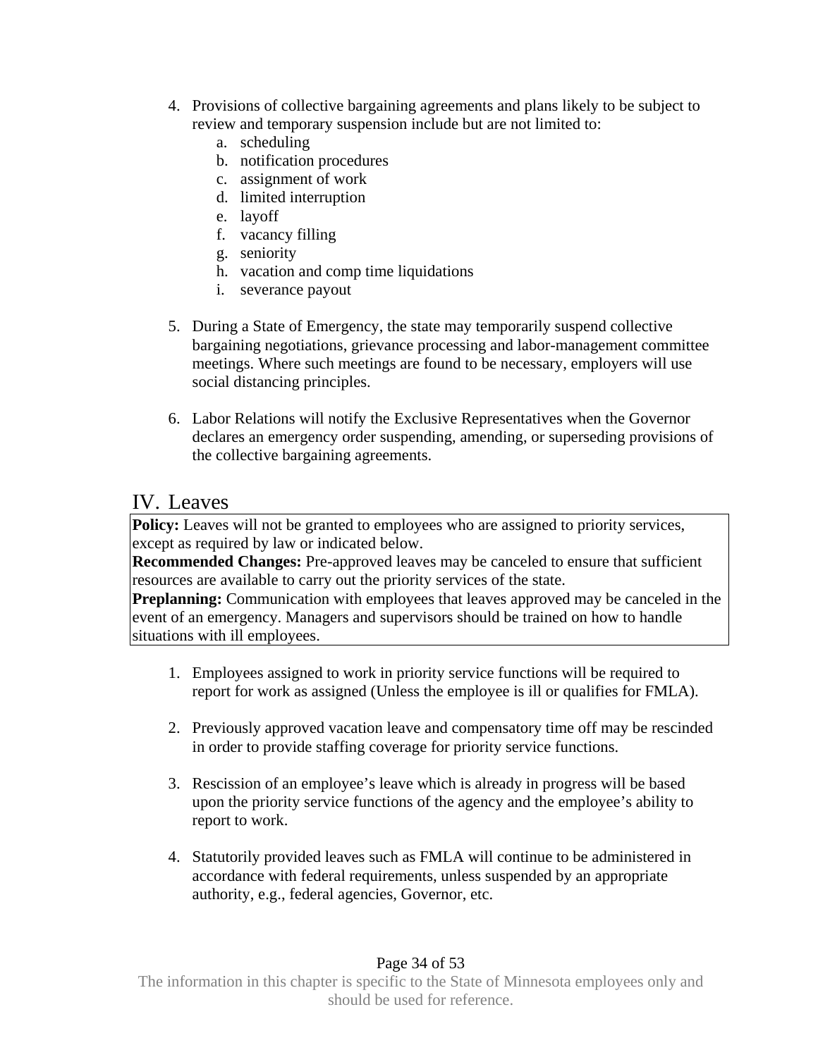4. Provisions of collective bargaining agreements and plans likely to be subject to review and temporary suspension include but are not limited to:
   a. scheduling
   b. notification procedures
   c. assignment of work
   d. limited interruption
   e. layoff
   f. vacancy filling
   g. seniority
   h. vacation and comp time liquidations
   i. severance payout

5. During a State of Emergency, the state may temporarily suspend collective bargaining negotiations, grievance processing and labor-management committee meetings. Where such meetings are found to be necessary, employers will use social distancing principles.

6. Labor Relations will notify the Exclusive Representatives when the Governor declares an emergency order suspending, amending, or superseding provisions of the collective bargaining agreements.

## IV. Leaves

**Policy:** Leaves will not be granted to employees who are assigned to priority services, except as required by law or indicated below.
**Recommended Changes:** Pre-approved leaves may be canceled to ensure that sufficient resources are available to carry out the priority services of the state.
**Preplanning:** Communication with employees that leaves approved may be canceled in the event of an emergency. Managers and supervisors should be trained on how to handle situations with ill employees.

1. Employees assigned to work in priority service functions will be required to report for work as assigned (Unless the employee is ill or qualifies for FMLA).

2. Previously approved vacation leave and compensatory time off may be rescinded in order to provide staffing coverage for priority service functions.

3. Rescission of an employee's leave which is already in progress will be based upon the priority service functions of the agency and the employee's ability to report to work.

4. Statutorily provided leaves such as FMLA will continue to be administered in accordance with federal requirements, unless suspended by an appropriate authority, e.g., federal agencies, Governor, etc.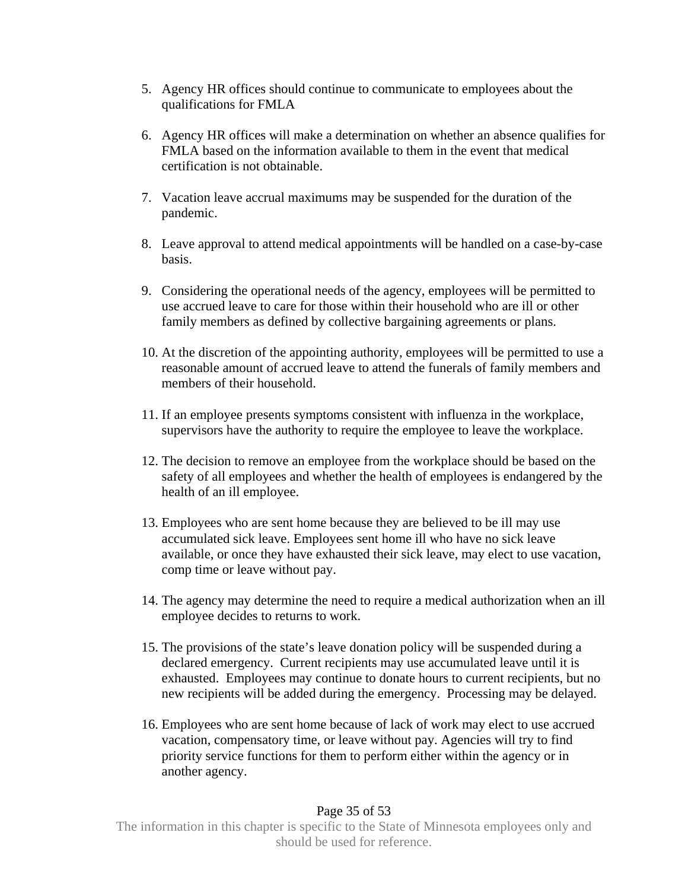5. Agency HR offices should continue to communicate to employees about the qualifications for FMLA

6. Agency HR offices will make a determination on whether an absence qualifies for FMLA based on the information available to them in the event that medical certification is not obtainable.

7. Vacation leave accrual maximums may be suspended for the duration of the pandemic.

8. Leave approval to attend medical appointments will be handled on a case-by-case basis.

9. Considering the operational needs of the agency, employees will be permitted to use accrued leave to care for those within their household who are ill or other family members as defined by collective bargaining agreements or plans.

10. At the discretion of the appointing authority, employees will be permitted to use a reasonable amount of accrued leave to attend the funerals of family members and members of their household.

11. If an employee presents symptoms consistent with influenza in the workplace, supervisors have the authority to require the employee to leave the workplace.

12. The decision to remove an employee from the workplace should be based on the safety of all employees and whether the health of employees is endangered by the health of an ill employee.

13. Employees who are sent home because they are believed to be ill may use accumulated sick leave. Employees sent home ill who have no sick leave available, or once they have exhausted their sick leave, may elect to use vacation, comp time or leave without pay.

14. The agency may determine the need to require a medical authorization when an ill employee decides to returns to work.

15. The provisions of the state's leave donation policy will be suspended during a declared emergency. Current recipients may use accumulated leave until it is exhausted. Employees may continue to donate hours to current recipients, but no new recipients will be added during the emergency. Processing may be delayed.

16. Employees who are sent home because of lack of work may elect to use accrued vacation, compensatory time, or leave without pay. Agencies will try to find priority service functions for them to perform either within the agency or in another agency.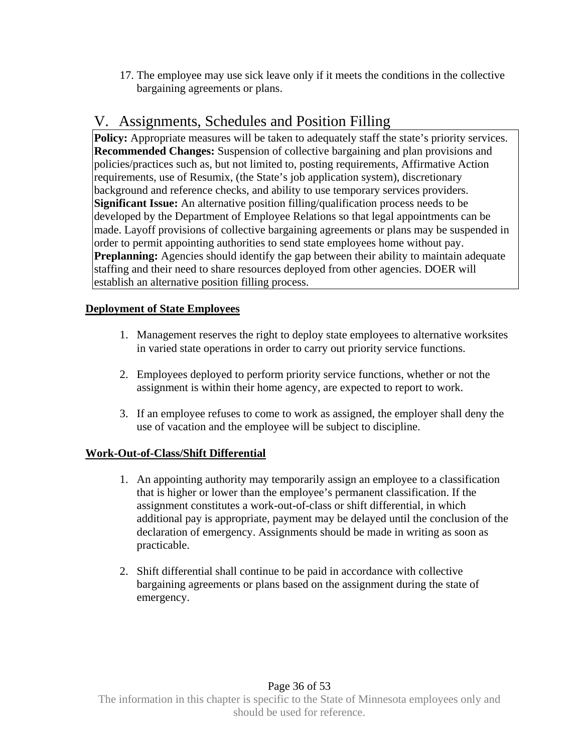17. The employee may use sick leave only if it meets the conditions in the collective bargaining agreements or plans.

# V. Assignments, Schedules and Position Filling

**Policy:** Appropriate measures will be taken to adequately staff the state's priority services.
**Recommended Changes:** Suspension of collective bargaining and plan provisions and policies/practices such as, but not limited to, posting requirements, Affirmative Action requirements, use of Resumix, (the State's job application system), discretionary background and reference checks, and ability to use temporary services providers.
**Significant Issue:** An alternative position filling/qualification process needs to be developed by the Department of Employee Relations so that legal appointments can be made. Layoff provisions of collective bargaining agreements or plans may be suspended in order to permit appointing authorities to send state employees home without pay.
**Preplanning:** Agencies should identify the gap between their ability to maintain adequate staffing and their need to share resources deployed from other agencies. DOER will establish an alternative position filling process.

**Deployment of State Employees**

1. Management reserves the right to deploy state employees to alternative worksites in varied state operations in order to carry out priority service functions.

2. Employees deployed to perform priority service functions, whether or not the assignment is within their home agency, are expected to report to work.

3. If an employee refuses to come to work as assigned, the employer shall deny the use of vacation and the employee will be subject to discipline.

**Work-Out-of-Class/Shift Differential**

1. An appointing authority may temporarily assign an employee to a classification that is higher or lower than the employee's permanent classification. If the assignment constitutes a work-out-of-class or shift differential, in which additional pay is appropriate, payment may be delayed until the conclusion of the declaration of emergency. Assignments should be made in writing as soon as practicable.

2. Shift differential shall continue to be paid in accordance with collective bargaining agreements or plans based on the assignment during the state of emergency.

The information in this chapter is specific to the State of Minnesota employees only and should be used for reference.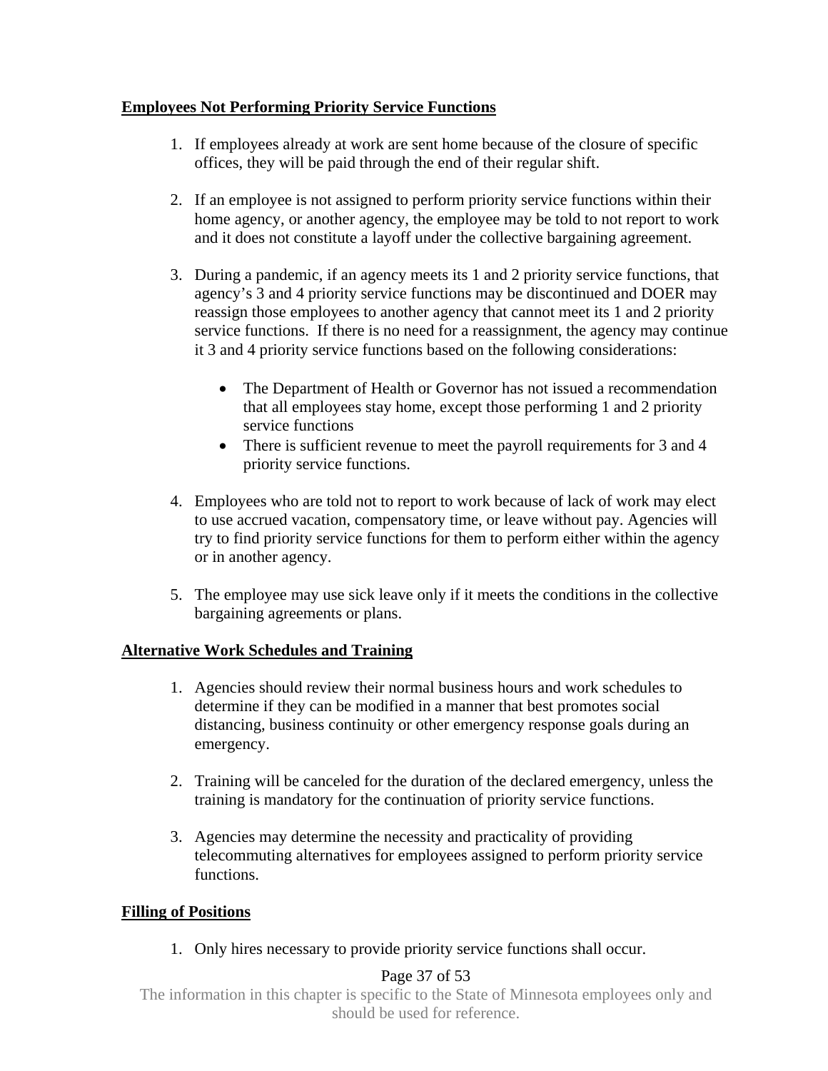**Employees Not Performing Priority Service Functions**

1. If employees already at work are sent home because of the closure of specific offices, they will be paid through the end of their regular shift.

2. If an employee is not assigned to perform priority service functions within their home agency, or another agency, the employee may be told to not report to work and it does not constitute a layoff under the collective bargaining agreement.

3. During a pandemic, if an agency meets its 1 and 2 priority service functions, that agency's 3 and 4 priority service functions may be discontinued and DOER may reassign those employees to another agency that cannot meet its 1 and 2 priority service functions. If there is no need for a reassignment, the agency may continue it 3 and 4 priority service functions based on the following considerations:

   - The Department of Health or Governor has not issued a recommendation that all employees stay home, except those performing 1 and 2 priority service functions
   - There is sufficient revenue to meet the payroll requirements for 3 and 4 priority service functions.

4. Employees who are told not to report to work because of lack of work may elect to use accrued vacation, compensatory time, or leave without pay. Agencies will try to find priority service functions for them to perform either within the agency or in another agency.

5. The employee may use sick leave only if it meets the conditions in the collective bargaining agreements or plans.

**Alternative Work Schedules and Training**

1. Agencies should review their normal business hours and work schedules to determine if they can be modified in a manner that best promotes social distancing, business continuity or other emergency response goals during an emergency.

2. Training will be canceled for the duration of the declared emergency, unless the training is mandatory for the continuation of priority service functions.

3. Agencies may determine the necessity and practicality of providing telecommuting alternatives for employees assigned to perform priority service functions.

**Filling of Positions**

1. Only hires necessary to provide priority service functions shall occur.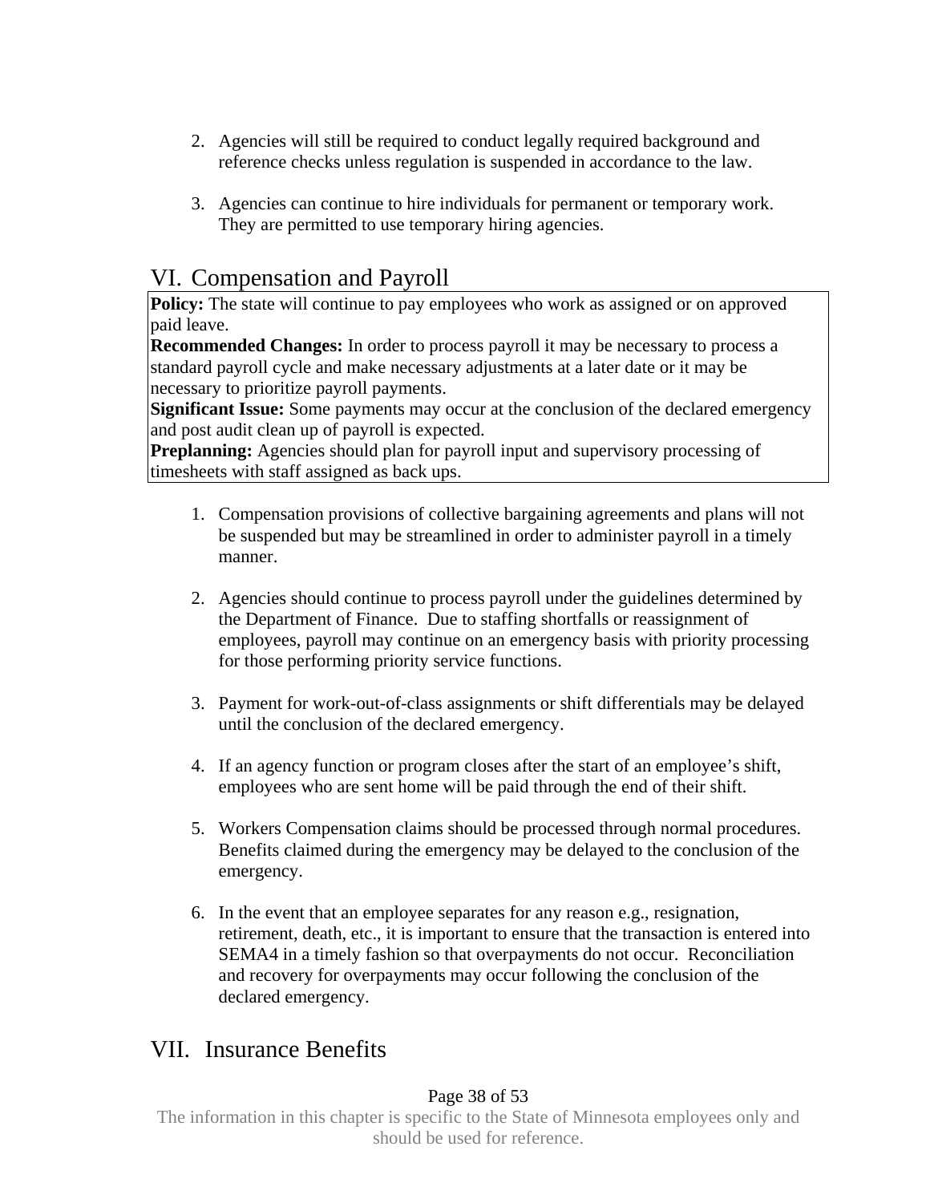2. Agencies will still be required to conduct legally required background and reference checks unless regulation is suspended in accordance to the law.

3. Agencies can continue to hire individuals for permanent or temporary work. They are permitted to use temporary hiring agencies.

## VI. Compensation and Payroll

**Policy:** The state will continue to pay employees who work as assigned or on approved paid leave.
**Recommended Changes:** In order to process payroll it may be necessary to process a standard payroll cycle and make necessary adjustments at a later date or it may be necessary to prioritize payroll payments.
**Significant Issue:** Some payments may occur at the conclusion of the declared emergency and post audit clean up of payroll is expected.
**Preplanning:** Agencies should plan for payroll input and supervisory processing of timesheets with staff assigned as back ups.

1. Compensation provisions of collective bargaining agreements and plans will not be suspended but may be streamlined in order to administer payroll in a timely manner.

2. Agencies should continue to process payroll under the guidelines determined by the Department of Finance. Due to staffing shortfalls or reassignment of employees, payroll may continue on an emergency basis with priority processing for those performing priority service functions.

3. Payment for work-out-of-class assignments or shift differentials may be delayed until the conclusion of the declared emergency.

4. If an agency function or program closes after the start of an employee's shift, employees who are sent home will be paid through the end of their shift.

5. Workers Compensation claims should be processed through normal procedures. Benefits claimed during the emergency may be delayed to the conclusion of the emergency.

6. In the event that an employee separates for any reason e.g., resignation, retirement, death, etc., it is important to ensure that the transaction is entered into SEMA4 in a timely fashion so that overpayments do not occur. Reconciliation and recovery for overpayments may occur following the conclusion of the declared emergency.

## VII. Insurance Benefits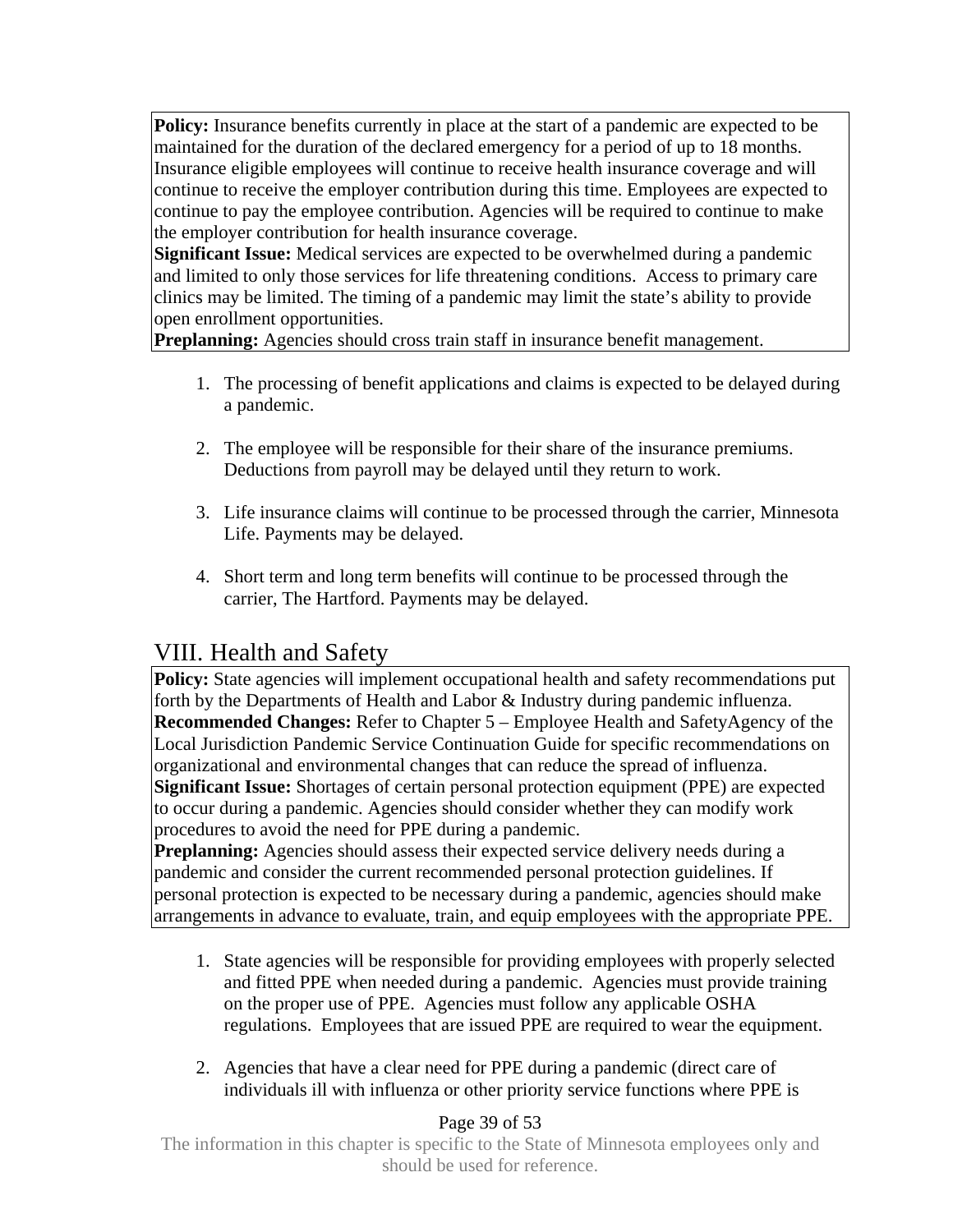**Policy:** Insurance benefits currently in place at the start of a pandemic are expected to be maintained for the duration of the declared emergency for a period of up to 18 months. Insurance eligible employees will continue to receive health insurance coverage and will continue to receive the employer contribution during this time. Employees are expected to continue to pay the employee contribution. Agencies will be required to continue to make the employer contribution for health insurance coverage.
**Significant Issue:** Medical services are expected to be overwhelmed during a pandemic and limited to only those services for life threatening conditions. Access to primary care clinics may be limited. The timing of a pandemic may limit the state's ability to provide open enrollment opportunities.
**Preplanning:** Agencies should cross train staff in insurance benefit management.

1. The processing of benefit applications and claims is expected to be delayed during a pandemic.

2. The employee will be responsible for their share of the insurance premiums. Deductions from payroll may be delayed until they return to work.

3. Life insurance claims will continue to be processed through the carrier, Minnesota Life. Payments may be delayed.

4. Short term and long term benefits will continue to be processed through the carrier, The Hartford. Payments may be delayed.

## VIII. Health and Safety

**Policy:** State agencies will implement occupational health and safety recommendations put forth by the Departments of Health and Labor & Industry during pandemic influenza.
**Recommended Changes:** Refer to Chapter 5 – Employee Health and SafetyAgency of the Local Jurisdiction Pandemic Service Continuation Guide for specific recommendations on organizational and environmental changes that can reduce the spread of influenza.
**Significant Issue:** Shortages of certain personal protection equipment (PPE) are expected to occur during a pandemic. Agencies should consider whether they can modify work procedures to avoid the need for PPE during a pandemic.
**Preplanning:** Agencies should assess their expected service delivery needs during a pandemic and consider the current recommended personal protection guidelines. If personal protection is expected to be necessary during a pandemic, agencies should make arrangements in advance to evaluate, train, and equip employees with the appropriate PPE.

1. State agencies will be responsible for providing employees with properly selected and fitted PPE when needed during a pandemic. Agencies must provide training on the proper use of PPE. Agencies must follow any applicable OSHA regulations. Employees that are issued PPE are required to wear the equipment.

2. Agencies that have a clear need for PPE during a pandemic (direct care of individuals ill with influenza or other priority service functions where PPE is

The information in this chapter is specific to the State of Minnesota employees only and should be used for reference.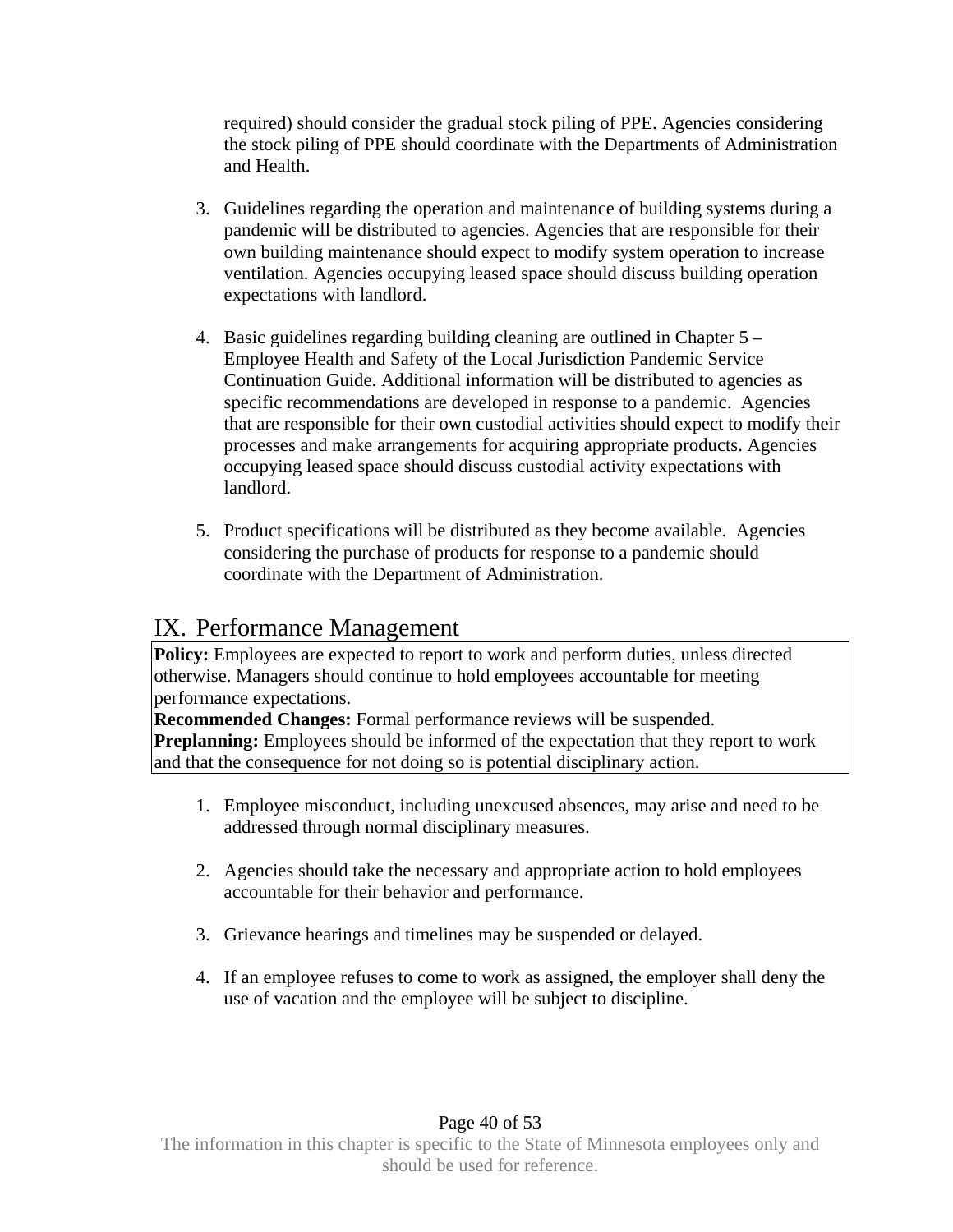required) should consider the gradual stock piling of PPE. Agencies considering the stock piling of PPE should coordinate with the Departments of Administration and Health.

3. Guidelines regarding the operation and maintenance of building systems during a pandemic will be distributed to agencies. Agencies that are responsible for their own building maintenance should expect to modify system operation to increase ventilation. Agencies occupying leased space should discuss building operation expectations with landlord.

4. Basic guidelines regarding building cleaning are outlined in Chapter 5 – Employee Health and Safety of the Local Jurisdiction Pandemic Service Continuation Guide. Additional information will be distributed to agencies as specific recommendations are developed in response to a pandemic. Agencies that are responsible for their own custodial activities should expect to modify their processes and make arrangements for acquiring appropriate products. Agencies occupying leased space should discuss custodial activity expectations with landlord.

5. Product specifications will be distributed as they become available. Agencies considering the purchase of products for response to a pandemic should coordinate with the Department of Administration.

# IX. Performance Management

**Policy:** Employees are expected to report to work and perform duties, unless directed otherwise. Managers should continue to hold employees accountable for meeting performance expectations.
**Recommended Changes:** Formal performance reviews will be suspended.
**Preplanning:** Employees should be informed of the expectation that they report to work and that the consequence for not doing so is potential disciplinary action.

1. Employee misconduct, including unexcused absences, may arise and need to be addressed through normal disciplinary measures.

2. Agencies should take the necessary and appropriate action to hold employees accountable for their behavior and performance.

3. Grievance hearings and timelines may be suspended or delayed.

4. If an employee refuses to come to work as assigned, the employer shall deny the use of vacation and the employee will be subject to discipline.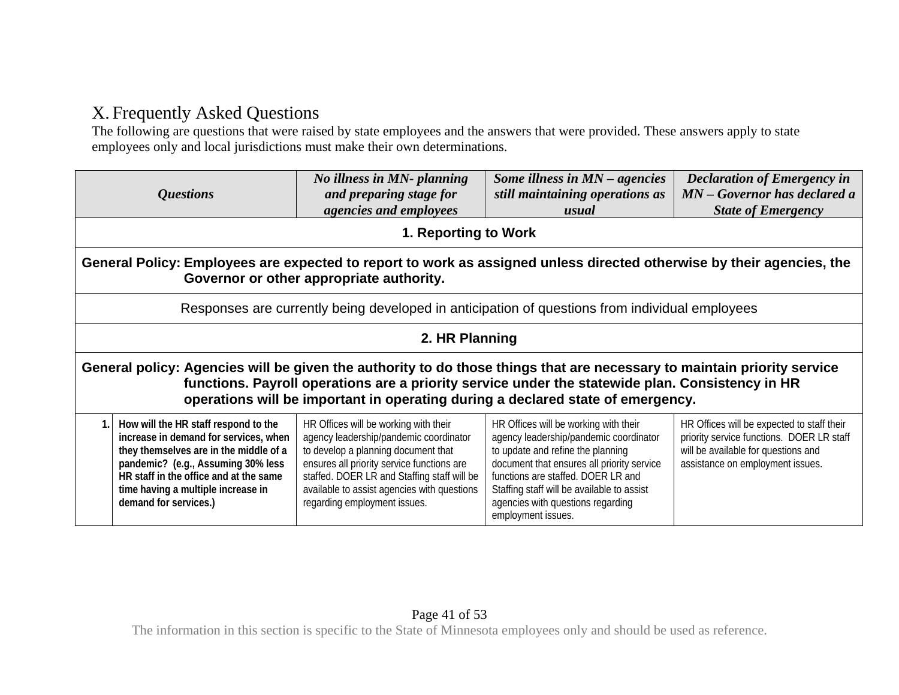## X. Frequently Asked Questions

The following are questions that were raised by state employees and the answers that were provided. These answers apply to state employees only and local jurisdictions must make their own determinations.

| | ***Questions*** | ***No illness in MN- planning and preparing stage for agencies and employees*** | ***Some illness in MN – agencies still maintaining operations as usual*** | ***Declaration of Emergency in MN – Governor has declared a State of Emergency*** |
|---|---|---|---|---|
| **1. Reporting to Work** | | | | |
| **General Policy: Employees are expected to report to work as assigned unless directed otherwise by their agencies, the Governor or other appropriate authority.** | | | | |
| Responses are currently being developed in anticipation of questions from individual employees | | | | |
| **2. HR Planning** | | | | |
| **General policy: Agencies will be given the authority to do those things that are necessary to maintain priority service functions. Payroll operations are a priority service under the statewide plan. Consistency in HR operations will be important in operating during a declared state of emergency.** | | | | |
| **1.** | **How will the HR staff respond to the increase in demand for services, when they themselves are in the middle of a pandemic? (e.g., Assuming 30% less HR staff in the office and at the same time having a multiple increase in demand for services.)** | HR Offices will be working with their agency leadership/pandemic coordinator to develop a planning document that ensures all priority service functions are staffed. DOER LR and Staffing staff will be available to assist agencies with questions regarding employment issues. | HR Offices will be working with their agency leadership/pandemic coordinator to update and refine the planning document that ensures all priority service functions are staffed. DOER LR and Staffing staff will be available to assist agencies with questions regarding employment issues. | HR Offices will be expected to staff their priority service functions. DOER LR staff will be available for questions and assistance on employment issues. |

The information in this section is specific to the State of Minnesota employees only and should be used as reference.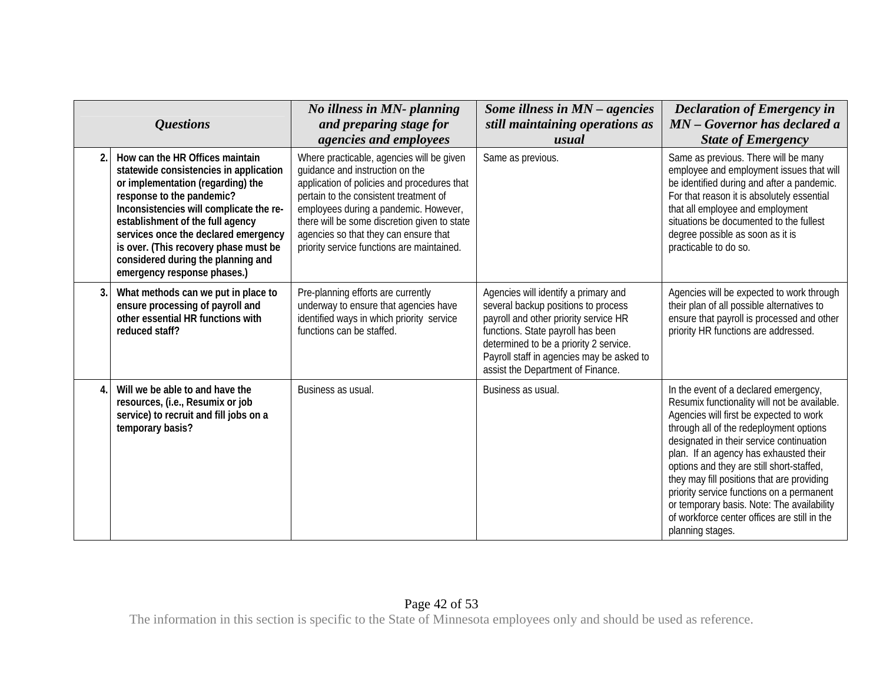| Questions | | No illness in MN- planning and preparing stage for agencies and employees | Some illness in MN – agencies still maintaining operations as usual | Declaration of Emergency in MN – Governor has declared a State of Emergency |
|---|---|---|---|---|
| 2. | **How can the HR Offices maintain statewide consistencies in application or implementation (regarding) the response to the pandemic? Inconsistencies will complicate the re-establishment of the full agency services once the declared emergency is over. (This recovery phase must be considered during the planning and emergency response phases.)** | Where practicable, agencies will be given guidance and instruction on the application of policies and procedures that pertain to the consistent treatment of employees during a pandemic. However, there will be some discretion given to state agencies so that they can ensure that priority service functions are maintained. | Same as previous. | Same as previous. There will be many employee and employment issues that will be identified during and after a pandemic. For that reason it is absolutely essential that all employee and employment situations be documented to the fullest degree possible as soon as it is practicable to do so. |
| 3. | **What methods can we put in place to ensure processing of payroll and other essential HR functions with reduced staff?** | Pre-planning efforts are currently underway to ensure that agencies have identified ways in which priority service functions can be staffed. | Agencies will identify a primary and several backup positions to process payroll and other priority service HR functions. State payroll has been determined to be a priority 2 service. Payroll staff in agencies may be asked to assist the Department of Finance. | Agencies will be expected to work through their plan of all possible alternatives to ensure that payroll is processed and other priority HR functions are addressed. |
| 4. | **Will we be able to and have the resources, (i.e., Resumix or job service) to recruit and fill jobs on a temporary basis?** | Business as usual. | Business as usual. | In the event of a declared emergency, Resumix functionality will not be available. Agencies will first be expected to work through all of the redeployment options designated in their service continuation plan. If an agency has exhausted their options and they are still short-staffed, they may fill positions that are providing priority service functions on a permanent or temporary basis. Note: The availability of workforce center offices are still in the planning stages. |

The information in this section is specific to the State of Minnesota employees only and should be used as reference.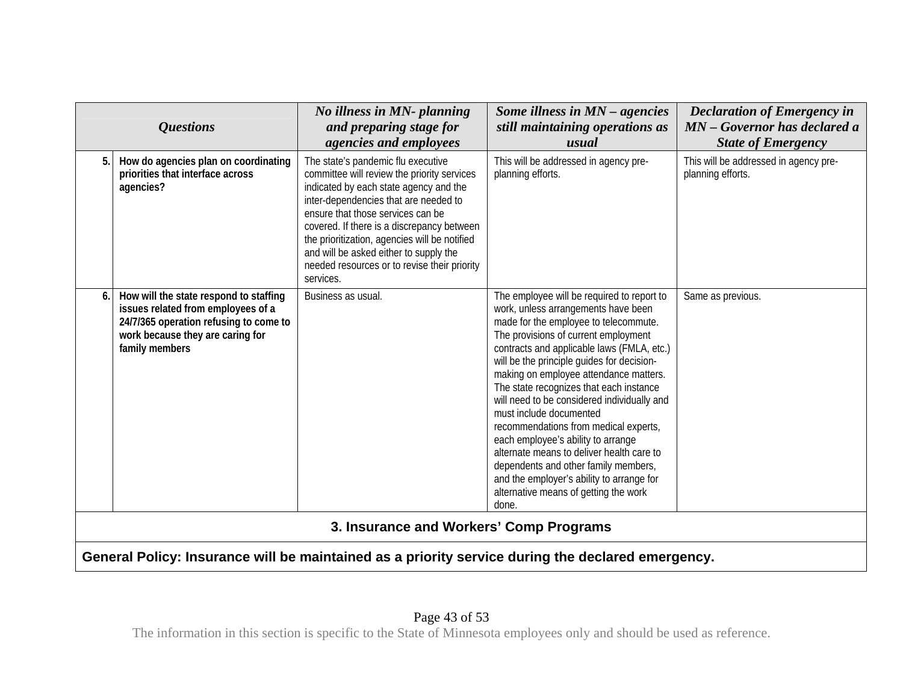| | Questions | No illness in MN- planning and preparing stage for agencies and employees | Some illness in MN – agencies still maintaining operations as usual | Declaration of Emergency in MN – Governor has declared a State of Emergency |
|---|---|---|---|---|
| 5. | **How do agencies plan on coordinating priorities that interface across agencies?** | The state's pandemic flu executive committee will review the priority services indicated by each state agency and the inter-dependencies that are needed to ensure that those services can be covered. If there is a discrepancy between the prioritization, agencies will be notified and will be asked either to supply the needed resources or to revise their priority services. | This will be addressed in agency pre-planning efforts. | This will be addressed in agency pre-planning efforts. |
| 6. | **How will the state respond to staffing issues related from employees of a 24/7/365 operation refusing to come to work because they are caring for family members** | Business as usual. | The employee will be required to report to work, unless arrangements have been made for the employee to telecommute. The provisions of current employment contracts and applicable laws (FMLA, etc.) will be the principle guides for decision-making on employee attendance matters. The state recognizes that each instance will need to be considered individually and must include documented recommendations from medical experts, each employee's ability to arrange alternate means to deliver health care to dependents and other family members, and the employer's ability to arrange for alternative means of getting the work done. | Same as previous. |
| **3. Insurance and Workers' Comp Programs** | | | | |
| **General Policy: Insurance will be maintained as a priority service during the declared emergency.** | | | | |

The information in this section is specific to the State of Minnesota employees only and should be used as reference.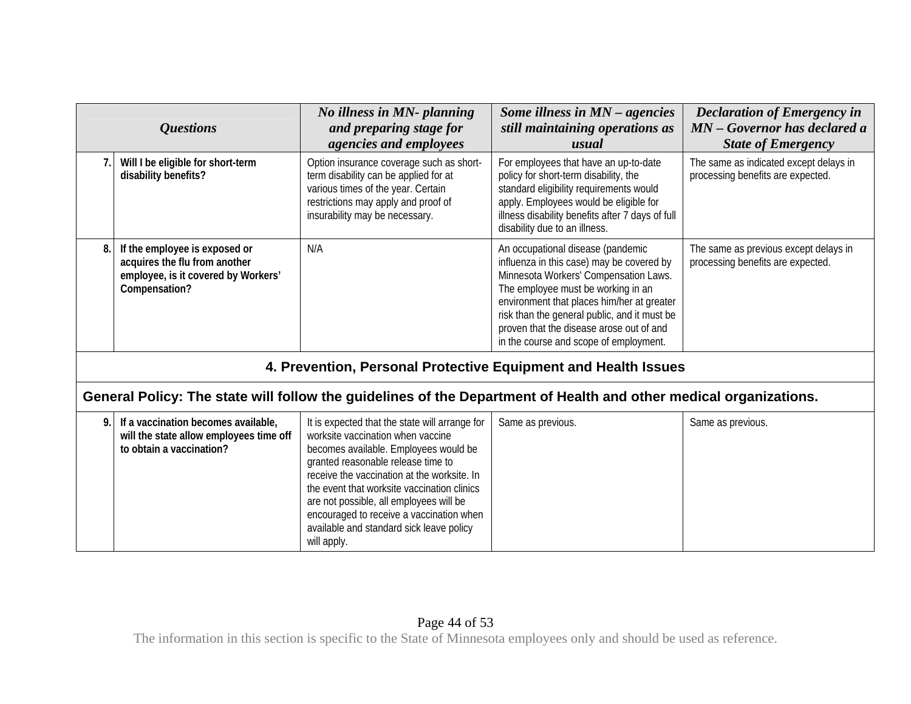| | *Questions* | *No illness in MN- planning and preparing stage for agencies and employees* | *Some illness in MN – agencies still maintaining operations as usual* | *Declaration of Emergency in MN – Governor has declared a State of Emergency* |
|---|---|---|---|---|
| 7. | **Will I be eligible for short-term disability benefits?** | Option insurance coverage such as short-term disability can be applied for at various times of the year. Certain restrictions may apply and proof of insurability may be necessary. | For employees that have an up-to-date policy for short-term disability, the standard eligibility requirements would apply. Employees would be eligible for illness disability benefits after 7 days of full disability due to an illness. | The same as indicated except delays in processing benefits are expected. |
| 8. | **If the employee is exposed or acquires the flu from another employee, is it covered by Workers' Compensation?** | N/A | An occupational disease (pandemic influenza in this case) may be covered by Minnesota Workers' Compensation Laws. The employee must be working in an environment that places him/her at greater risk than the general public, and it must be proven that the disease arose out of and in the course and scope of employment. | The same as previous except delays in processing benefits are expected. |
| **4. Prevention, Personal Protective Equipment and Health Issues** | | | | |
| **General Policy: The state will follow the guidelines of the Department of Health and other medical organizations.** | | | | |
| 9. | **If a vaccination becomes available, will the state allow employees time off to obtain a vaccination?** | It is expected that the state will arrange for worksite vaccination when vaccine becomes available. Employees would be granted reasonable release time to receive the vaccination at the worksite. In the event that worksite vaccination clinics are not possible, all employees will be encouraged to receive a vaccination when available and standard sick leave policy will apply. | Same as previous. | Same as previous. |

The information in this section is specific to the State of Minnesota employees only and should be used as reference.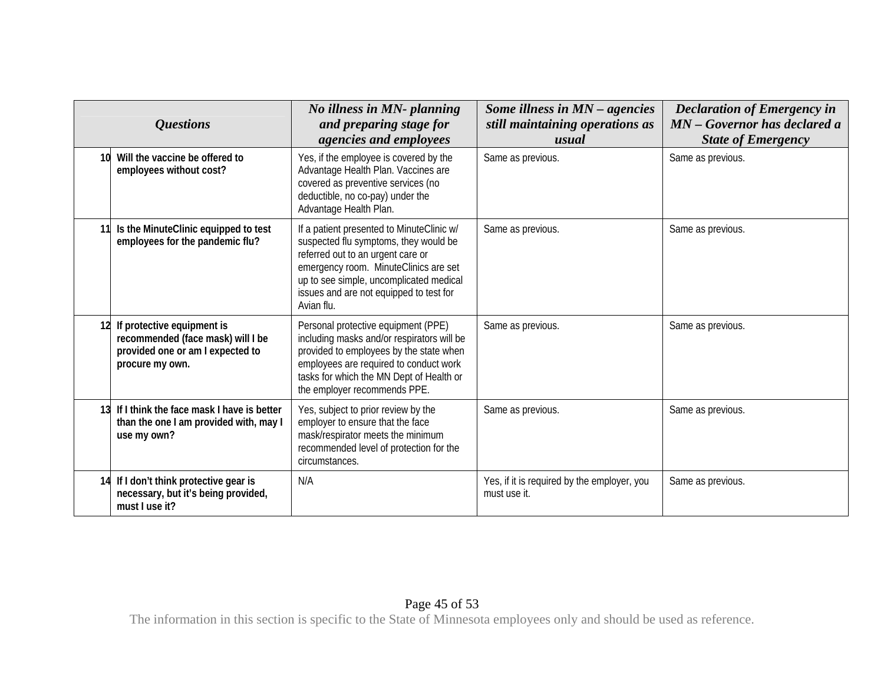| | Questions | No illness in MN- planning and preparing stage for agencies and employees | Some illness in MN – agencies still maintaining operations as usual | Declaration of Emergency in MN – Governor has declared a State of Emergency |
|---|---|---|---|---|
| 10 | **Will the vaccine be offered to employees without cost?** | Yes, if the employee is covered by the Advantage Health Plan. Vaccines are covered as preventive services (no deductible, no co-pay) under the Advantage Health Plan. | Same as previous. | Same as previous. |
| 11 | **Is the MinuteClinic equipped to test employees for the pandemic flu?** | If a patient presented to MinuteClinic w/ suspected flu symptoms, they would be referred out to an urgent care or emergency room. MinuteClinics are set up to see simple, uncomplicated medical issues and are not equipped to test for Avian flu. | Same as previous. | Same as previous. |
| 12 | **If protective equipment is recommended (face mask) will I be provided one or am I expected to procure my own.** | Personal protective equipment (PPE) including masks and/or respirators will be provided to employees by the state when employees are required to conduct work tasks for which the MN Dept of Health or the employer recommends PPE. | Same as previous. | Same as previous. |
| 13 | **If I think the face mask I have is better than the one I am provided with, may I use my own?** | Yes, subject to prior review by the employer to ensure that the face mask/respirator meets the minimum recommended level of protection for the circumstances. | Same as previous. | Same as previous. |
| 14 | **If I don't think protective gear is necessary, but it's being provided, must I use it?** | N/A | Yes, if it is required by the employer, you must use it. | Same as previous. |

The information in this section is specific to the State of Minnesota employees only and should be used as reference.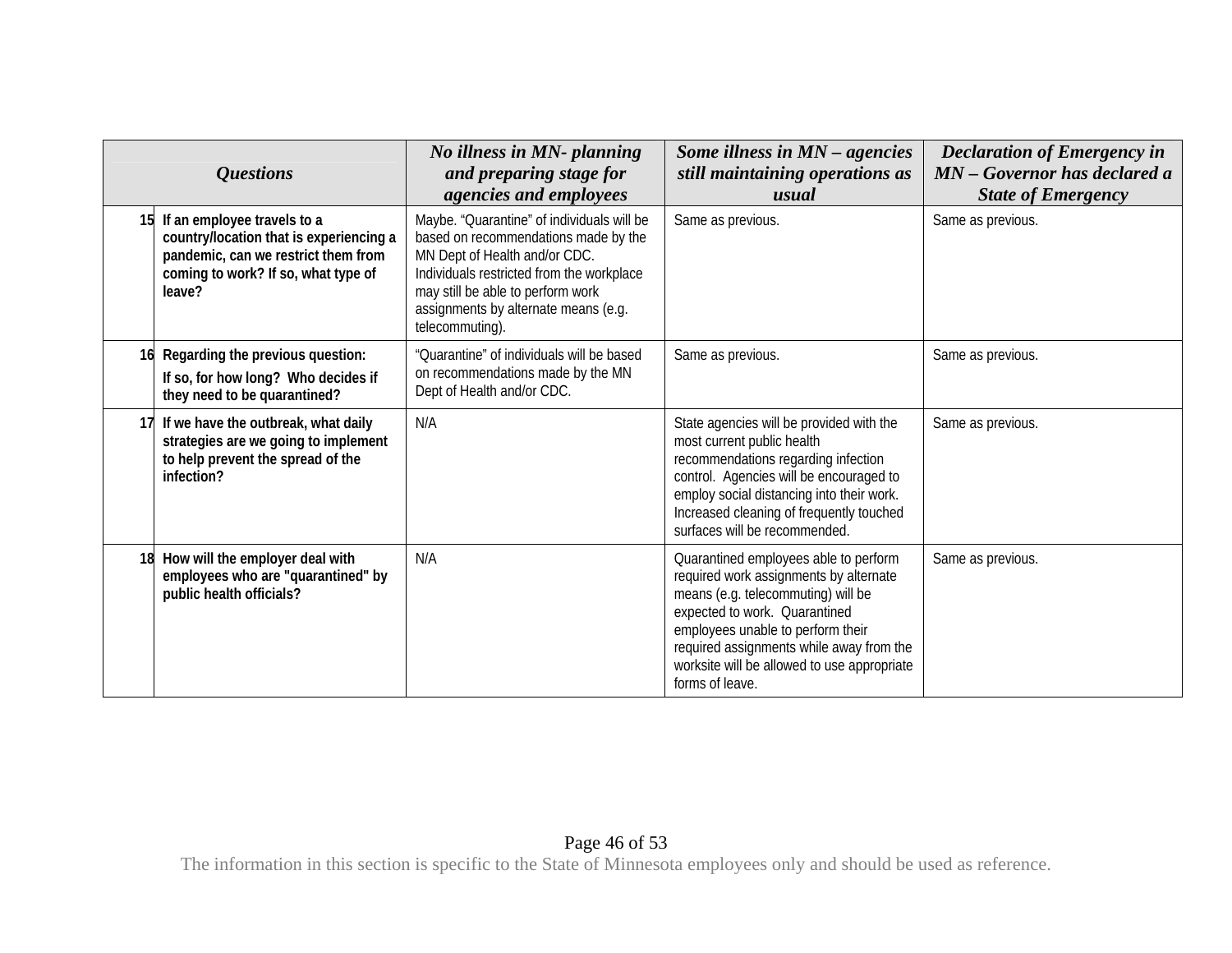| | Questions | No illness in MN- planning and preparing stage for agencies and employees | Some illness in MN – agencies still maintaining operations as usual | Declaration of Emergency in MN – Governor has declared a State of Emergency |
|---|---|---|---|---|
| 15 | **If an employee travels to a country/location that is experiencing a pandemic, can we restrict them from coming to work? If so, what type of leave?** | Maybe. "Quarantine" of individuals will be based on recommendations made by the MN Dept of Health and/or CDC. Individuals restricted from the workplace may still be able to perform work assignments by alternate means (e.g. telecommuting). | Same as previous. | Same as previous. |
| 16 | **Regarding the previous question:** **If so, for how long? Who decides if they need to be quarantined?** | "Quarantine" of individuals will be based on recommendations made by the MN Dept of Health and/or CDC. | Same as previous. | Same as previous. |
| 17 | **If we have the outbreak, what daily strategies are we going to implement to help prevent the spread of the infection?** | N/A | State agencies will be provided with the most current public health recommendations regarding infection control. Agencies will be encouraged to employ social distancing into their work. Increased cleaning of frequently touched surfaces will be recommended. | Same as previous. |
| 18 | **How will the employer deal with employees who are "quarantined" by public health officials?** | N/A | Quarantined employees able to perform required work assignments by alternate means (e.g. telecommuting) will be expected to work. Quarantined employees unable to perform their required assignments while away from the worksite will be allowed to use appropriate forms of leave. | Same as previous. |

The information in this section is specific to the State of Minnesota employees only and should be used as reference.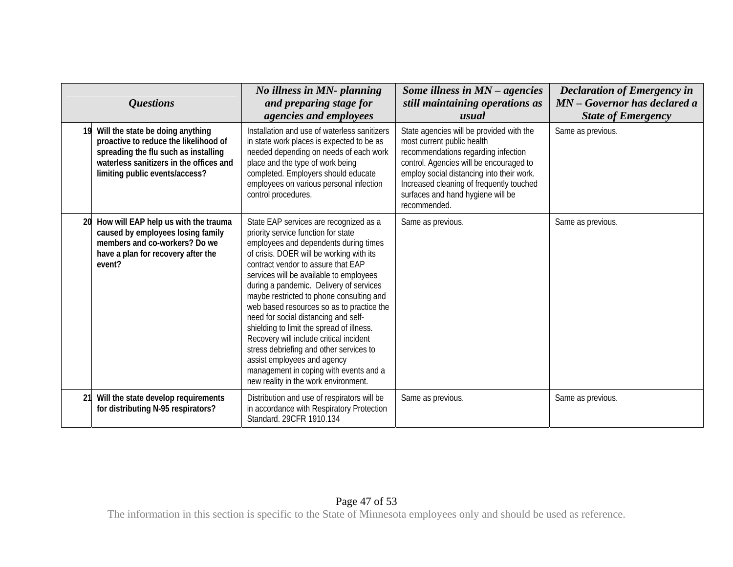| | Questions | No illness in MN- planning and preparing stage for agencies and employees | Some illness in MN – agencies still maintaining operations as usual | Declaration of Emergency in MN – Governor has declared a State of Emergency |
|---|---|---|---|---|
| 19 | **Will the state be doing anything proactive to reduce the likelihood of spreading the flu such as installing waterless sanitizers in the offices and limiting public events/access?** | Installation and use of waterless sanitizers in state work places is expected to be as needed depending on needs of each work place and the type of work being completed. Employers should educate employees on various personal infection control procedures. | State agencies will be provided with the most current public health recommendations regarding infection control. Agencies will be encouraged to employ social distancing into their work. Increased cleaning of frequently touched surfaces and hand hygiene will be recommended. | Same as previous. |
| 20 | **How will EAP help us with the trauma caused by employees losing family members and co-workers? Do we have a plan for recovery after the event?** | State EAP services are recognized as a priority service function for state employees and dependents during times of crisis. DOER will be working with its contract vendor to assure that EAP services will be available to employees during a pandemic. Delivery of services maybe restricted to phone consulting and web based resources so as to practice the need for social distancing and self-shielding to limit the spread of illness. Recovery will include critical incident stress debriefing and other services to assist employees and agency management in coping with events and a new reality in the work environment. | Same as previous. | Same as previous. |
| 21 | **Will the state develop requirements for distributing N-95 respirators?** | Distribution and use of respirators will be in accordance with Respiratory Protection Standard. 29CFR 1910.134 | Same as previous. | Same as previous. |

The information in this section is specific to the State of Minnesota employees only and should be used as reference.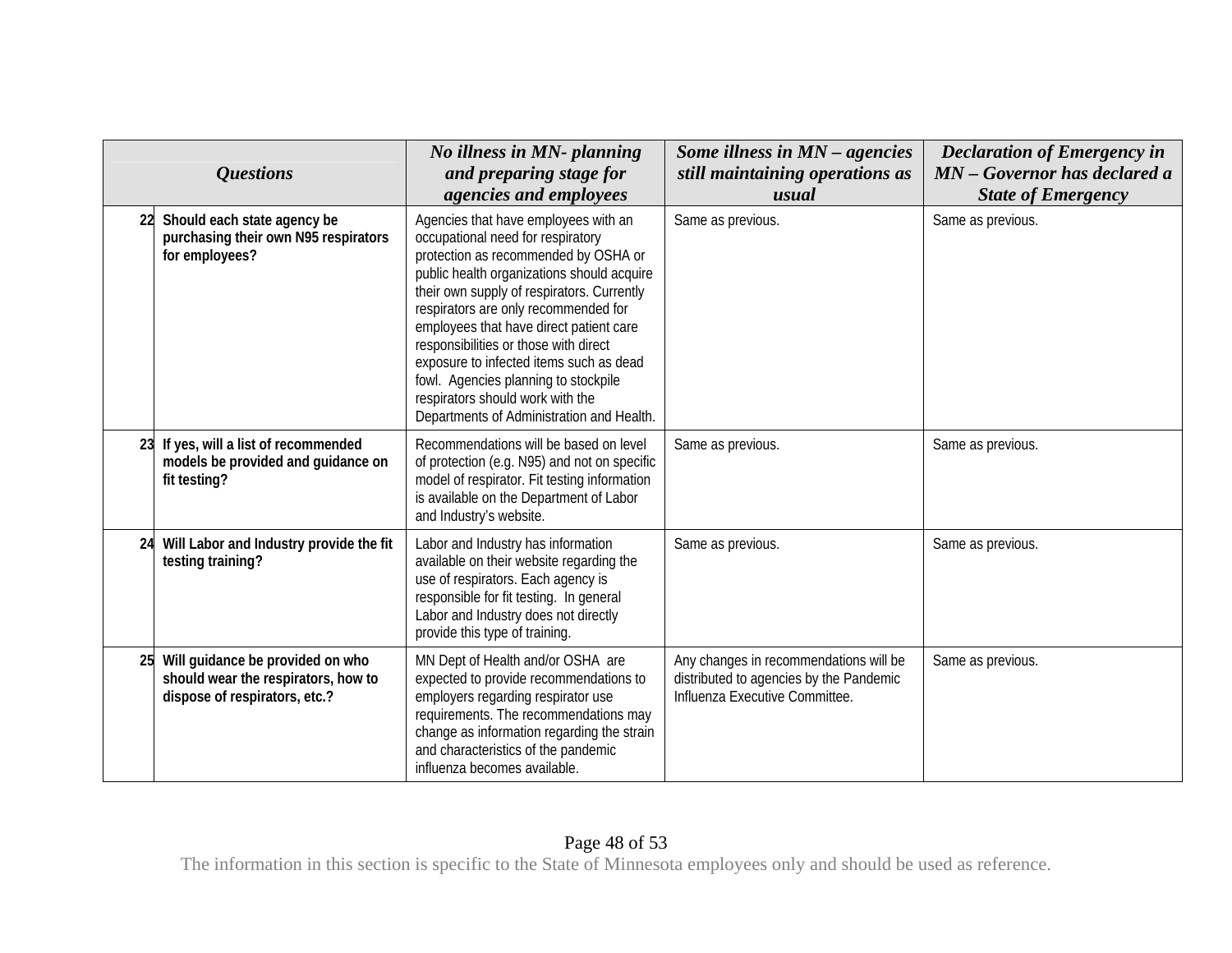| | Questions | No illness in MN- planning and preparing stage for agencies and employees | Some illness in MN – agencies still maintaining operations as usual | Declaration of Emergency in MN – Governor has declared a State of Emergency |
|---|---|---|---|---|
| 22 | **Should each state agency be purchasing their own N95 respirators for employees?** | Agencies that have employees with an occupational need for respiratory protection as recommended by OSHA or public health organizations should acquire their own supply of respirators. Currently respirators are only recommended for employees that have direct patient care responsibilities or those with direct exposure to infected items such as dead fowl. Agencies planning to stockpile respirators should work with the Departments of Administration and Health. | Same as previous. | Same as previous. |
| 23 | **If yes, will a list of recommended models be provided and guidance on fit testing?** | Recommendations will be based on level of protection (e.g. N95) and not on specific model of respirator. Fit testing information is available on the Department of Labor and Industry's website. | Same as previous. | Same as previous. |
| 24 | **Will Labor and Industry provide the fit testing training?** | Labor and Industry has information available on their website regarding the use of respirators. Each agency is responsible for fit testing. In general Labor and Industry does not directly provide this type of training. | Same as previous. | Same as previous. |
| 25 | **Will guidance be provided on who should wear the respirators, how to dispose of respirators, etc.?** | MN Dept of Health and/or OSHA are expected to provide recommendations to employers regarding respirator use requirements. The recommendations may change as information regarding the strain and characteristics of the pandemic influenza becomes available. | Any changes in recommendations will be distributed to agencies by the Pandemic Influenza Executive Committee. | Same as previous. |

The information in this section is specific to the State of Minnesota employees only and should be used as reference.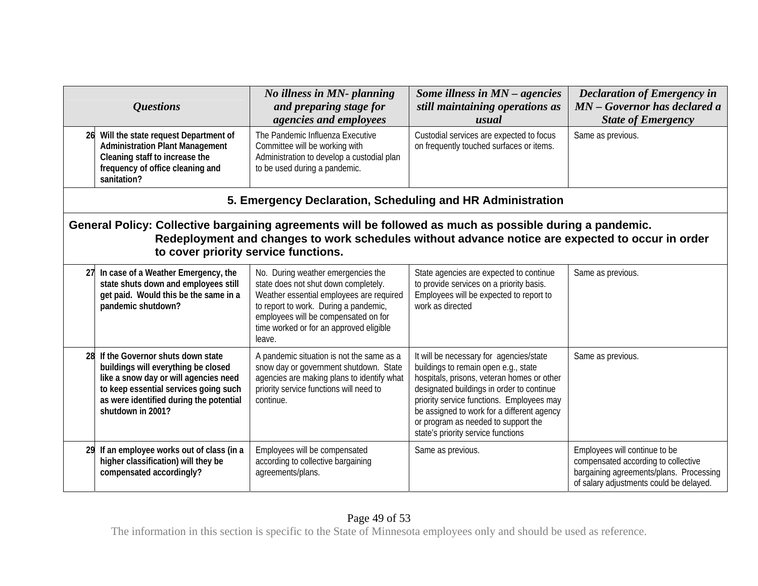| | Questions | No illness in MN- planning and preparing stage for agencies and employees | Some illness in MN – agencies still maintaining operations as usual | Declaration of Emergency in MN – Governor has declared a State of Emergency |
|---|---|---|---|---|
| 26 | **Will the state request Department of Administration Plant Management Cleaning staff to increase the frequency of office cleaning and sanitation?** | The Pandemic Influenza Executive Committee will be working with Administration to develop a custodial plan to be used during a pandemic. | Custodial services are expected to focus on frequently touched surfaces or items. | Same as previous. |
| **5. Emergency Declaration, Scheduling and HR Administration** | | | | |
| **General Policy: Collective bargaining agreements will be followed as much as possible during a pandemic. Redeployment and changes to work schedules without advance notice are expected to occur in order to cover priority service functions.** | | | | |
| 27 | **In case of a Weather Emergency, the state shuts down and employees still get paid. Would this be the same in a pandemic shutdown?** | No. During weather emergencies the state does not shut down completely. Weather essential employees are required to report to work. During a pandemic, employees will be compensated on for time worked or for an approved eligible leave. | State agencies are expected to continue to provide services on a priority basis. Employees will be expected to report to work as directed | Same as previous. |
| 28 | **If the Governor shuts down state buildings will everything be closed like a snow day or will agencies need to keep essential services going such as were identified during the potential shutdown in 2001?** | A pandemic situation is not the same as a snow day or government shutdown. State agencies are making plans to identify what priority service functions will need to continue. | It will be necessary for agencies/state buildings to remain open e.g., state hospitals, prisons, veteran homes or other designated buildings in order to continue priority service functions. Employees may be assigned to work for a different agency or program as needed to support the state's priority service functions | Same as previous. |
| 29 | **If an employee works out of class (in a higher classification) will they be compensated accordingly?** | Employees will be compensated according to collective bargaining agreements/plans. | Same as previous. | Employees will continue to be compensated according to collective bargaining agreements/plans. Processing of salary adjustments could be delayed. |

The information in this section is specific to the State of Minnesota employees only and should be used as reference.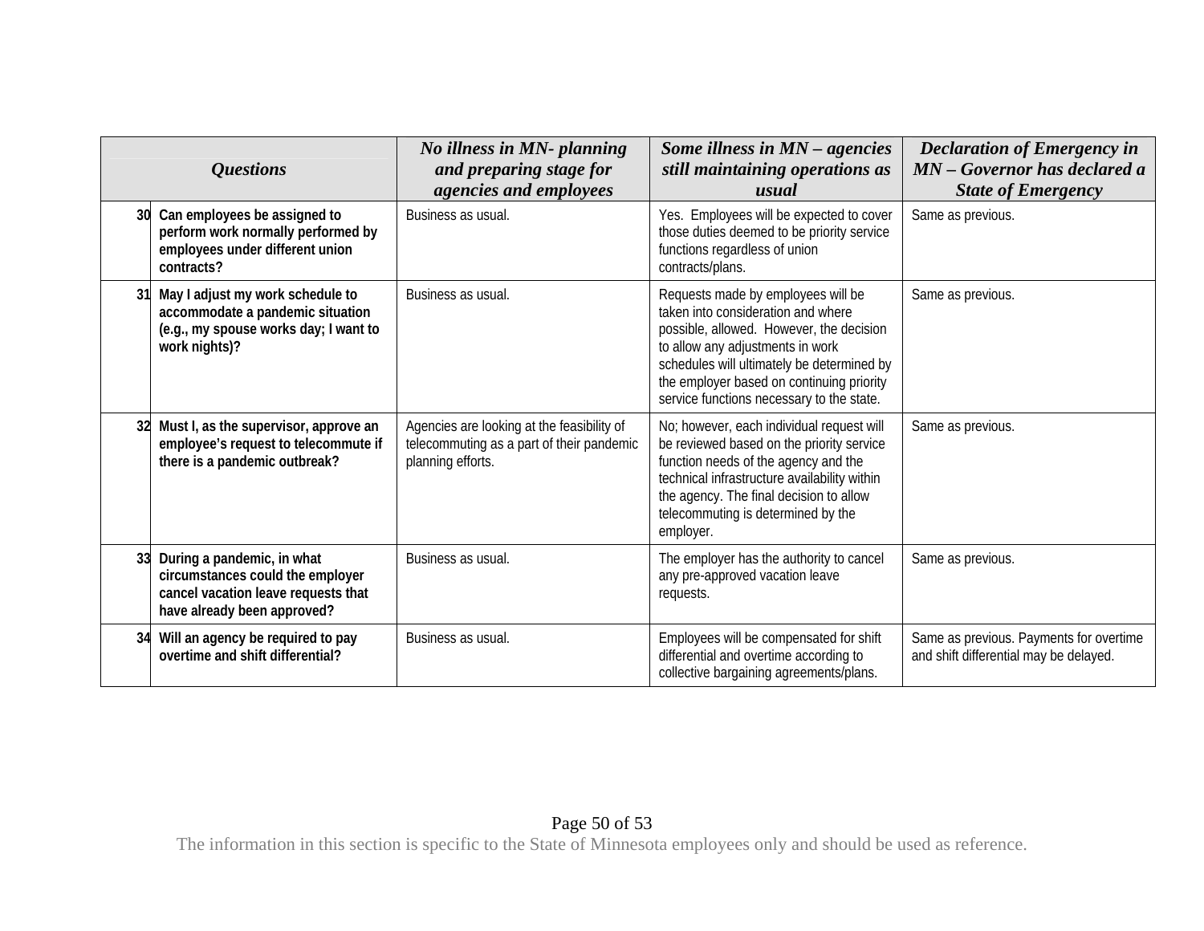| | ***Questions*** | ***No illness in MN- planning and preparing stage for agencies and employees*** | ***Some illness in MN – agencies still maintaining operations as usual*** | ***Declaration of Emergency in MN – Governor has declared a State of Emergency*** |
|---|---|---|---|---|
| 30 | **Can employees be assigned to perform work normally performed by employees under different union contracts?** | Business as usual. | Yes. Employees will be expected to cover those duties deemed to be priority service functions regardless of union contracts/plans. | Same as previous. |
| 31 | **May I adjust my work schedule to accommodate a pandemic situation (e.g., my spouse works day; I want to work nights)?** | Business as usual. | Requests made by employees will be taken into consideration and where possible, allowed. However, the decision to allow any adjustments in work schedules will ultimately be determined by the employer based on continuing priority service functions necessary to the state. | Same as previous. |
| 32 | **Must I, as the supervisor, approve an employee's request to telecommute if there is a pandemic outbreak?** | Agencies are looking at the feasibility of telecommuting as a part of their pandemic planning efforts. | No; however, each individual request will be reviewed based on the priority service function needs of the agency and the technical infrastructure availability within the agency. The final decision to allow telecommuting is determined by the employer. | Same as previous. |
| 33 | **During a pandemic, in what circumstances could the employer cancel vacation leave requests that have already been approved?** | Business as usual. | The employer has the authority to cancel any pre-approved vacation leave requests. | Same as previous. |
| 34 | **Will an agency be required to pay overtime and shift differential?** | Business as usual. | Employees will be compensated for shift differential and overtime according to collective bargaining agreements/plans. | Same as previous. Payments for overtime and shift differential may be delayed. |

The information in this section is specific to the State of Minnesota employees only and should be used as reference.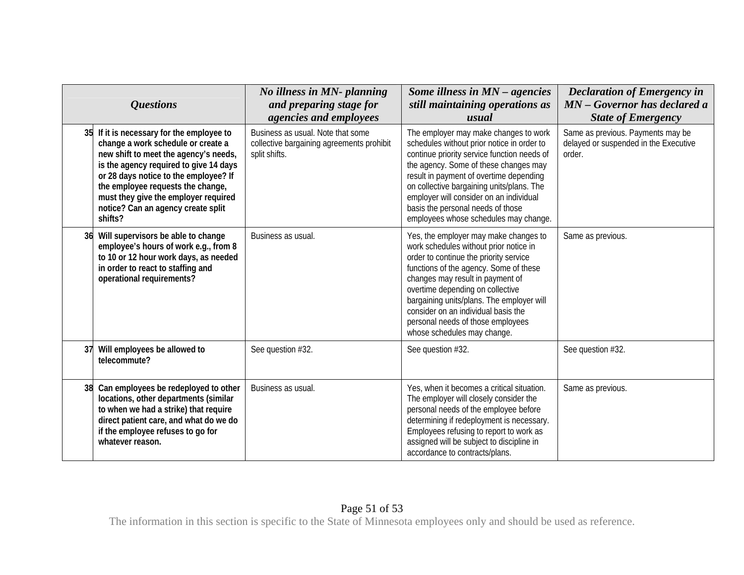| | Questions | *No illness in MN- planning and preparing stage for agencies and employees* | *Some illness in MN – agencies still maintaining operations as usual* | *Declaration of Emergency in MN – Governor has declared a State of Emergency* |
|---|---|---|---|---|
| 35 | **If it is necessary for the employee to change a work schedule or create a new shift to meet the agency's needs, is the agency required to give 14 days or 28 days notice to the employee? If the employee requests the change, must they give the employer required notice? Can an agency create split shifts?** | Business as usual. Note that some collective bargaining agreements prohibit split shifts. | The employer may make changes to work schedules without prior notice in order to continue priority service function needs of the agency. Some of these changes may result in payment of overtime depending on collective bargaining units/plans. The employer will consider on an individual basis the personal needs of those employees whose schedules may change. | Same as previous. Payments may be delayed or suspended in the Executive order. |
| 36 | **Will supervisors be able to change employee's hours of work e.g., from 8 to 10 or 12 hour work days, as needed in order to react to staffing and operational requirements?** | Business as usual. | Yes, the employer may make changes to work schedules without prior notice in order to continue the priority service functions of the agency. Some of these changes may result in payment of overtime depending on collective bargaining units/plans. The employer will consider on an individual basis the personal needs of those employees whose schedules may change. | Same as previous. |
| 37 | **Will employees be allowed to telecommute?** | See question #32. | See question #32. | See question #32. |
| 38 | **Can employees be redeployed to other locations, other departments (similar to when we had a strike) that require direct patient care, and what do we do if the employee refuses to go for whatever reason.** | Business as usual. | Yes, when it becomes a critical situation. The employer will closely consider the personal needs of the employee before determining if redeployment is necessary. Employees refusing to report to work as assigned will be subject to discipline in accordance to contracts/plans. | Same as previous. |

The information in this section is specific to the State of Minnesota employees only and should be used as reference.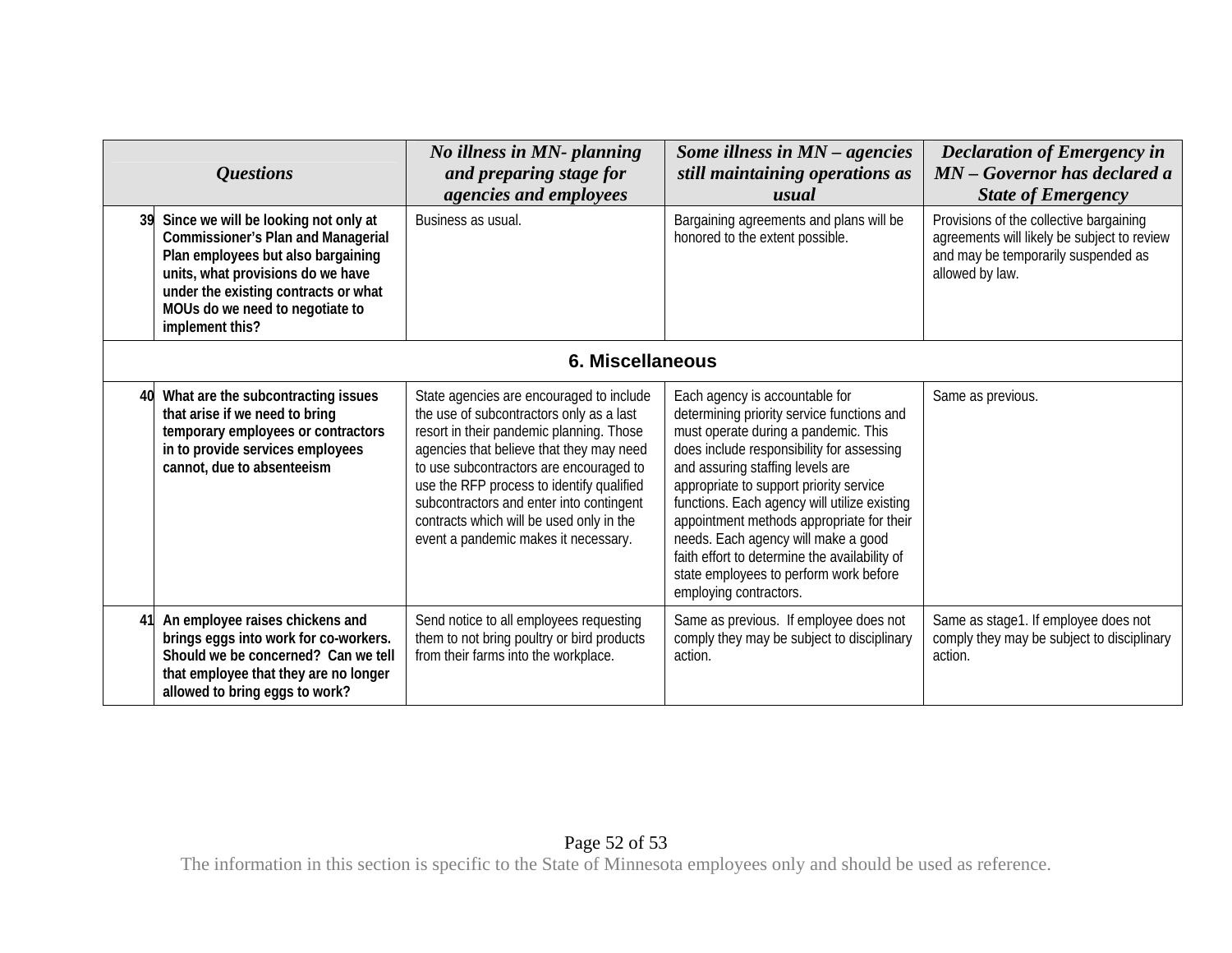| | Questions | No illness in MN- planning and preparing stage for agencies and employees | Some illness in MN – agencies still maintaining operations as usual | Declaration of Emergency in MN – Governor has declared a State of Emergency |
|---|---|---|---|---|
| 39 | **Since we will be looking not only at Commissioner's Plan and Managerial Plan employees but also bargaining units, what provisions do we have under the existing contracts or what MOUs do we need to negotiate to implement this?** | Business as usual. | Bargaining agreements and plans will be honored to the extent possible. | Provisions of the collective bargaining agreements will likely be subject to review and may be temporarily suspended as allowed by law. |
| **6. Miscellaneous** | | | | |
| 40 | **What are the subcontracting issues that arise if we need to bring temporary employees or contractors in to provide services employees cannot, due to absenteeism** | State agencies are encouraged to include the use of subcontractors only as a last resort in their pandemic planning. Those agencies that believe that they may need to use subcontractors are encouraged to use the RFP process to identify qualified subcontractors and enter into contingent contracts which will be used only in the event a pandemic makes it necessary. | Each agency is accountable for determining priority service functions and must operate during a pandemic. This does include responsibility for assessing and assuring staffing levels are appropriate to support priority service functions. Each agency will utilize existing appointment methods appropriate for their needs. Each agency will make a good faith effort to determine the availability of state employees to perform work before employing contractors. | Same as previous. |
| 41 | **An employee raises chickens and brings eggs into work for co-workers. Should we be concerned? Can we tell that employee that they are no longer allowed to bring eggs to work?** | Send notice to all employees requesting them to not bring poultry or bird products from their farms into the workplace. | Same as previous. If employee does not comply they may be subject to disciplinary action. | Same as stage1. If employee does not comply they may be subject to disciplinary action. |

The information in this section is specific to the State of Minnesota employees only and should be used as reference.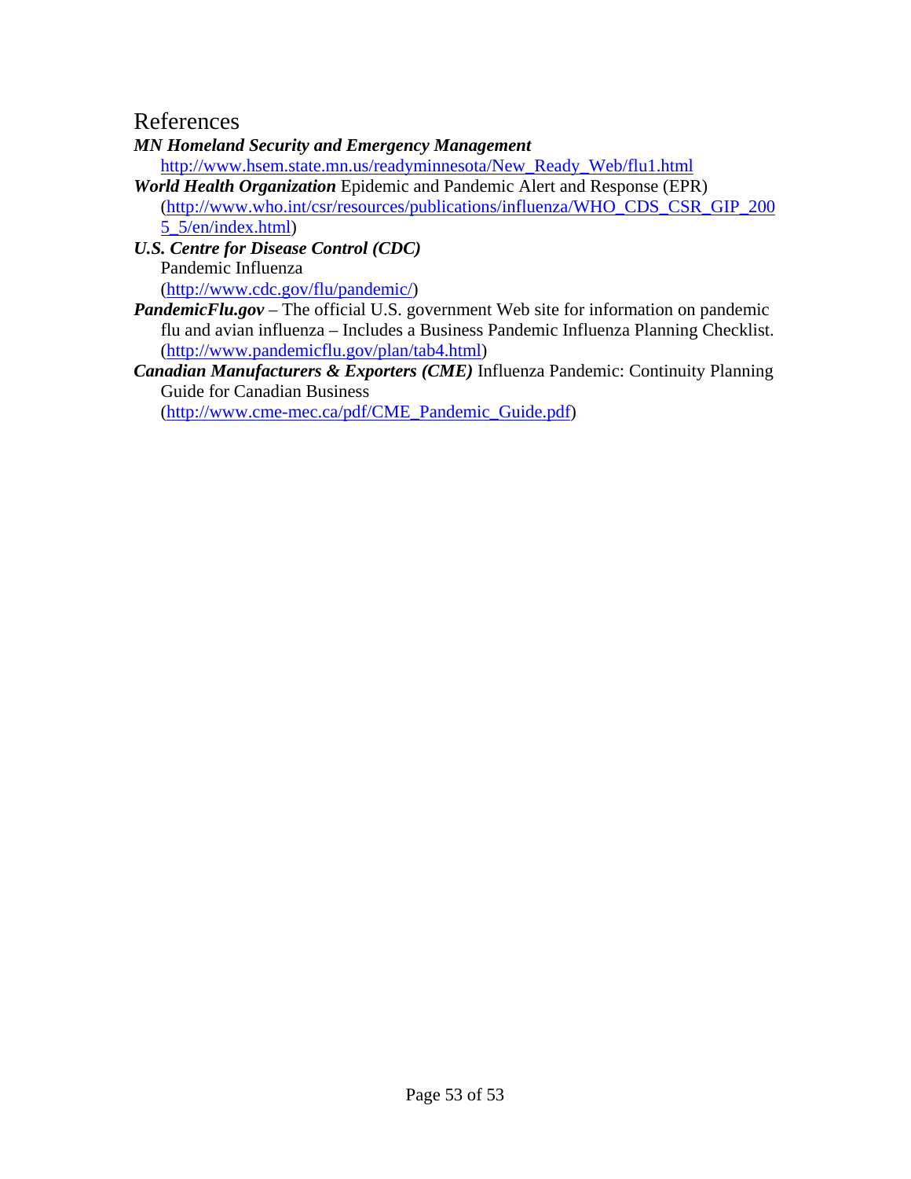# References

***MN Homeland Security and Emergency Management***
http://www.hsem.state.mn.us/readyminnesota/New_Ready_Web/flu1.html

***World Health Organization*** Epidemic and Pandemic Alert and Response (EPR)
(http://www.who.int/csr/resources/publications/influenza/WHO_CDS_CSR_GIP_2005_5/en/index.html)

***U.S. Centre for Disease Control (CDC)***
Pandemic Influenza
(http://www.cdc.gov/flu/pandemic/)

***PandemicFlu.gov*** – The official U.S. government Web site for information on pandemic flu and avian influenza – Includes a Business Pandemic Influenza Planning Checklist.
(http://www.pandemicflu.gov/plan/tab4.html)

***Canadian Manufacturers & Exporters (CME)*** Influenza Pandemic: Continuity Planning Guide for Canadian Business
(http://www.cme-mec.ca/pdf/CME_Pandemic_Guide.pdf)